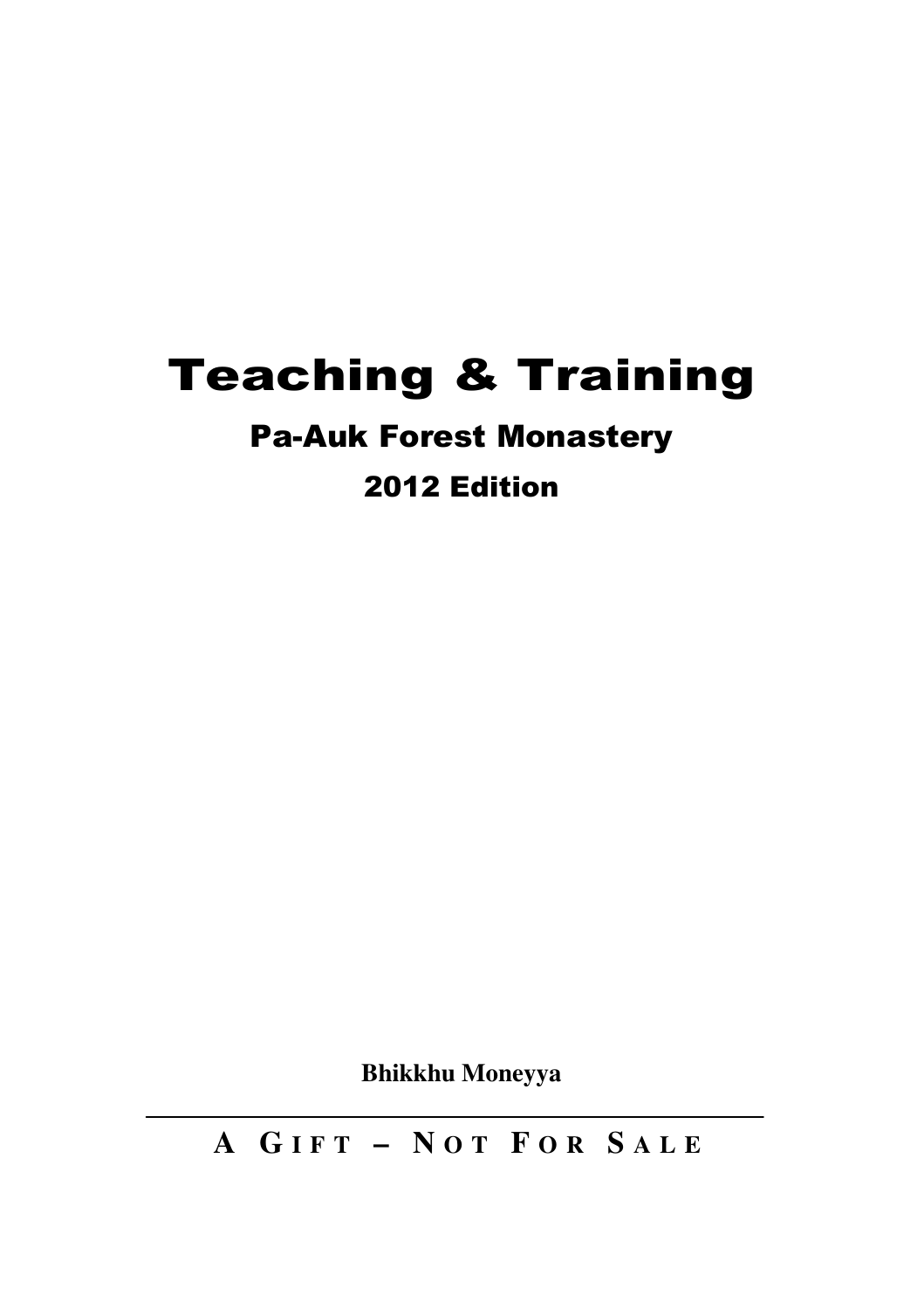# Teaching & Training

## Pa-Auk Forest Monastery

## 2012 Edition

**Bhikkhu Moneyya**

---

**A GIFT – NOT FOR SALE**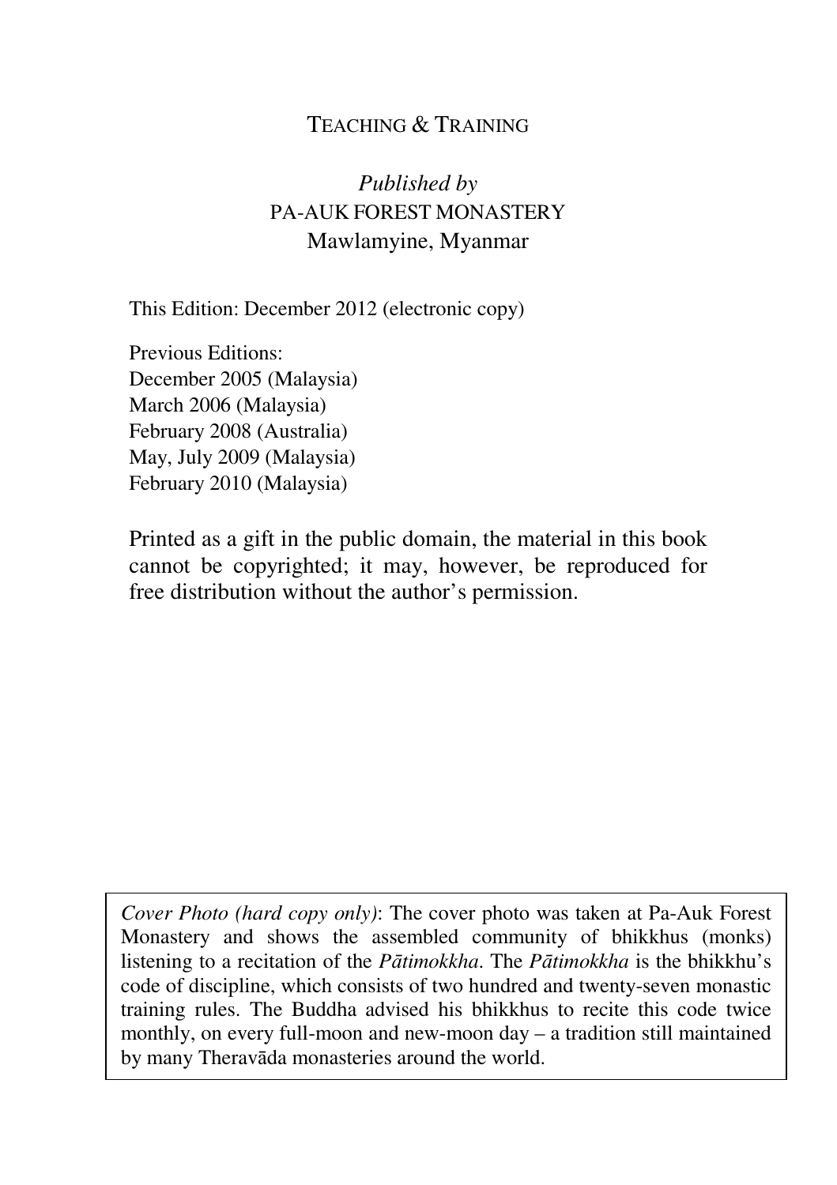TEACHING & TRAINING

*Published by*
PA-AUK FOREST MONASTERY
Mawlamyine, Myanmar

This Edition: December 2012 (electronic copy)

Previous Editions:
December 2005 (Malaysia)
March 2006 (Malaysia)
February 2008 (Australia)
May, July 2009 (Malaysia)
February 2010 (Malaysia)

Printed as a gift in the public domain, the material in this book cannot be copyrighted; it may, however, be reproduced for free distribution without the author's permission.

*Cover Photo (hard copy only)*: The cover photo was taken at Pa-Auk Forest Monastery and shows the assembled community of bhikkhus (monks) listening to a recitation of the *Pātimokkha*. The *Pātimokkha* is the bhikkhu's code of discipline, which consists of two hundred and twenty-seven monastic training rules. The Buddha advised his bhikkhus to recite this code twice monthly, on every full-moon and new-moon day – a tradition still maintained by many Theravāda monasteries around the world.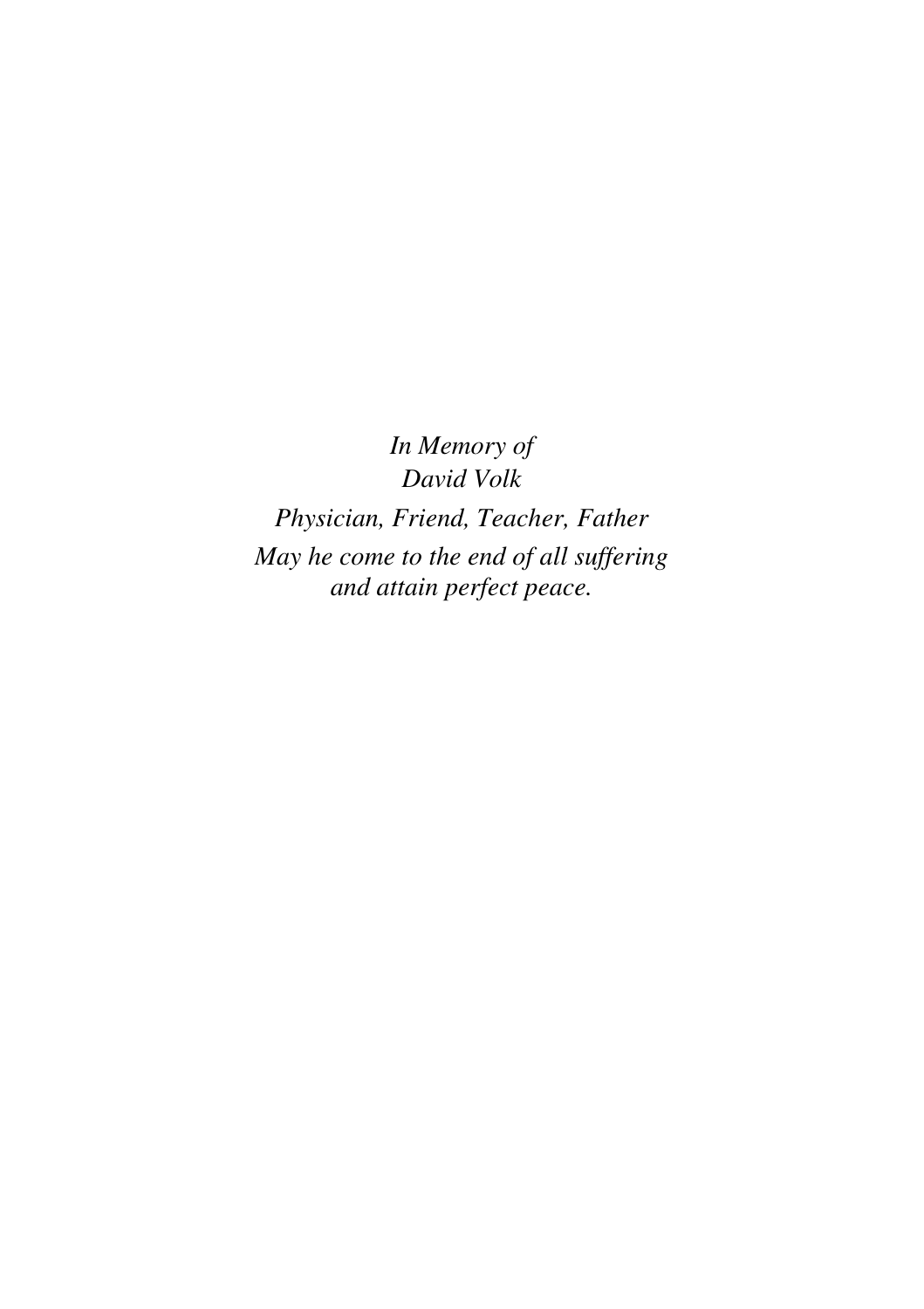*In Memory of*
*David Volk*

*Physician, Friend, Teacher, Father*

*May he come to the end of all suffering*
*and attain perfect peace.*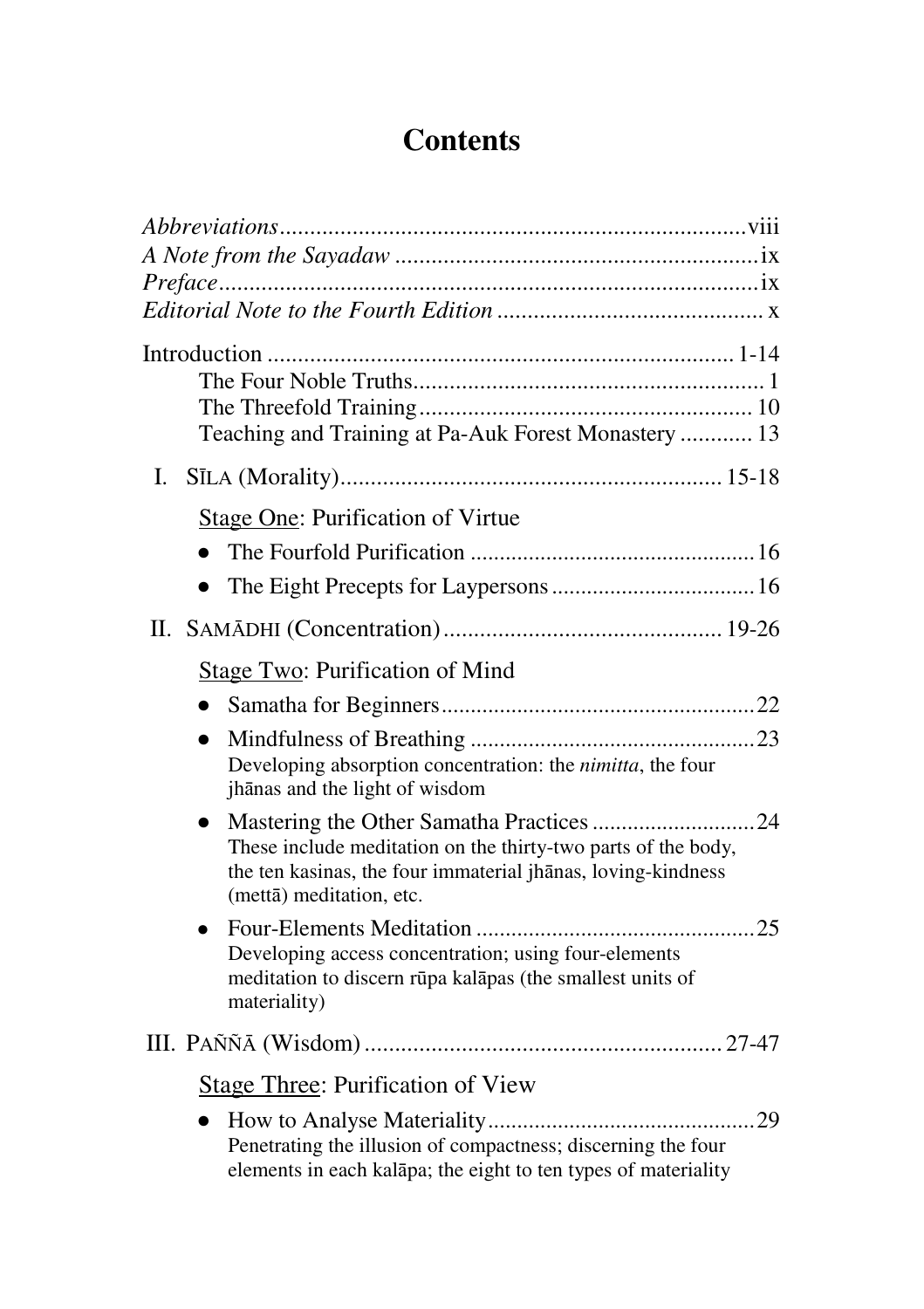# Contents

*Abbreviations* .......... viii
*A Note from the Sayadaw* .......... ix
*Preface* .......... ix
*Editorial Note to the Fourth Edition* .......... x

Introduction .......... 1-14
- The Four Noble Truths .......... 1
- The Threefold Training .......... 10
- Teaching and Training at Pa-Auk Forest Monastery .......... 13

I. SĪLA (Morality) .......... 15-18

Stage One: Purification of Virtue

- The Fourfold Purification .......... 16
- The Eight Precepts for Laypersons .......... 16

II. SAMĀDHI (Concentration) .......... 19-26

Stage Two: Purification of Mind

- Samatha for Beginners .......... 22
- Mindfulness of Breathing .......... 23
  Developing absorption concentration: the *nimitta*, the four jhānas and the light of wisdom
- Mastering the Other Samatha Practices .......... 24
  These include meditation on the thirty-two parts of the body, the ten kasinas, the four immaterial jhānas, loving-kindness (mettā) meditation, etc.
- Four-Elements Meditation .......... 25
  Developing access concentration; using four-elements meditation to discern rūpa kalāpas (the smallest units of materiality)

III. PAÑÑĀ (Wisdom) .......... 27-47

Stage Three: Purification of View

- How to Analyse Materiality .......... 29
  Penetrating the illusion of compactness; discerning the four elements in each kalāpa; the eight to ten types of materiality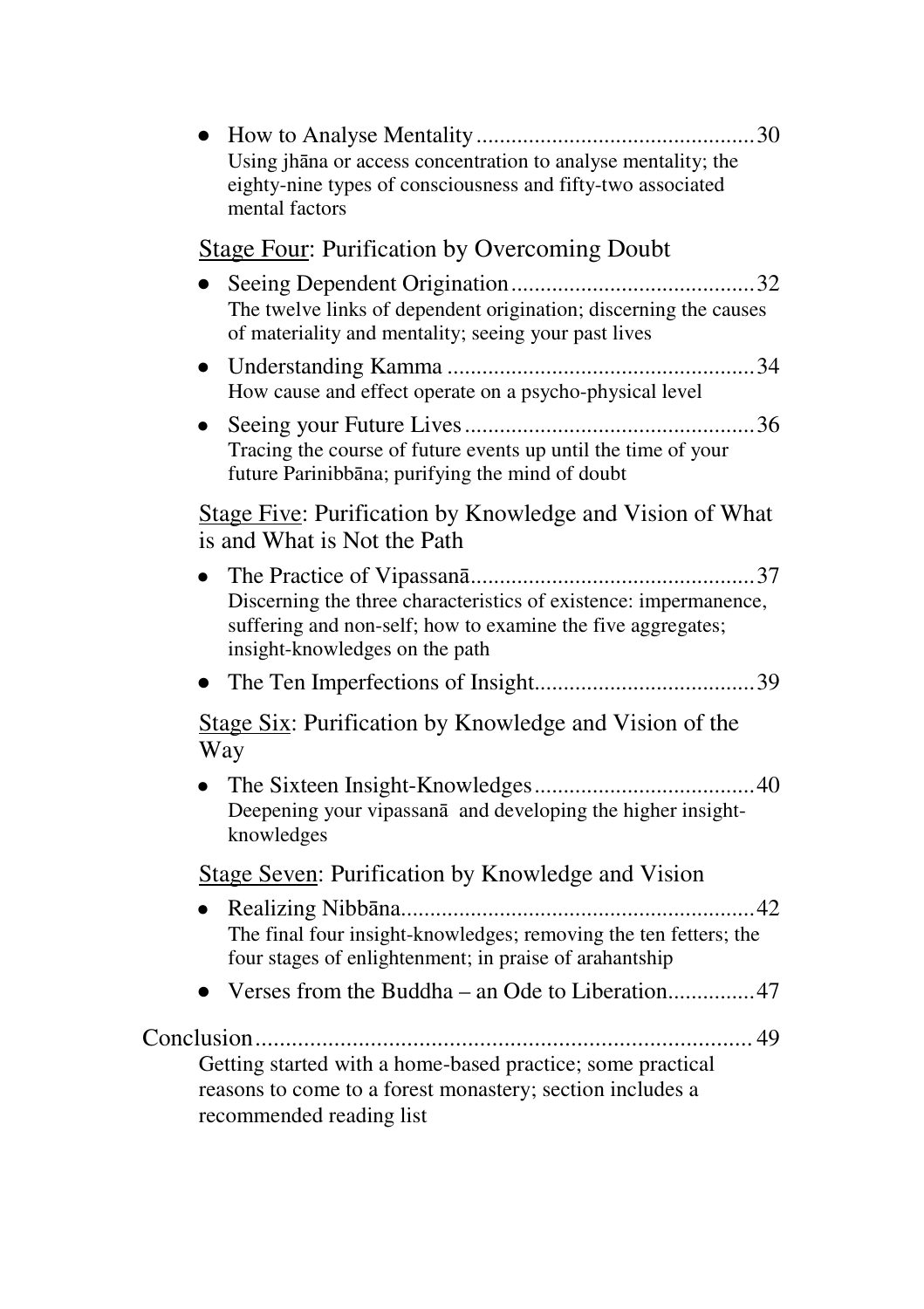- How to Analyse Mentality ................................................ 30
  Using jhāna or access concentration to analyse mentality; the eighty-nine types of consciousness and fifty-two associated mental factors

<u>Stage Four</u>: Purification by Overcoming Doubt

- Seeing Dependent Origination .......................................... 32
  The twelve links of dependent origination; discerning the causes of materiality and mentality; seeing your past lives
- Understanding Kamma .................................................... 34
  How cause and effect operate on a psycho-physical level
- Seeing your Future Lives ................................................. 36
  Tracing the course of future events up until the time of your future Parinibbāna; purifying the mind of doubt

<u>Stage Five</u>: Purification by Knowledge and Vision of What is and What is Not the Path

- The Practice of Vipassanā ................................................ 37
  Discerning the three characteristics of existence: impermanence, suffering and non-self; how to examine the five aggregates; insight-knowledges on the path
- The Ten Imperfections of Insight ...................................... 39

<u>Stage Six</u>: Purification by Knowledge and Vision of the Way

- The Sixteen Insight-Knowledges ...................................... 40
  Deepening your vipassanā and developing the higher insight-knowledges

<u>Stage Seven</u>: Purification by Knowledge and Vision

- Realizing Nibbāna ............................................................ 42
  The final four insight-knowledges; removing the ten fetters; the four stages of enlightenment; in praise of arahantship
- Verses from the Buddha – an Ode to Liberation ............... 47

Conclusion .................................................................................. 49
Getting started with a home-based practice; some practical reasons to come to a forest monastery; section includes a recommended reading list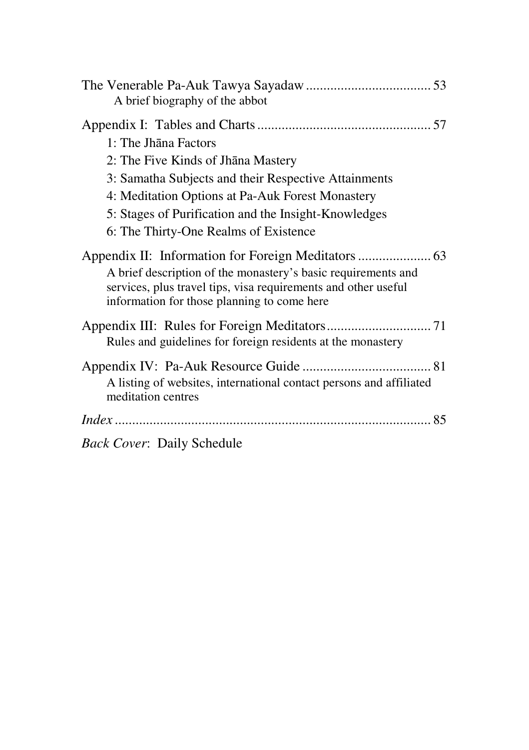The Venerable Pa-Auk Tawya Sayadaw .................................... 53
A brief biography of the abbot

Appendix I: Tables and Charts ................................................. 57

1: The Jhāna Factors
2: The Five Kinds of Jhāna Mastery
3: Samatha Subjects and their Respective Attainments
4: Meditation Options at Pa-Auk Forest Monastery
5: Stages of Purification and the Insight-Knowledges
6: The Thirty-One Realms of Existence

Appendix II: Information for Foreign Meditators ..................... 63
A brief description of the monastery's basic requirements and services, plus travel tips, visa requirements and other useful information for those planning to come here

Appendix III: Rules for Foreign Meditators.............................. 71
Rules and guidelines for foreign residents at the monastery

Appendix IV: Pa-Auk Resource Guide .................................... 81
A listing of websites, international contact persons and affiliated meditation centres

*Index* ......................................................................................... 85

*Back Cover*: Daily Schedule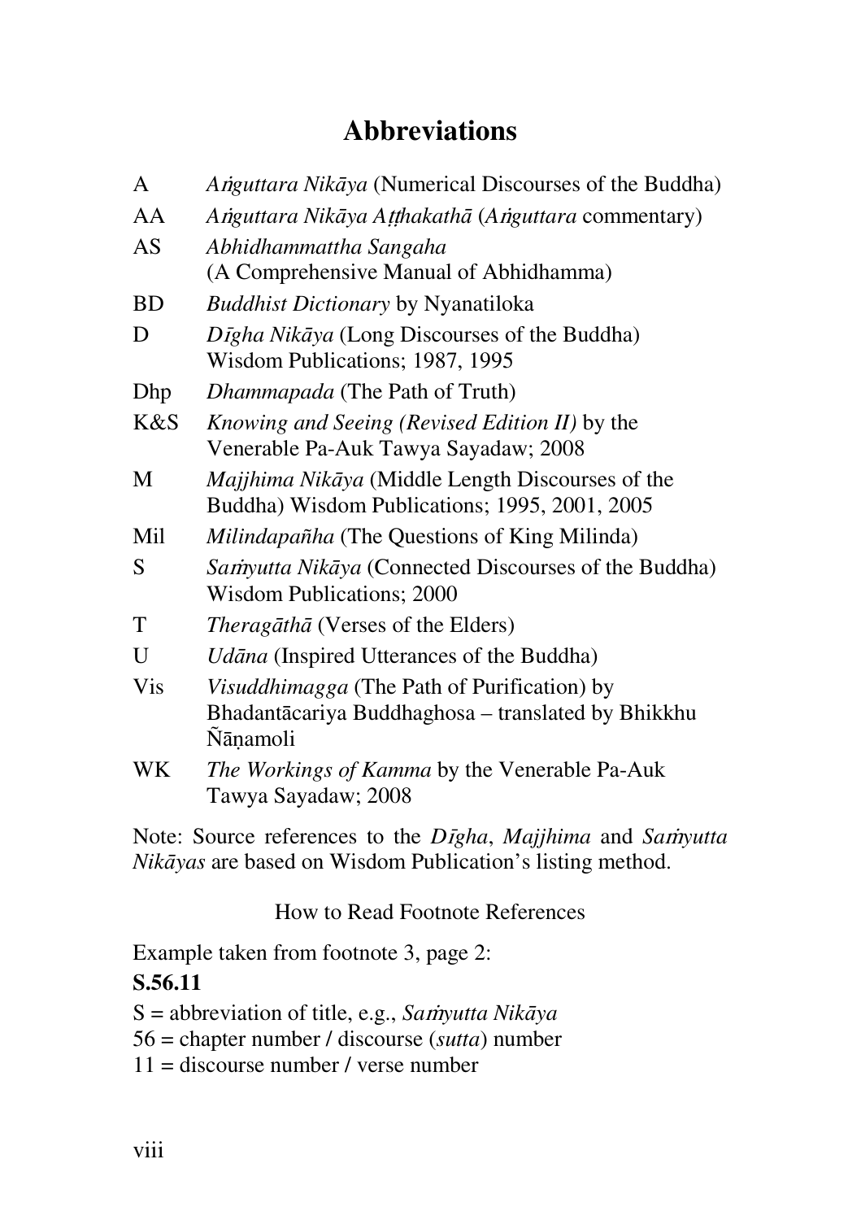# Abbreviations

| | |
|---|---|
| A | *Aṅguttara Nikāya* (Numerical Discourses of the Buddha) |
| AA | *Aṅguttara Nikāya Aṭṭhakathā* (*Aṅguttara* commentary) |
| AS | *Abhidhammattha Sangaha* (A Comprehensive Manual of Abhidhamma) |
| BD | *Buddhist Dictionary* by Nyanatiloka |
| D | *Dīgha Nikāya* (Long Discourses of the Buddha) Wisdom Publications; 1987, 1995 |
| Dhp | *Dhammapada* (The Path of Truth) |
| K&S | *Knowing and Seeing (Revised Edition II)* by the Venerable Pa-Auk Tawya Sayadaw; 2008 |
| M | *Majjhima Nikāya* (Middle Length Discourses of the Buddha) Wisdom Publications; 1995, 2001, 2005 |
| Mil | *Milindapañha* (The Questions of King Milinda) |
| S | *Saṁyutta Nikāya* (Connected Discourses of the Buddha) Wisdom Publications; 2000 |
| T | *Theragāthā* (Verses of the Elders) |
| U | *Udāna* (Inspired Utterances of the Buddha) |
| Vis | *Visuddhimagga* (The Path of Purification) by Bhadantācariya Buddhaghosa – translated by Bhikkhu Ñāṇamoli |
| WK | *The Workings of Kamma* by the Venerable Pa-Auk Tawya Sayadaw; 2008 |

Note: Source references to the *Dīgha*, *Majjhima* and *Saṁyutta Nikāyas* are based on Wisdom Publication's listing method.

How to Read Footnote References

Example taken from footnote 3, page 2:

**S.56.11**

S = abbreviation of title, e.g., *Saṁyutta Nikāya*
56 = chapter number / discourse (*sutta*) number
11 = discourse number / verse number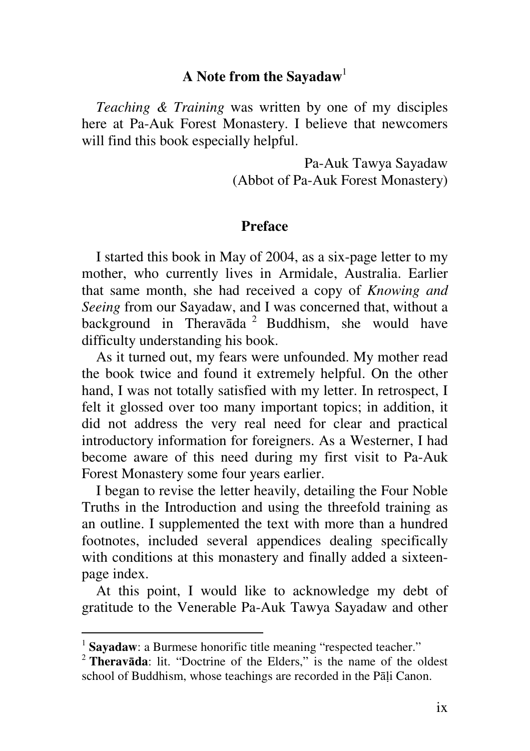## A Note from the Sayadaw[1]

*Teaching & Training* was written by one of my disciples here at Pa-Auk Forest Monastery. I believe that newcomers will find this book especially helpful.

Pa-Auk Tawya Sayadaw
(Abbot of Pa-Auk Forest Monastery)

## Preface

I started this book in May of 2004, as a six-page letter to my mother, who currently lives in Armidale, Australia. Earlier that same month, she had received a copy of *Knowing and Seeing* from our Sayadaw, and I was concerned that, without a background in Theravāda[2] Buddhism, she would have difficulty understanding his book.

As it turned out, my fears were unfounded. My mother read the book twice and found it extremely helpful. On the other hand, I was not totally satisfied with my letter. In retrospect, I felt it glossed over too many important topics; in addition, it did not address the very real need for clear and practical introductory information for foreigners. As a Westerner, I had become aware of this need during my first visit to Pa-Auk Forest Monastery some four years earlier.

I began to revise the letter heavily, detailing the Four Noble Truths in the Introduction and using the threefold training as an outline. I supplemented the text with more than a hundred footnotes, included several appendices dealing specifically with conditions at this monastery and finally added a sixteen-page index.

At this point, I would like to acknowledge my debt of gratitude to the Venerable Pa-Auk Tawya Sayadaw and other

---

[1] **Sayadaw**: a Burmese honorific title meaning "respected teacher."

[2] **Theravāda**: lit. "Doctrine of the Elders," is the name of the oldest school of Buddhism, whose teachings are recorded in the Pāḷi Canon.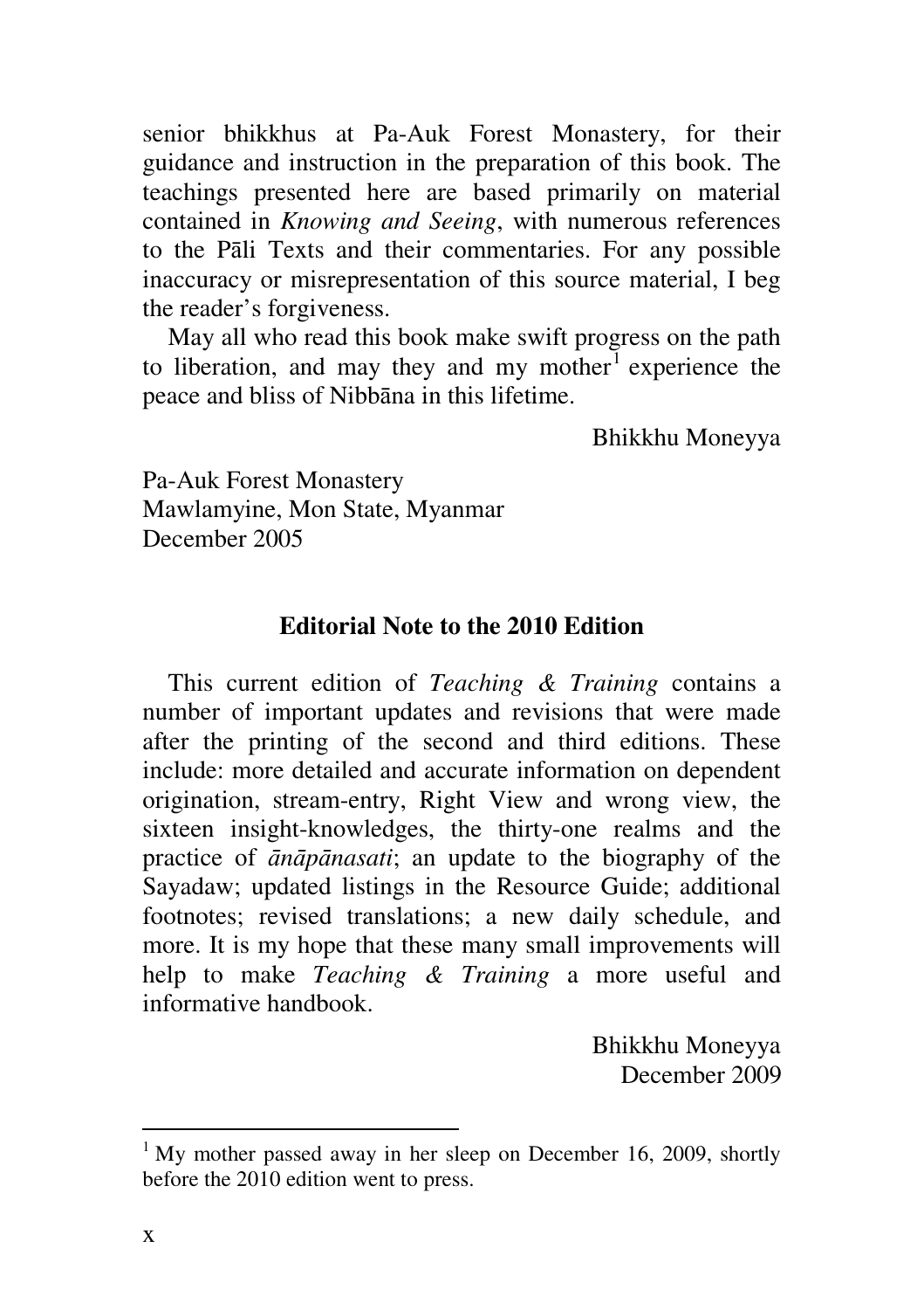senior bhikkhus at Pa-Auk Forest Monastery, for their guidance and instruction in the preparation of this book. The teachings presented here are based primarily on material contained in *Knowing and Seeing*, with numerous references to the Pāli Texts and their commentaries. For any possible inaccuracy or misrepresentation of this source material, I beg the reader's forgiveness.

May all who read this book make swift progress on the path to liberation, and may they and my mother[1] experience the peace and bliss of Nibbāna in this lifetime.

Bhikkhu Moneyya

Pa-Auk Forest Monastery
Mawlamyine, Mon State, Myanmar
December 2005

## Editorial Note to the 2010 Edition

This current edition of *Teaching & Training* contains a number of important updates and revisions that were made after the printing of the second and third editions. These include: more detailed and accurate information on dependent origination, stream-entry, Right View and wrong view, the sixteen insight-knowledges, the thirty-one realms and the practice of *ānāpānasati*; an update to the biography of the Sayadaw; updated listings in the Resource Guide; additional footnotes; revised translations; a new daily schedule, and more. It is my hope that these many small improvements will help to make *Teaching & Training* a more useful and informative handbook.

Bhikkhu Moneyya
December 2009

---

[1] My mother passed away in her sleep on December 16, 2009, shortly before the 2010 edition went to press.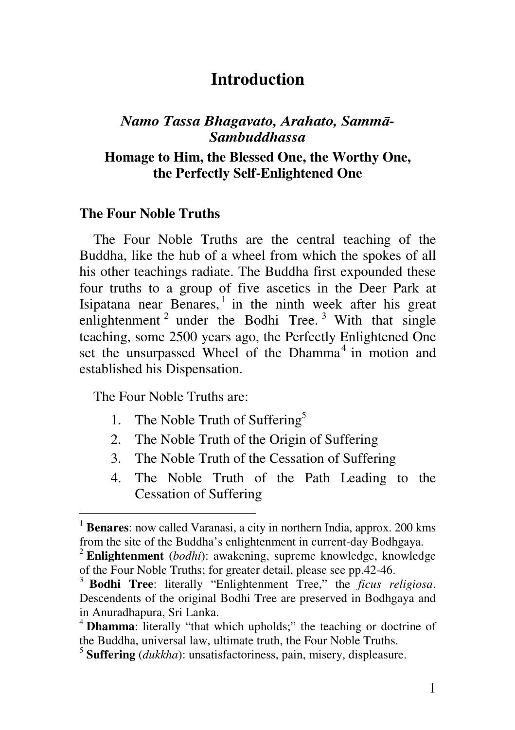# Introduction

### *Namo Tassa Bhagavato, Arahato, Sammā-Sambuddhassa*

### Homage to Him, the Blessed One, the Worthy One, the Perfectly Self-Enlightened One

## The Four Noble Truths

The Four Noble Truths are the central teaching of the Buddha, like the hub of a wheel from which the spokes of all his other teachings radiate. The Buddha first expounded these four truths to a group of five ascetics in the Deer Park at Isipatana near Benares,[1] in the ninth week after his great enlightenment[2] under the Bodhi Tree.[3] With that single teaching, some 2500 years ago, the Perfectly Enlightened One set the unsurpassed Wheel of the Dhamma[4] in motion and established his Dispensation.

The Four Noble Truths are:

1. The Noble Truth of Suffering[5]
2. The Noble Truth of the Origin of Suffering
3. The Noble Truth of the Cessation of Suffering
4. The Noble Truth of the Path Leading to the Cessation of Suffering

---

[1] **Benares**: now called Varanasi, a city in northern India, approx. 200 kms from the site of the Buddha's enlightenment in current-day Bodhgaya.

[2] **Enlightenment** (*bodhi*): awakening, supreme knowledge, knowledge of the Four Noble Truths; for greater detail, please see pp.42-46.

[3] **Bodhi Tree**: literally "Enlightenment Tree," the *ficus religiosa*. Descendents of the original Bodhi Tree are preserved in Bodhgaya and in Anuradhapura, Sri Lanka.

[4] **Dhamma**: literally "that which upholds;" the teaching or doctrine of the Buddha, universal law, ultimate truth, the Four Noble Truths.

[5] **Suffering** (*dukkha*): unsatisfactoriness, pain, misery, displeasure.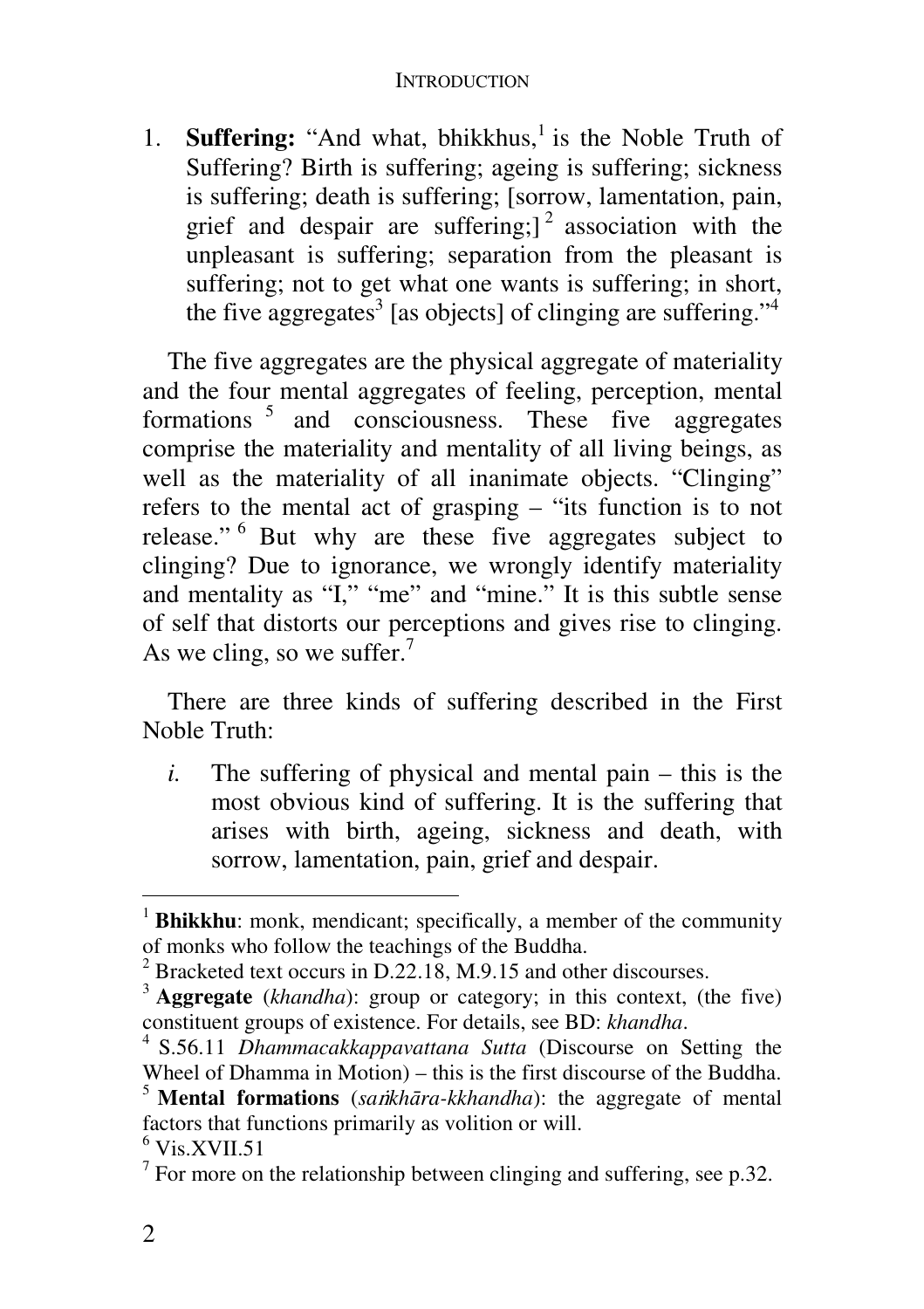1. **Suffering:** "And what, bhikkhus,[1] is the Noble Truth of Suffering? Birth is suffering; ageing is suffering; sickness is suffering; death is suffering; [sorrow, lamentation, pain, grief and despair are suffering;][2] association with the unpleasant is suffering; separation from the pleasant is suffering; not to get what one wants is suffering; in short, the five aggregates[3] [as objects] of clinging are suffering."[4]

The five aggregates are the physical aggregate of materiality and the four mental aggregates of feeling, perception, mental formations[5] and consciousness. These five aggregates comprise the materiality and mentality of all living beings, as well as the materiality of all inanimate objects. "Clinging" refers to the mental act of grasping – "its function is to not release."[6] But why are these five aggregates subject to clinging? Due to ignorance, we wrongly identify materiality and mentality as "I," "me" and "mine." It is this subtle sense of self that distorts our perceptions and gives rise to clinging. As we cling, so we suffer.[7]

There are three kinds of suffering described in the First Noble Truth:

*i.* The suffering of physical and mental pain – this is the most obvious kind of suffering. It is the suffering that arises with birth, ageing, sickness and death, with sorrow, lamentation, pain, grief and despair.

---

[1] **Bhikkhu**: monk, mendicant; specifically, a member of the community of monks who follow the teachings of the Buddha.

[2] Bracketed text occurs in D.22.18, M.9.15 and other discourses.

[3] **Aggregate** (*khandha*): group or category; in this context, (the five) constituent groups of existence. For details, see BD: *khandha*.

[4] S.56.11 *Dhammacakkappavattana Sutta* (Discourse on Setting the Wheel of Dhamma in Motion) – this is the first discourse of the Buddha.

[5] **Mental formations** (*saṅkhāra-kkhandha*): the aggregate of mental factors that functions primarily as volition or will.

[6] Vis.XVII.51

[7] For more on the relationship between clinging and suffering, see p.32.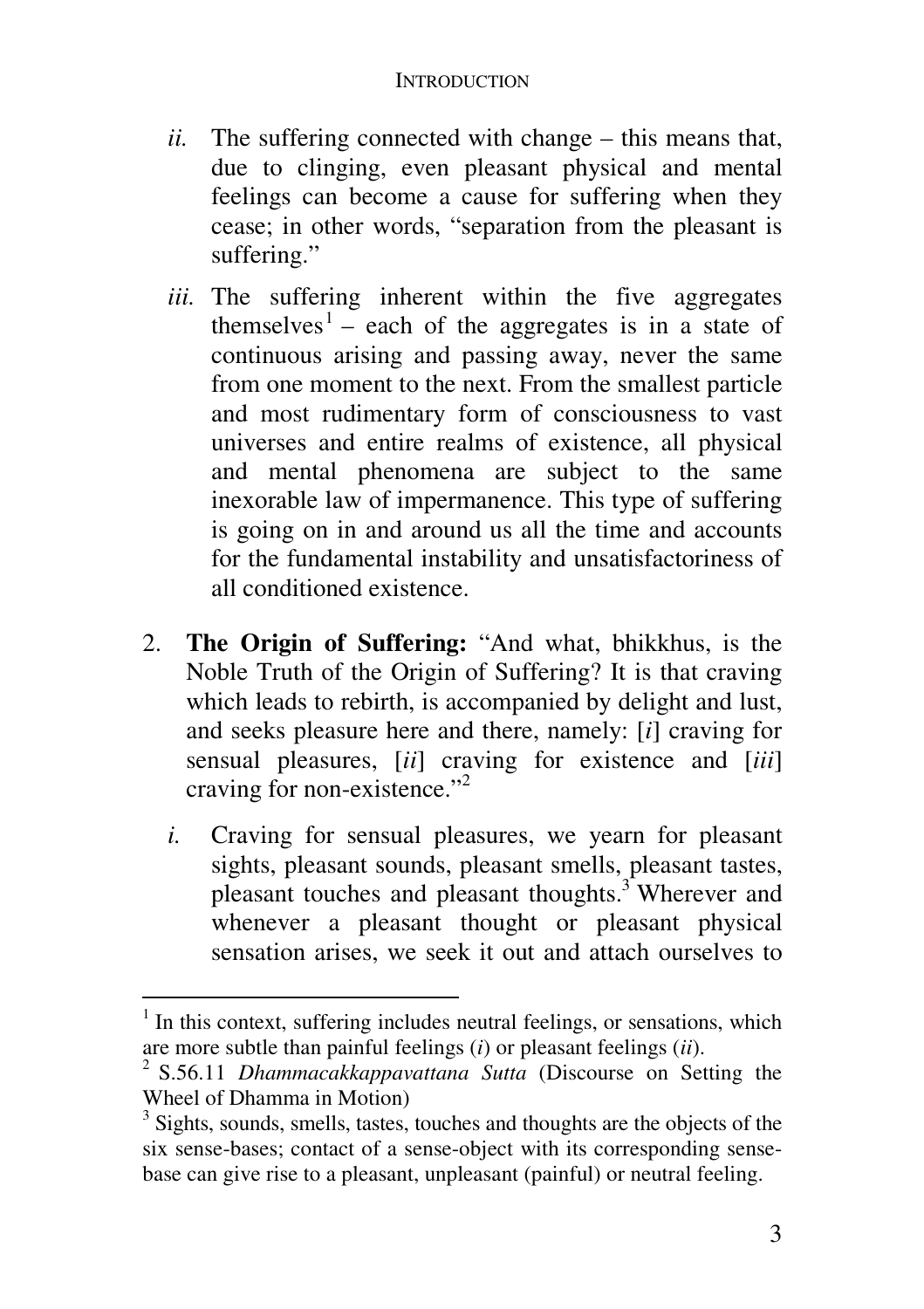*ii.* The suffering connected with change – this means that, due to clinging, even pleasant physical and mental feelings can become a cause for suffering when they cease; in other words, "separation from the pleasant is suffering."

*iii.* The suffering inherent within the five aggregates themselves[1] – each of the aggregates is in a state of continuous arising and passing away, never the same from one moment to the next. From the smallest particle and most rudimentary form of consciousness to vast universes and entire realms of existence, all physical and mental phenomena are subject to the same inexorable law of impermanence. This type of suffering is going on in and around us all the time and accounts for the fundamental instability and unsatisfactoriness of all conditioned existence.

2. **The Origin of Suffering:** "And what, bhikkhus, is the Noble Truth of the Origin of Suffering? It is that craving which leads to rebirth, is accompanied by delight and lust, and seeks pleasure here and there, namely: [*i*] craving for sensual pleasures, [*ii*] craving for existence and [*iii*] craving for non-existence."[2]

   *i.* Craving for sensual pleasures, we yearn for pleasant sights, pleasant sounds, pleasant smells, pleasant tastes, pleasant touches and pleasant thoughts.[3] Wherever and whenever a pleasant thought or pleasant physical sensation arises, we seek it out and attach ourselves to

---

[1] In this context, suffering includes neutral feelings, or sensations, which are more subtle than painful feelings (*i*) or pleasant feelings (*ii*).

[2] S.56.11 *Dhammacakkappavattana Sutta* (Discourse on Setting the Wheel of Dhamma in Motion)

[3] Sights, sounds, smells, tastes, touches and thoughts are the objects of the six sense-bases; contact of a sense-object with its corresponding sense-base can give rise to a pleasant, unpleasant (painful) or neutral feeling.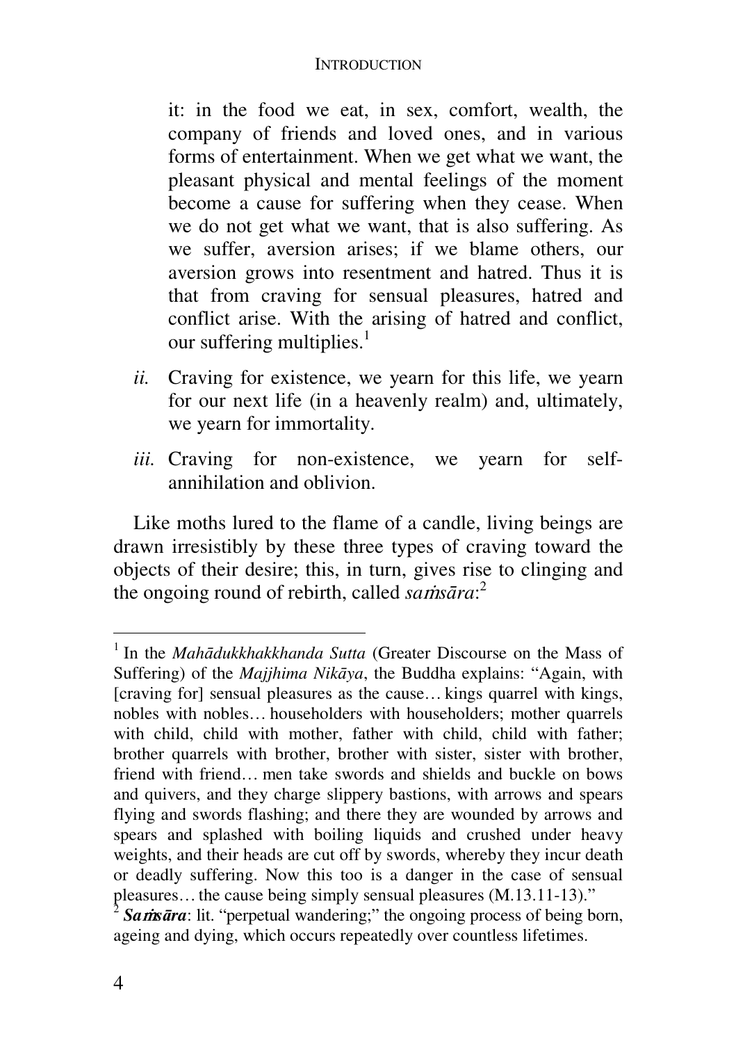it: in the food we eat, in sex, comfort, wealth, the company of friends and loved ones, and in various forms of entertainment. When we get what we want, the pleasant physical and mental feelings of the moment become a cause for suffering when they cease. When we do not get what we want, that is also suffering. As we suffer, aversion arises; if we blame others, our aversion grows into resentment and hatred. Thus it is that from craving for sensual pleasures, hatred and conflict arise. With the arising of hatred and conflict, our suffering multiplies.[1]

*ii.* Craving for existence, we yearn for this life, we yearn for our next life (in a heavenly realm) and, ultimately, we yearn for immortality.

*iii.* Craving for non-existence, we yearn for self-annihilation and oblivion.

Like moths lured to the flame of a candle, living beings are drawn irresistibly by these three types of craving toward the objects of their desire; this, in turn, gives rise to clinging and the ongoing round of rebirth, called *saṁsāra*:[2]

---

[1] In the *Mahādukkhakkhanda Sutta* (Greater Discourse on the Mass of Suffering) of the *Majjhima Nikāya*, the Buddha explains: "Again, with [craving for] sensual pleasures as the cause… kings quarrel with kings, nobles with nobles… householders with householders; mother quarrels with child, child with mother, father with child, child with father; brother quarrels with brother, brother with sister, sister with brother, friend with friend… men take swords and shields and buckle on bows and quivers, and they charge slippery bastions, with arrows and spears flying and swords flashing; and there they are wounded by arrows and spears and splashed with boiling liquids and crushed under heavy weights, and their heads are cut off by swords, whereby they incur death or deadly suffering. Now this too is a danger in the case of sensual pleasures… the cause being simply sensual pleasures (M.13.11-13)."

[2] ***Saṁsāra***: lit. "perpetual wandering;" the ongoing process of being born, ageing and dying, which occurs repeatedly over countless lifetimes.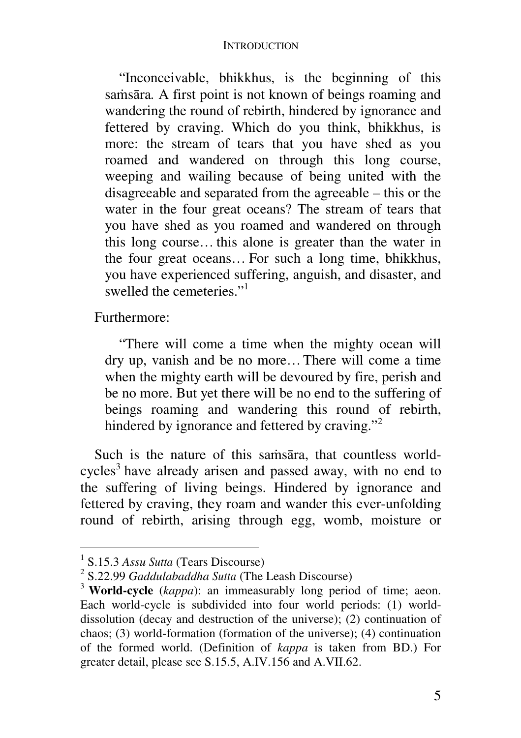> "Inconceivable, bhikkhus, is the beginning of this saṁsāra. A first point is not known of beings roaming and wandering the round of rebirth, hindered by ignorance and fettered by craving. Which do you think, bhikkhus, is more: the stream of tears that you have shed as you roamed and wandered on through this long course, weeping and wailing because of being united with the disagreeable and separated from the agreeable – this or the water in the four great oceans? The stream of tears that you have shed as you roamed and wandered on through this long course… this alone is greater than the water in the four great oceans… For such a long time, bhikkhus, you have experienced suffering, anguish, and disaster, and swelled the cemeteries."[1]

Furthermore:

> "There will come a time when the mighty ocean will dry up, vanish and be no more… There will come a time when the mighty earth will be devoured by fire, perish and be no more. But yet there will be no end to the suffering of beings roaming and wandering this round of rebirth, hindered by ignorance and fettered by craving."[2]

Such is the nature of this saṁsāra, that countless world-cycles[3] have already arisen and passed away, with no end to the suffering of living beings. Hindered by ignorance and fettered by craving, they roam and wander this ever-unfolding round of rebirth, arising through egg, womb, moisture or

---

[1] S.15.3 *Assu Sutta* (Tears Discourse)

[2] S.22.99 *Gaddulabaddha Sutta* (The Leash Discourse)

[3] **World-cycle** (*kappa*): an immeasurably long period of time; aeon. Each world-cycle is subdivided into four world periods: (1) world-dissolution (decay and destruction of the universe); (2) continuation of chaos; (3) world-formation (formation of the universe); (4) continuation of the formed world. (Definition of *kappa* is taken from BD.) For greater detail, please see S.15.5, A.IV.156 and A.VII.62.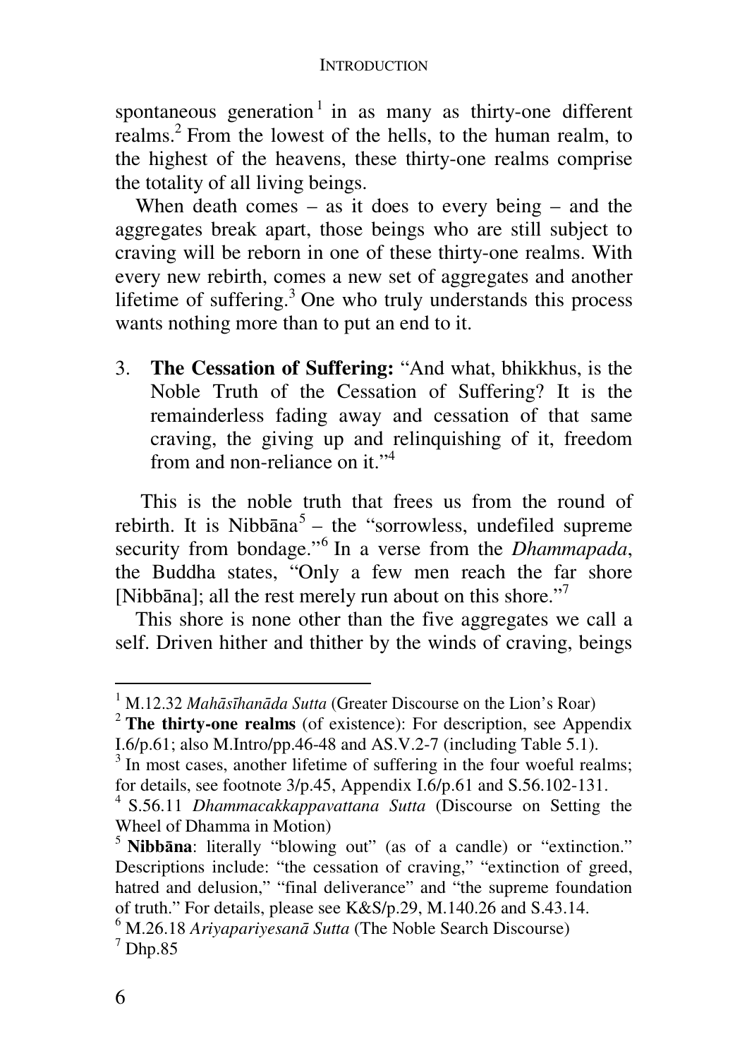spontaneous generation[1] in as many as thirty-one different realms.[2] From the lowest of the hells, to the human realm, to the highest of the heavens, these thirty-one realms comprise the totality of all living beings.

When death comes – as it does to every being – and the aggregates break apart, those beings who are still subject to craving will be reborn in one of these thirty-one realms. With every new rebirth, comes a new set of aggregates and another lifetime of suffering.[3] One who truly understands this process wants nothing more than to put an end to it.

3. **The Cessation of Suffering:** "And what, bhikkhus, is the Noble Truth of the Cessation of Suffering? It is the remainderless fading away and cessation of that same craving, the giving up and relinquishing of it, freedom from and non-reliance on it."[4]

This is the noble truth that frees us from the round of rebirth. It is Nibbāna[5] – the "sorrowless, undefiled supreme security from bondage."[6] In a verse from the *Dhammapada*, the Buddha states, "Only a few men reach the far shore [Nibbāna]; all the rest merely run about on this shore."[7]

This shore is none other than the five aggregates we call a self. Driven hither and thither by the winds of craving, beings

---

[1] M.12.32 *Mahāsīhanāda Sutta* (Greater Discourse on the Lion's Roar)

[2] **The thirty-one realms** (of existence): For description, see Appendix I.6/p.61; also M.Intro/pp.46-48 and AS.V.2-7 (including Table 5.1).

[3] In most cases, another lifetime of suffering in the four woeful realms; for details, see footnote 3/p.45, Appendix I.6/p.61 and S.56.102-131.

[4] S.56.11 *Dhammacakkappavattana Sutta* (Discourse on Setting the Wheel of Dhamma in Motion)

[5] **Nibbāna**: literally "blowing out" (as of a candle) or "extinction." Descriptions include: "the cessation of craving," "extinction of greed, hatred and delusion," "final deliverance" and "the supreme foundation of truth." For details, please see K&S/p.29, M.140.26 and S.43.14.

[6] M.26.18 *Ariyapariyesanā Sutta* (The Noble Search Discourse)

[7] Dhp.85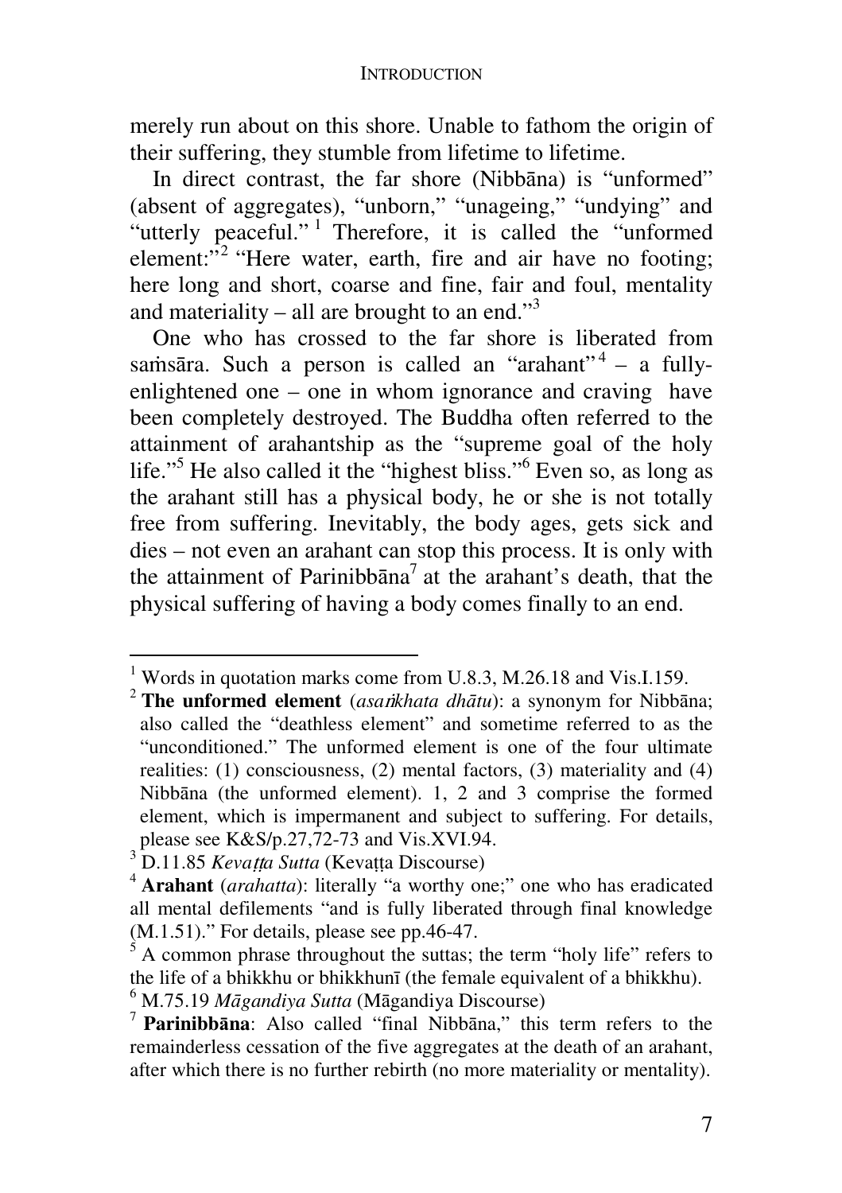merely run about on this shore. Unable to fathom the origin of their suffering, they stumble from lifetime to lifetime.

In direct contrast, the far shore (Nibbāna) is "unformed" (absent of aggregates), "unborn," "unageing," "undying" and "utterly peaceful."[1] Therefore, it is called the "unformed element:"[2] "Here water, earth, fire and air have no footing; here long and short, coarse and fine, fair and foul, mentality and materiality – all are brought to an end."[3]

One who has crossed to the far shore is liberated from saṁsāra. Such a person is called an "arahant"[4] – a fully-enlightened one – one in whom ignorance and craving have been completely destroyed. The Buddha often referred to the attainment of arahantship as the "supreme goal of the holy life."[5] He also called it the "highest bliss."[6] Even so, as long as the arahant still has a physical body, he or she is not totally free from suffering. Inevitably, the body ages, gets sick and dies – not even an arahant can stop this process. It is only with the attainment of Parinibbāna[7] at the arahant's death, that the physical suffering of having a body comes finally to an end.

---

[1] Words in quotation marks come from U.8.3, M.26.18 and Vis.I.159.

[2] **The unformed element** (*asaṅkhata dhātu*): a synonym for Nibbāna; also called the "deathless element" and sometime referred to as the "unconditioned." The unformed element is one of the four ultimate realities: (1) consciousness, (2) mental factors, (3) materiality and (4) Nibbāna (the unformed element). 1, 2 and 3 comprise the formed element, which is impermanent and subject to suffering. For details, please see K&S/p.27,72-73 and Vis.XVI.94.

[3] D.11.85 *Kevaṭṭa Sutta* (Kevaṭṭa Discourse)

[4] **Arahant** (*arahatta*): literally "a worthy one;" one who has eradicated all mental defilements "and is fully liberated through final knowledge (M.1.51)." For details, please see pp.46-47.

[5] A common phrase throughout the suttas; the term "holy life" refers to the life of a bhikkhu or bhikkhunī (the female equivalent of a bhikkhu).

[6] M.75.19 *Māgandiya Sutta* (Māgandiya Discourse)

[7] **Parinibbāna**: Also called "final Nibbāna," this term refers to the remainderless cessation of the five aggregates at the death of an arahant, after which there is no further rebirth (no more materiality or mentality).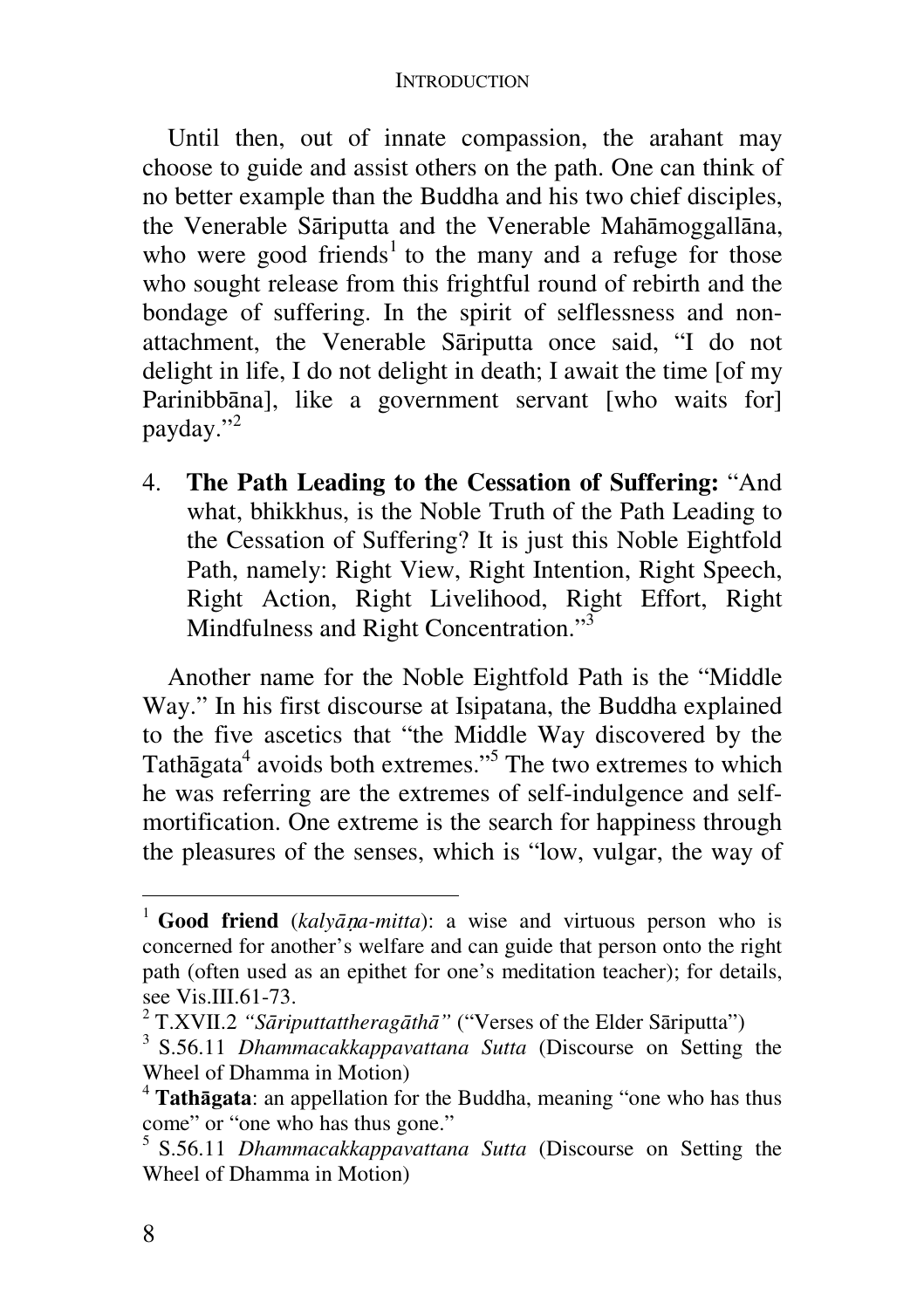Until then, out of innate compassion, the arahant may choose to guide and assist others on the path. One can think of no better example than the Buddha and his two chief disciples, the Venerable Sāriputta and the Venerable Mahāmoggallāna, who were good friends[1] to the many and a refuge for those who sought release from this frightful round of rebirth and the bondage of suffering. In the spirit of selflessness and non-attachment, the Venerable Sāriputta once said, "I do not delight in life, I do not delight in death; I await the time [of my Parinibbāna], like a government servant [who waits for] payday."[2]

4. **The Path Leading to the Cessation of Suffering:** "And what, bhikkhus, is the Noble Truth of the Path Leading to the Cessation of Suffering? It is just this Noble Eightfold Path, namely: Right View, Right Intention, Right Speech, Right Action, Right Livelihood, Right Effort, Right Mindfulness and Right Concentration."[3]

Another name for the Noble Eightfold Path is the "Middle Way." In his first discourse at Isipatana, the Buddha explained to the five ascetics that "the Middle Way discovered by the Tathāgata[4] avoids both extremes."[5] The two extremes to which he was referring are the extremes of self-indulgence and self-mortification. One extreme is the search for happiness through the pleasures of the senses, which is "low, vulgar, the way of

---

[1] **Good friend** (*kalyāṇa-mitta*): a wise and virtuous person who is concerned for another's welfare and can guide that person onto the right path (often used as an epithet for one's meditation teacher); for details, see Vis.III.61-73.

[2] T.XVII.2 *"Sāriputtattheragāthā"* ("Verses of the Elder Sāriputta")

[3] S.56.11 *Dhammacakkappavattana Sutta* (Discourse on Setting the Wheel of Dhamma in Motion)

[4] **Tathāgata**: an appellation for the Buddha, meaning "one who has thus come" or "one who has thus gone."

[5] S.56.11 *Dhammacakkappavattana Sutta* (Discourse on Setting the Wheel of Dhamma in Motion)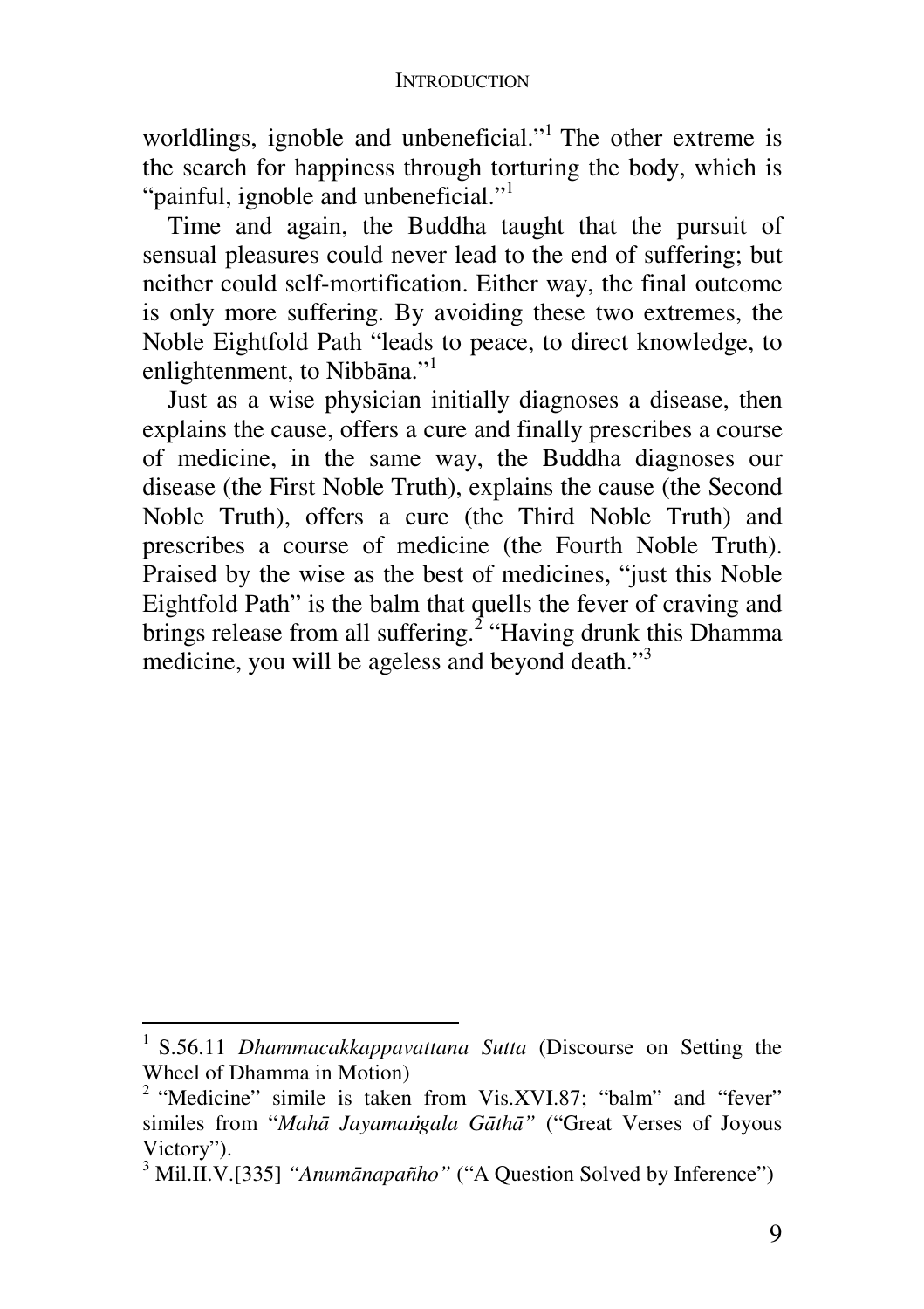worldlings, ignoble and unbeneficial."[1] The other extreme is the search for happiness through torturing the body, which is "painful, ignoble and unbeneficial."[1]

Time and again, the Buddha taught that the pursuit of sensual pleasures could never lead to the end of suffering; but neither could self-mortification. Either way, the final outcome is only more suffering. By avoiding these two extremes, the Noble Eightfold Path "leads to peace, to direct knowledge, to enlightenment, to Nibbāna."[1]

Just as a wise physician initially diagnoses a disease, then explains the cause, offers a cure and finally prescribes a course of medicine, in the same way, the Buddha diagnoses our disease (the First Noble Truth), explains the cause (the Second Noble Truth), offers a cure (the Third Noble Truth) and prescribes a course of medicine (the Fourth Noble Truth). Praised by the wise as the best of medicines, "just this Noble Eightfold Path" is the balm that quells the fever of craving and brings release from all suffering.[2] "Having drunk this Dhamma medicine, you will be ageless and beyond death."[3]

---

[1] S.56.11 *Dhammacakkappavattana Sutta* (Discourse on Setting the Wheel of Dhamma in Motion)

[2] "Medicine" simile is taken from Vis.XVI.87; "balm" and "fever" similes from "*Mahā Jayamaṅgala Gāthā*" ("Great Verses of Joyous Victory").

[3] Mil.II.V.[335] *"Anumānapañho"* ("A Question Solved by Inference")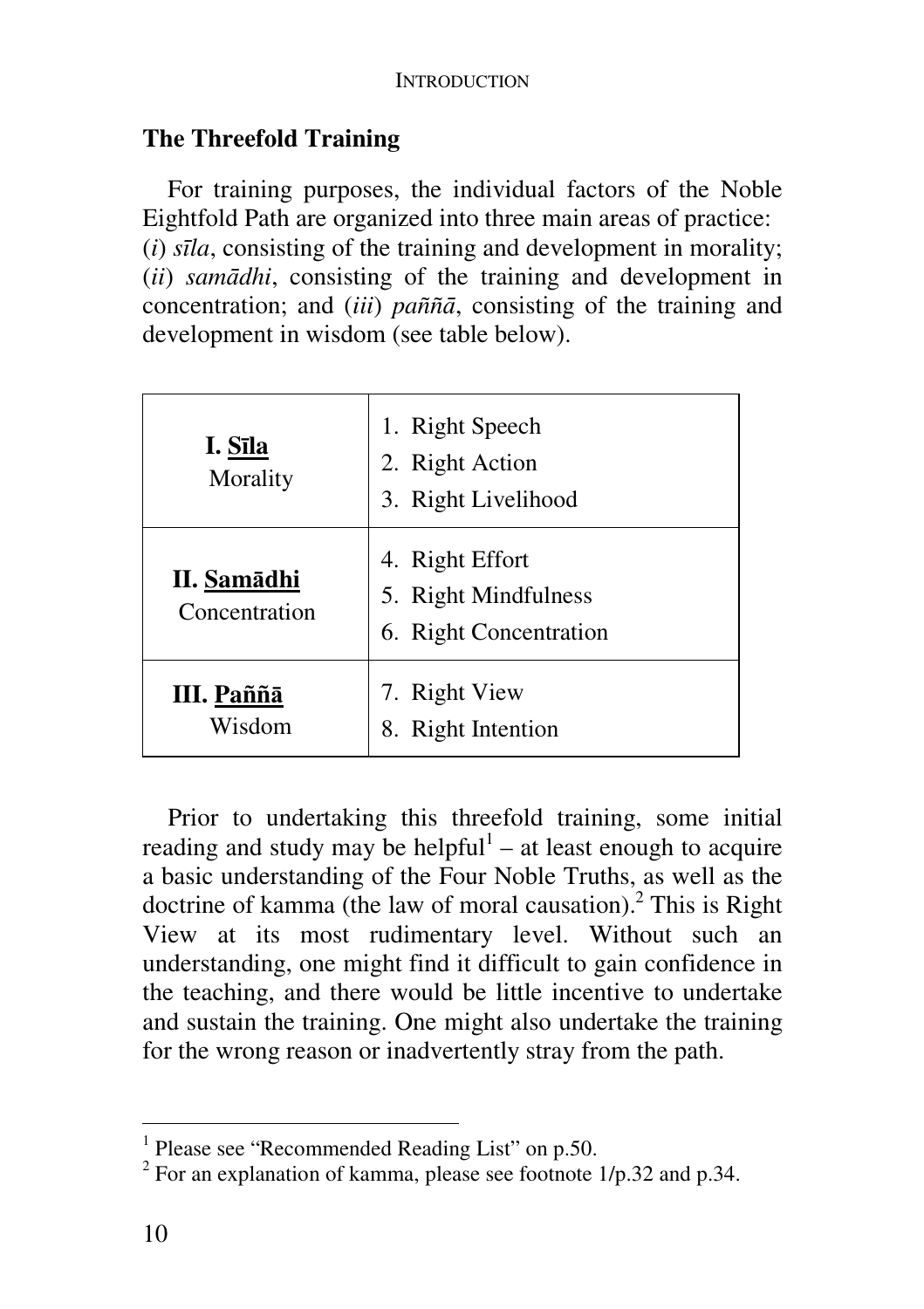## The Threefold Training

For training purposes, the individual factors of the Noble Eightfold Path are organized into three main areas of practice: (*i*) *sīla*, consisting of the training and development in morality; (*ii*) *samādhi*, consisting of the training and development in concentration; and (*iii*) *paññā*, consisting of the training and development in wisdom (see table below).

| | |
|---|---|
| **I. Sīla** Morality | 1. Right Speech<br>2. Right Action<br>3. Right Livelihood |
| **II. Samādhi** Concentration | 4. Right Effort<br>5. Right Mindfulness<br>6. Right Concentration |
| **III. Paññā** Wisdom | 7. Right View<br>8. Right Intention |

Prior to undertaking this threefold training, some initial reading and study may be helpful[1] – at least enough to acquire a basic understanding of the Four Noble Truths, as well as the doctrine of kamma (the law of moral causation).[2] This is Right View at its most rudimentary level. Without such an understanding, one might find it difficult to gain confidence in the teaching, and there would be little incentive to undertake and sustain the training. One might also undertake the training for the wrong reason or inadvertently stray from the path.

[1] Please see "Recommended Reading List" on p.50.

[2] For an explanation of kamma, please see footnote 1/p.32 and p.34.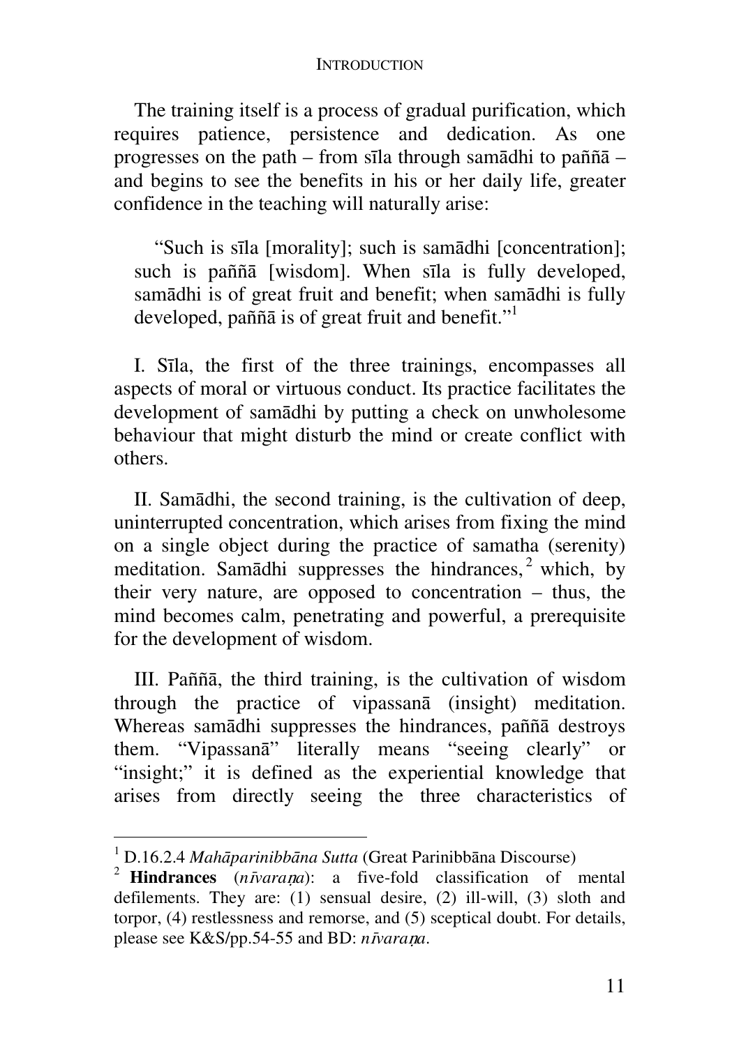The training itself is a process of gradual purification, which requires patience, persistence and dedication. As one progresses on the path – from sīla through samādhi to paññā – and begins to see the benefits in his or her daily life, greater confidence in the teaching will naturally arise:

> "Such is sīla [morality]; such is samādhi [concentration]; such is paññā [wisdom]. When sīla is fully developed, samādhi is of great fruit and benefit; when samādhi is fully developed, paññā is of great fruit and benefit."[1]

I. Sīla, the first of the three trainings, encompasses all aspects of moral or virtuous conduct. Its practice facilitates the development of samādhi by putting a check on unwholesome behaviour that might disturb the mind or create conflict with others.

II. Samādhi, the second training, is the cultivation of deep, uninterrupted concentration, which arises from fixing the mind on a single object during the practice of samatha (serenity) meditation. Samādhi suppresses the hindrances,[2] which, by their very nature, are opposed to concentration – thus, the mind becomes calm, penetrating and powerful, a prerequisite for the development of wisdom.

III. Paññā, the third training, is the cultivation of wisdom through the practice of vipassanā (insight) meditation. Whereas samādhi suppresses the hindrances, paññā destroys them. "Vipassanā" literally means "seeing clearly" or "insight;" it is defined as the experiential knowledge that arises from directly seeing the three characteristics of

---

[1] D.16.2.4 *Mahāparinibbāna Sutta* (Great Parinibbāna Discourse)

[2] **Hindrances** (*nīvaraṇa*): a five-fold classification of mental defilements. They are: (1) sensual desire, (2) ill-will, (3) sloth and torpor, (4) restlessness and remorse, and (5) sceptical doubt. For details, please see K&S/pp.54-55 and BD: *nīvaraṇa*.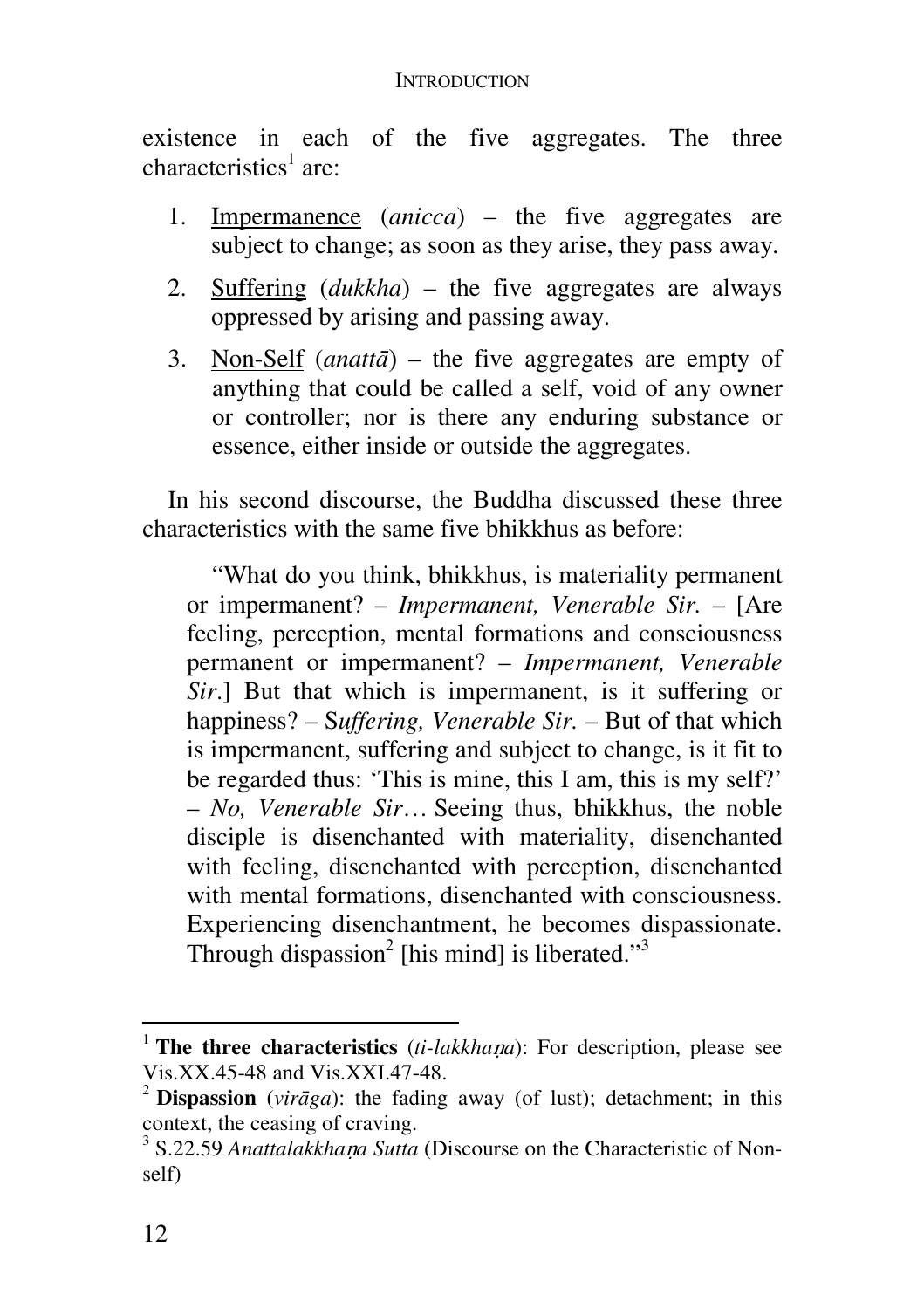existence in each of the five aggregates. The three characteristics[1] are:

1. Impermanence (*anicca*) – the five aggregates are subject to change; as soon as they arise, they pass away.
2. Suffering (*dukkha*) – the five aggregates are always oppressed by arising and passing away.
3. Non-Self (*anattā*) – the five aggregates are empty of anything that could be called a self, void of any owner or controller; nor is there any enduring substance or essence, either inside or outside the aggregates.

In his second discourse, the Buddha discussed these three characteristics with the same five bhikkhus as before:

> "What do you think, bhikkhus, is materiality permanent or impermanent? – *Impermanent, Venerable Sir.* – [Are feeling, perception, mental formations and consciousness permanent or impermanent? – *Impermanent, Venerable Sir.*] But that which is impermanent, is it suffering or happiness? – S*uffering, Venerable Sir.* – But of that which is impermanent, suffering and subject to change, is it fit to be regarded thus: 'This is mine, this I am, this is my self?' – *No, Venerable Sir*… Seeing thus, bhikkhus, the noble disciple is disenchanted with materiality, disenchanted with feeling, disenchanted with perception, disenchanted with mental formations, disenchanted with consciousness. Experiencing disenchantment, he becomes dispassionate. Through dispassion[2] [his mind] is liberated."[3]

---

[1] **The three characteristics** (*ti-lakkhaṇa*): For description, please see Vis.XX.45-48 and Vis.XXI.47-48.

[2] **Dispassion** (*virāga*): the fading away (of lust); detachment; in this context, the ceasing of craving.

[3] S.22.59 *Anattalakkhaṇa Sutta* (Discourse on the Characteristic of Non-self)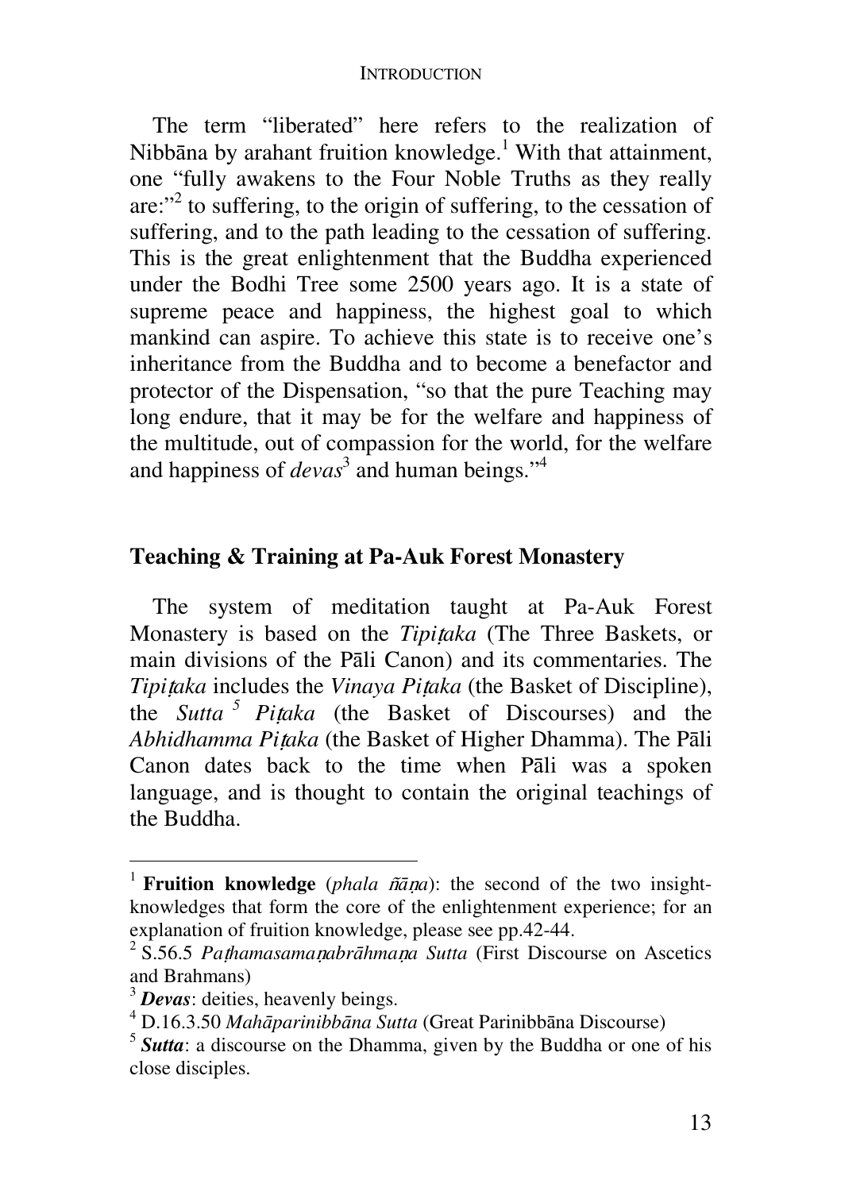The term "liberated" here refers to the realization of Nibbāna by arahant fruition knowledge.[1] With that attainment, one "fully awakens to the Four Noble Truths as they really are:"[2] to suffering, to the origin of suffering, to the cessation of suffering, and to the path leading to the cessation of suffering. This is the great enlightenment that the Buddha experienced under the Bodhi Tree some 2500 years ago. It is a state of supreme peace and happiness, the highest goal to which mankind can aspire. To achieve this state is to receive one's inheritance from the Buddha and to become a benefactor and protector of the Dispensation, "so that the pure Teaching may long endure, that it may be for the welfare and happiness of the multitude, out of compassion for the world, for the welfare and happiness of *devas*[3] and human beings."[4]

## Teaching & Training at Pa-Auk Forest Monastery

The system of meditation taught at Pa-Auk Forest Monastery is based on the *Tipiṭaka* (The Three Baskets, or main divisions of the Pāli Canon) and its commentaries. The *Tipiṭaka* includes the *Vinaya Piṭaka* (the Basket of Discipline), the *Sutta*[5] *Piṭaka* (the Basket of Discourses) and the *Abhidhamma Piṭaka* (the Basket of Higher Dhamma). The Pāli Canon dates back to the time when Pāli was a spoken language, and is thought to contain the original teachings of the Buddha.

---

[1] **Fruition knowledge** (*phala ñāṇa*): the second of the two insight-knowledges that form the core of the enlightenment experience; for an explanation of fruition knowledge, please see pp.42-44.

[2] S.56.5 *Paṭhamasamaṇabrāhmaṇa Sutta* (First Discourse on Ascetics and Brahmans)

[3] ***Devas***: deities, heavenly beings.

[4] D.16.3.50 *Mahāparinibbāna Sutta* (Great Parinibbāna Discourse)

[5] ***Sutta***: a discourse on the Dhamma, given by the Buddha or one of his close disciples.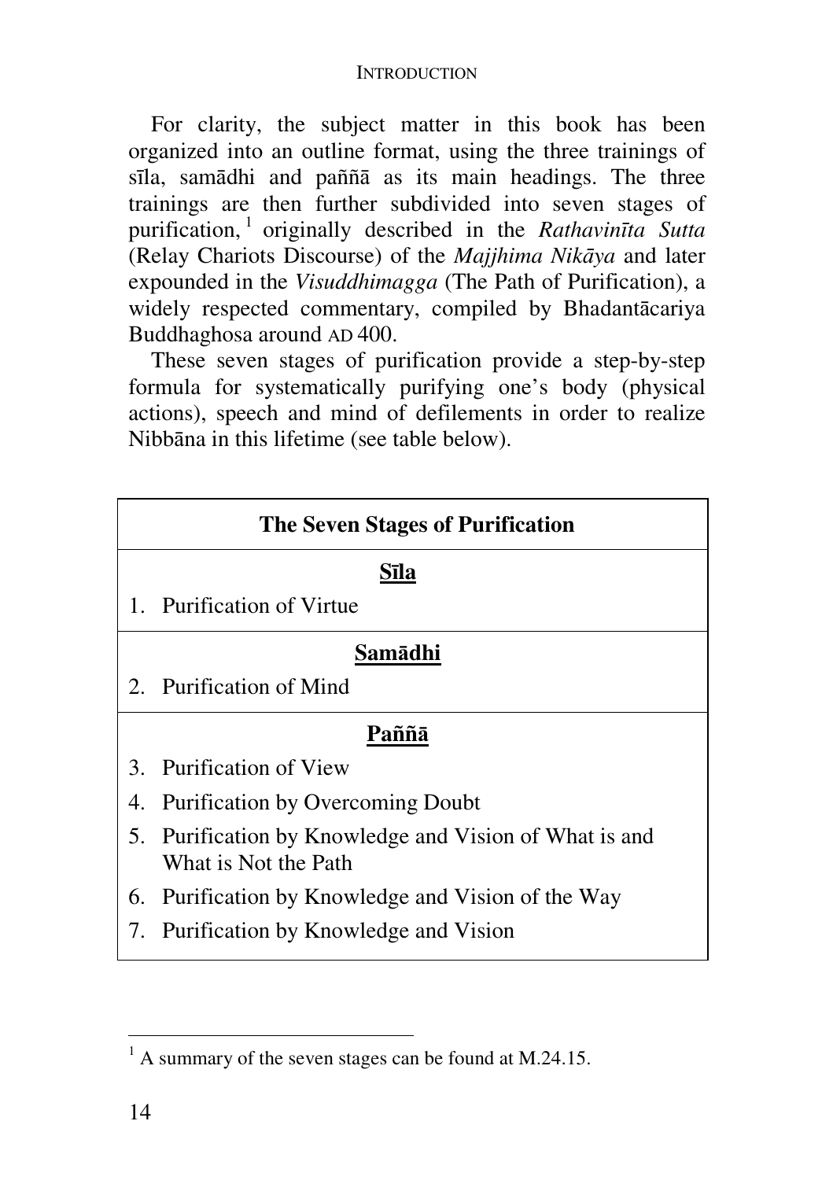For clarity, the subject matter in this book has been organized into an outline format, using the three trainings of sīla, samādhi and paññā as its main headings. The three trainings are then further subdivided into seven stages of purification,[1] originally described in the *Rathavinīta Sutta* (Relay Chariots Discourse) of the *Majjhima Nikāya* and later expounded in the *Visuddhimagga* (The Path of Purification), a widely respected commentary, compiled by Bhadantācariya Buddhaghosa around AD 400.

These seven stages of purification provide a step-by-step formula for systematically purifying one's body (physical actions), speech and mind of defilements in order to realize Nibbāna in this lifetime (see table below).

| **The Seven Stages of Purification** |
|---|
| **<u>Sīla</u>** |
| 1. Purification of Virtue |
| **<u>Samādhi</u>** |
| 2. Purification of Mind |
| **<u>Paññā</u>** |
| 3. Purification of View |
| 4. Purification by Overcoming Doubt |
| 5. Purification by Knowledge and Vision of What is and What is Not the Path |
| 6. Purification by Knowledge and Vision of the Way |
| 7. Purification by Knowledge and Vision |

[1] A summary of the seven stages can be found at M.24.15.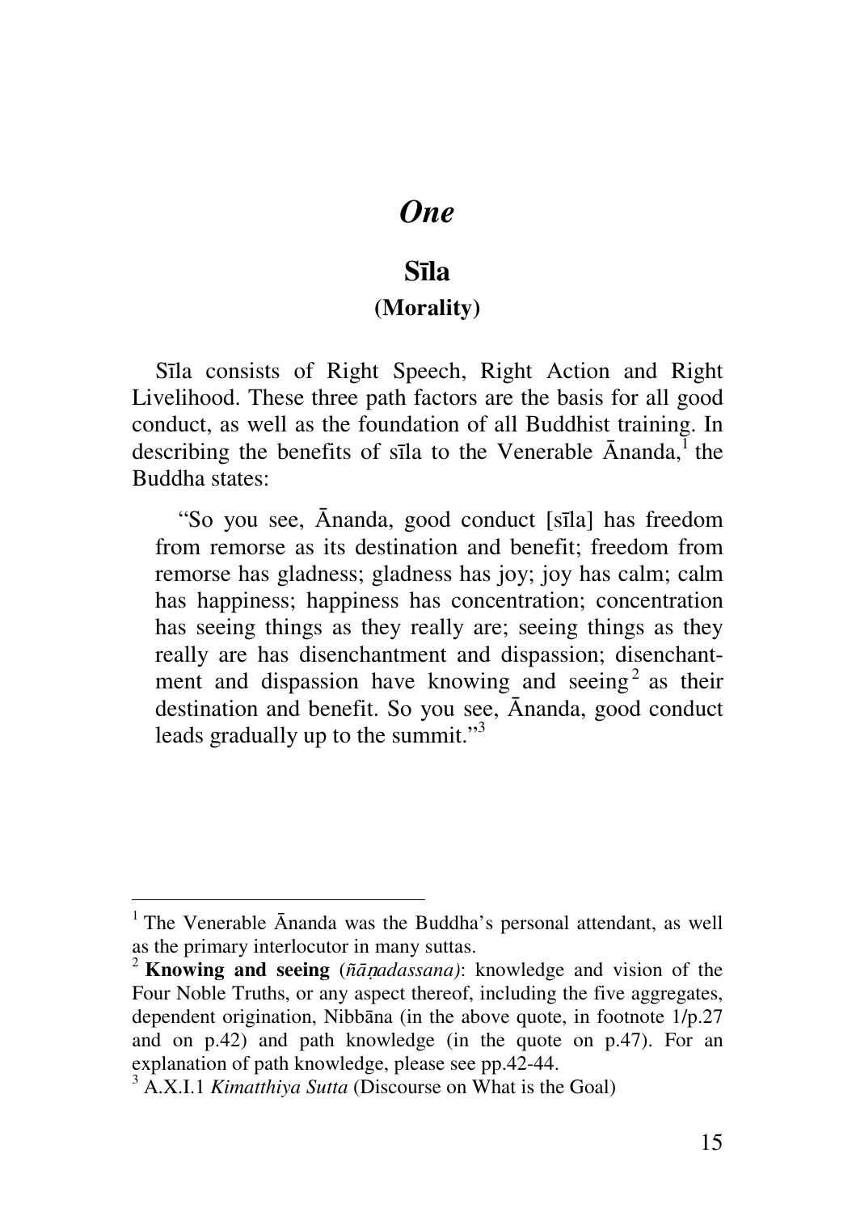# *One*

## Sīla

### (Morality)

Sīla consists of Right Speech, Right Action and Right Livelihood. These three path factors are the basis for all good conduct, as well as the foundation of all Buddhist training. In describing the benefits of sīla to the Venerable Ānanda,[1] the Buddha states:

> "So you see, Ānanda, good conduct [sīla] has freedom from remorse as its destination and benefit; freedom from remorse has gladness; gladness has joy; joy has calm; calm has happiness; happiness has concentration; concentration has seeing things as they really are; seeing things as they really are has disenchantment and dispassion; disenchantment and dispassion have knowing and seeing[2] as their destination and benefit. So you see, Ānanda, good conduct leads gradually up to the summit."[3]

---

[1] The Venerable Ānanda was the Buddha's personal attendant, as well as the primary interlocutor in many suttas.

[2] **Knowing and seeing** (*ñāṇadassana)*: knowledge and vision of the Four Noble Truths, or any aspect thereof, including the five aggregates, dependent origination, Nibbāna (in the above quote, in footnote 1/p.27 and on p.42) and path knowledge (in the quote on p.47). For an explanation of path knowledge, please see pp.42-44.

[3] A.X.I.1 *Kimatthiya Sutta* (Discourse on What is the Goal)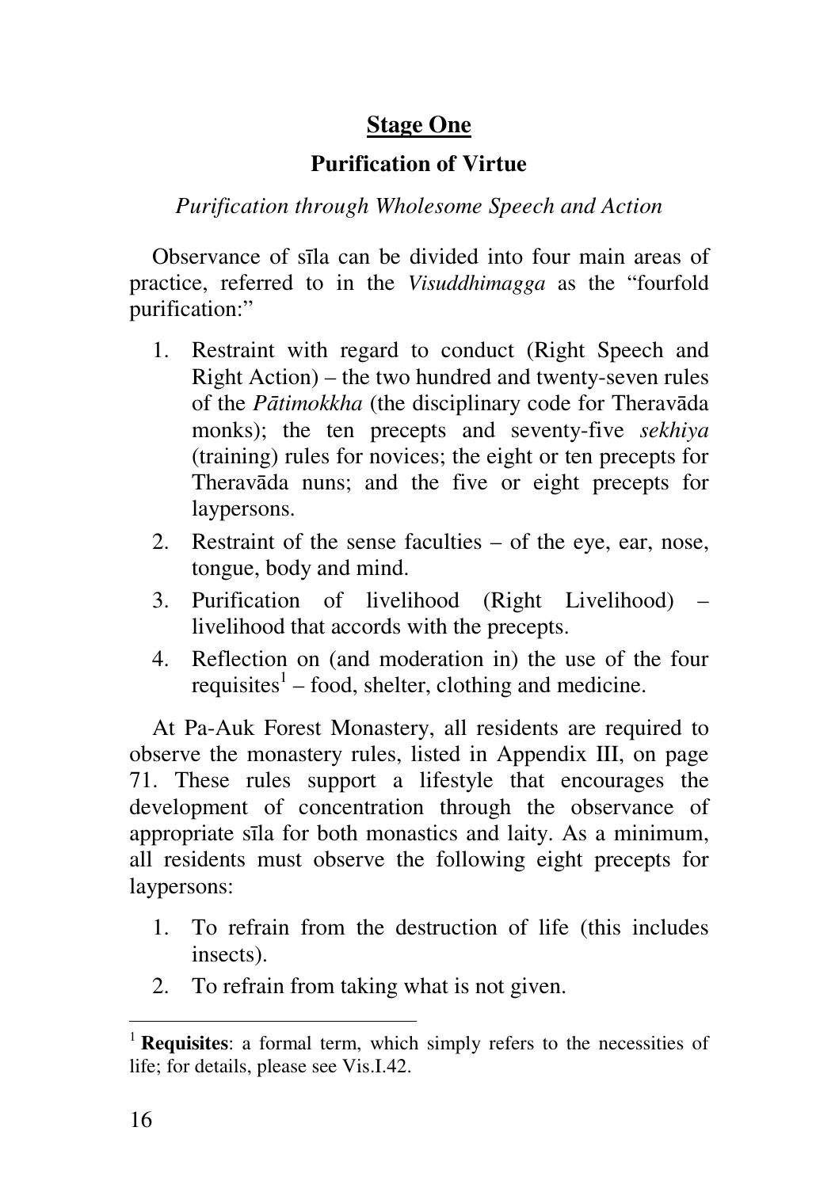## Stage One

### Purification of Virtue

*Purification through Wholesome Speech and Action*

Observance of sīla can be divided into four main areas of practice, referred to in the *Visuddhimagga* as the "fourfold purification:"

1. Restraint with regard to conduct (Right Speech and Right Action) – the two hundred and twenty-seven rules of the *Pātimokkha* (the disciplinary code for Theravāda monks); the ten precepts and seventy-five *sekhiya* (training) rules for novices; the eight or ten precepts for Theravāda nuns; and the five or eight precepts for laypersons.
2. Restraint of the sense faculties – of the eye, ear, nose, tongue, body and mind.
3. Purification of livelihood (Right Livelihood) – livelihood that accords with the precepts.
4. Reflection on (and moderation in) the use of the four requisites[1] – food, shelter, clothing and medicine.

At Pa-Auk Forest Monastery, all residents are required to observe the monastery rules, listed in Appendix III, on page 71. These rules support a lifestyle that encourages the development of concentration through the observance of appropriate sīla for both monastics and laity. As a minimum, all residents must observe the following eight precepts for laypersons:

1. To refrain from the destruction of life (this includes insects).
2. To refrain from taking what is not given.

---

[1] **Requisites**: a formal term, which simply refers to the necessities of life; for details, please see Vis.I.42.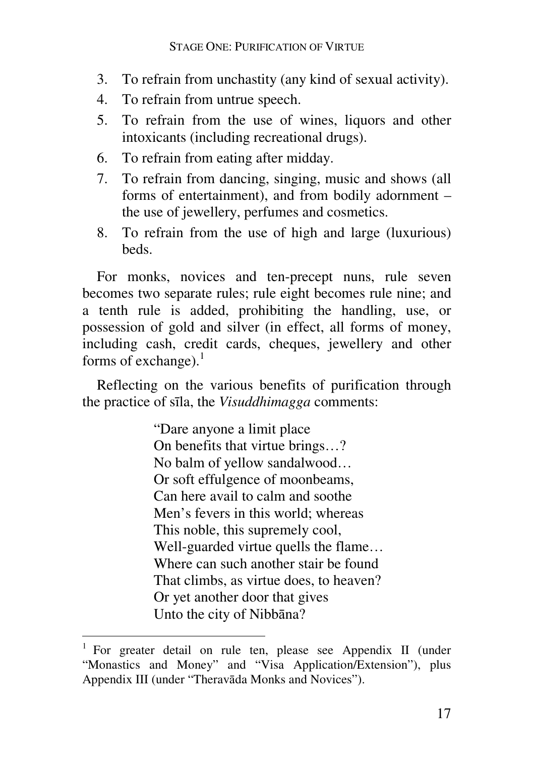3. To refrain from unchastity (any kind of sexual activity).
4. To refrain from untrue speech.
5. To refrain from the use of wines, liquors and other intoxicants (including recreational drugs).
6. To refrain from eating after midday.
7. To refrain from dancing, singing, music and shows (all forms of entertainment), and from bodily adornment – the use of jewellery, perfumes and cosmetics.
8. To refrain from the use of high and large (luxurious) beds.

For monks, novices and ten-precept nuns, rule seven becomes two separate rules; rule eight becomes rule nine; and a tenth rule is added, prohibiting the handling, use, or possession of gold and silver (in effect, all forms of money, including cash, credit cards, cheques, jewellery and other forms of exchange).[1]

Reflecting on the various benefits of purification through the practice of sīla, the *Visuddhimagga* comments:

> "Dare anyone a limit place
> On benefits that virtue brings…?
> No balm of yellow sandalwood…
> Or soft effulgence of moonbeams,
> Can here avail to calm and soothe
> Men's fevers in this world; whereas
> This noble, this supremely cool,
> Well-guarded virtue quells the flame…
> Where can such another stair be found
> That climbs, as virtue does, to heaven?
> Or yet another door that gives
> Unto the city of Nibbāna?

---

[1] For greater detail on rule ten, please see Appendix II (under "Monastics and Money" and "Visa Application/Extension"), plus Appendix III (under "Theravāda Monks and Novices").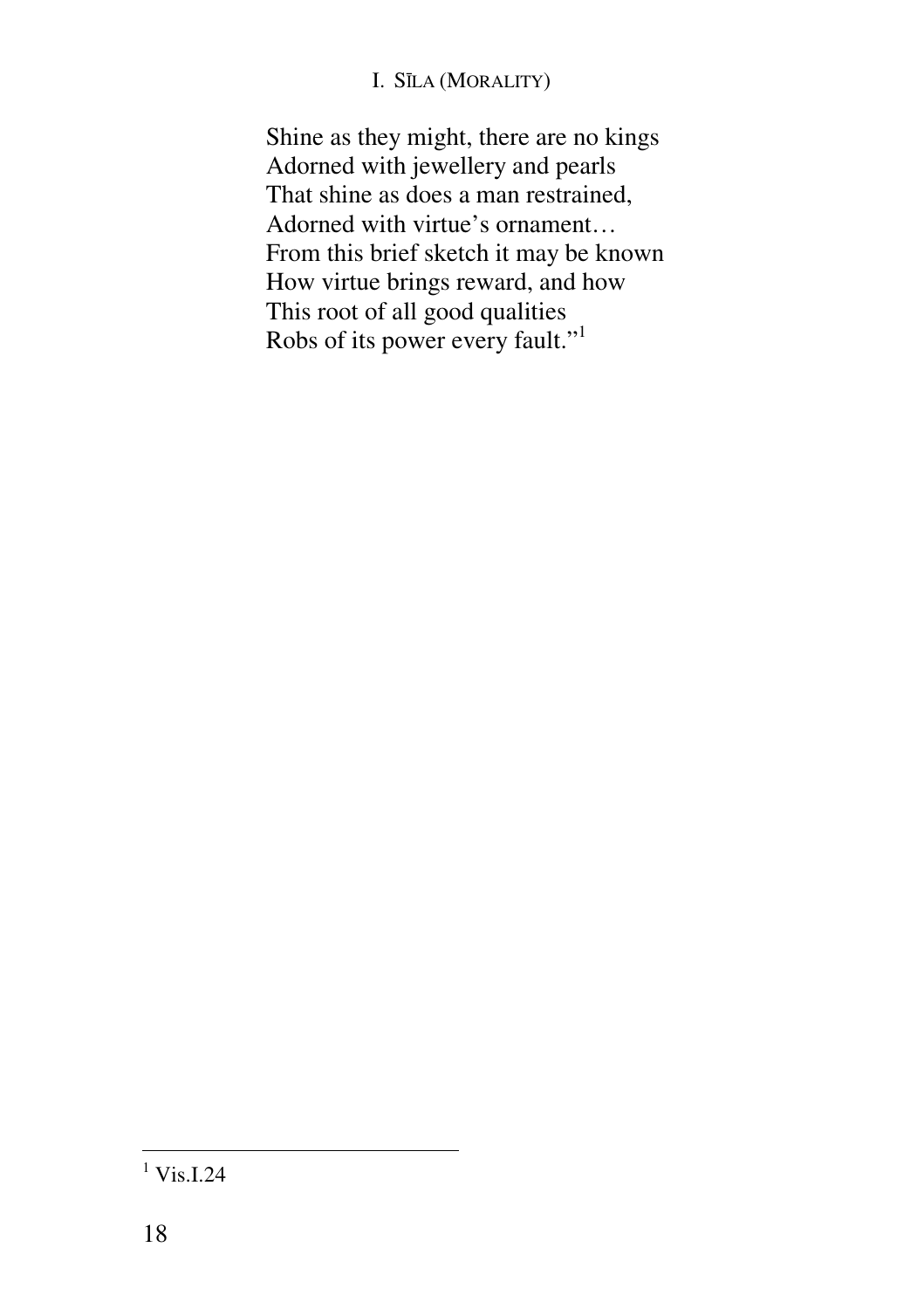Shine as they might, there are no kings
Adorned with jewellery and pearls
That shine as does a man restrained,
Adorned with virtue's ornament…
From this brief sketch it may be known
How virtue brings reward, and how
This root of all good qualities
Robs of its power every fault."[1]

---

[1] Vis.I.24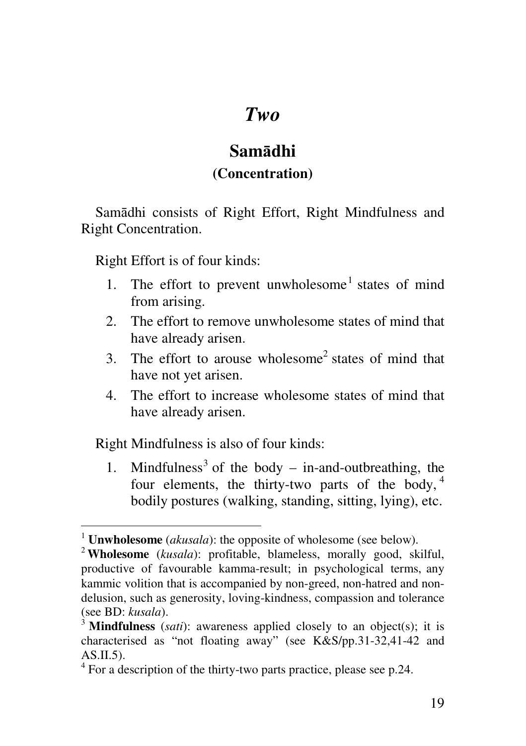# *Two*

## Samādhi

### (Concentration)

Samādhi consists of Right Effort, Right Mindfulness and Right Concentration.

Right Effort is of four kinds:

1. The effort to prevent unwholesome[1] states of mind from arising.
2. The effort to remove unwholesome states of mind that have already arisen.
3. The effort to arouse wholesome[2] states of mind that have not yet arisen.
4. The effort to increase wholesome states of mind that have already arisen.

Right Mindfulness is also of four kinds:

1. Mindfulness[3] of the body – in-and-outbreathing, the four elements, the thirty-two parts of the body,[4] bodily postures (walking, standing, sitting, lying), etc.

---

[1] **Unwholesome** (*akusala*): the opposite of wholesome (see below).

[2] **Wholesome** (*kusala*): profitable, blameless, morally good, skilful, productive of favourable kamma-result; in psychological terms, any kammic volition that is accompanied by non-greed, non-hatred and non-delusion, such as generosity, loving-kindness, compassion and tolerance (see BD: *kusala*).

[3] **Mindfulness** (*sati*): awareness applied closely to an object(s); it is characterised as "not floating away" (see K&S/pp.31-32,41-42 and AS.II.5).

[4] For a description of the thirty-two parts practice, please see p.24.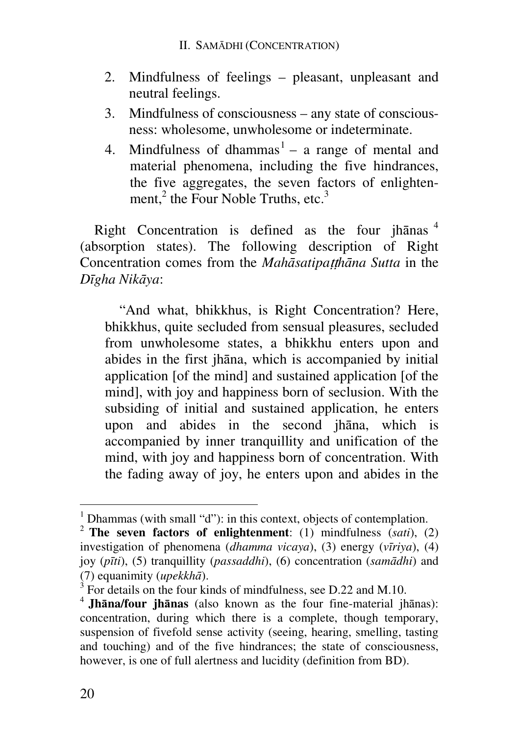2. Mindfulness of feelings – pleasant, unpleasant and neutral feelings.
3. Mindfulness of consciousness – any state of consciousness: wholesome, unwholesome or indeterminate.
4. Mindfulness of dhammas[1] – a range of mental and material phenomena, including the five hindrances, the five aggregates, the seven factors of enlightenment,[2] the Four Noble Truths, etc.[3]

Right Concentration is defined as the four jhānas [4] (absorption states). The following description of Right Concentration comes from the *Mahāsatipaṭṭhāna Sutta* in the *Dīgha Nikāya*:

> "And what, bhikkhus, is Right Concentration? Here, bhikkhus, quite secluded from sensual pleasures, secluded from unwholesome states, a bhikkhu enters upon and abides in the first jhāna, which is accompanied by initial application [of the mind] and sustained application [of the mind], with joy and happiness born of seclusion. With the subsiding of initial and sustained application, he enters upon and abides in the second jhāna, which is accompanied by inner tranquillity and unification of the mind, with joy and happiness born of concentration. With the fading away of joy, he enters upon and abides in the

---

[1] Dhammas (with small "d"): in this context, objects of contemplation.

[2] **The seven factors of enlightenment**: (1) mindfulness (*sati*), (2) investigation of phenomena (*dhamma vicaya*), (3) energy (*vīriya*), (4) joy (*pīti*), (5) tranquillity (*passaddhi*), (6) concentration (*samādhi*) and (7) equanimity (*upekkhā*).

[3] For details on the four kinds of mindfulness, see D.22 and M.10.

[4] **Jhāna/four jhānas** (also known as the four fine-material jhānas): concentration, during which there is a complete, though temporary, suspension of fivefold sense activity (seeing, hearing, smelling, tasting and touching) and of the five hindrances; the state of consciousness, however, is one of full alertness and lucidity (definition from BD).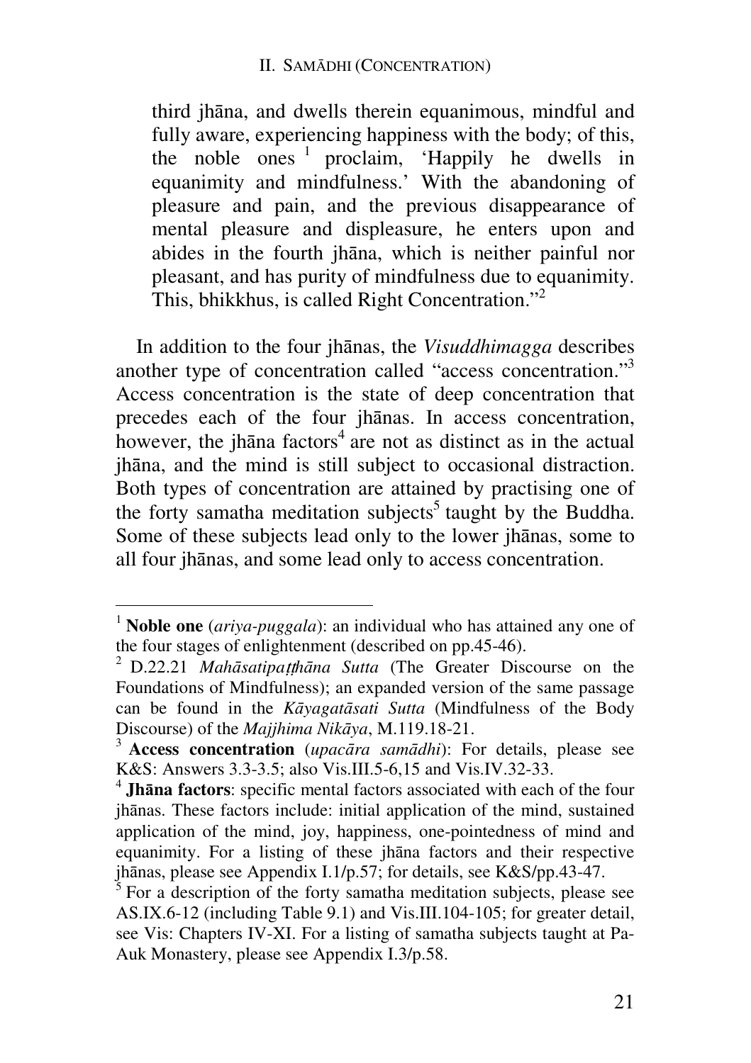> third jhāna, and dwells therein equanimous, mindful and fully aware, experiencing happiness with the body; of this, the noble ones [1] proclaim, 'Happily he dwells in equanimity and mindfulness.' With the abandoning of pleasure and pain, and the previous disappearance of mental pleasure and displeasure, he enters upon and abides in the fourth jhāna, which is neither painful nor pleasant, and has purity of mindfulness due to equanimity. This, bhikkhus, is called Right Concentration."[2]

In addition to the four jhānas, the *Visuddhimagga* describes another type of concentration called "access concentration."[3] Access concentration is the state of deep concentration that precedes each of the four jhānas. In access concentration, however, the jhāna factors[4] are not as distinct as in the actual jhāna, and the mind is still subject to occasional distraction. Both types of concentration are attained by practising one of the forty samatha meditation subjects[5] taught by the Buddha. Some of these subjects lead only to the lower jhānas, some to all four jhānas, and some lead only to access concentration.

---

[1] **Noble one** (*ariya-puggala*): an individual who has attained any one of the four stages of enlightenment (described on pp.45-46).

[2] D.22.21 *Mahāsatipaṭṭhāna Sutta* (The Greater Discourse on the Foundations of Mindfulness); an expanded version of the same passage can be found in the *Kāyagatāsati Sutta* (Mindfulness of the Body Discourse) of the *Majjhima Nikāya*, M.119.18-21.

[3] **Access concentration** (*upacāra samādhi*): For details, please see K&S: Answers 3.3-3.5; also Vis.III.5-6,15 and Vis.IV.32-33.

[4] **Jhāna factors**: specific mental factors associated with each of the four jhānas. These factors include: initial application of the mind, sustained application of the mind, joy, happiness, one-pointedness of mind and equanimity. For a listing of these jhāna factors and their respective jhānas, please see Appendix I.1/p.57; for details, see K&S/pp.43-47.

[5] For a description of the forty samatha meditation subjects, please see AS.IX.6-12 (including Table 9.1) and Vis.III.104-105; for greater detail, see Vis: Chapters IV-XI. For a listing of samatha subjects taught at Pa-Auk Monastery, please see Appendix I.3/p.58.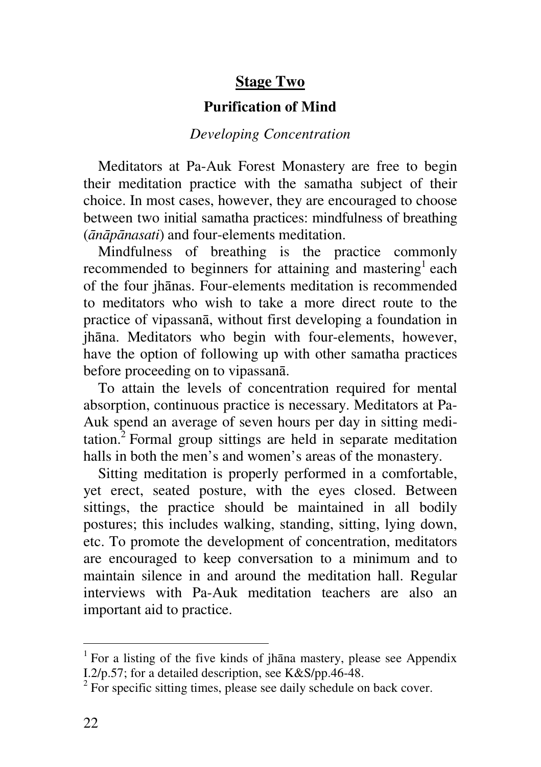## Stage Two

### Purification of Mind

*Developing Concentration*

Meditators at Pa-Auk Forest Monastery are free to begin their meditation practice with the samatha subject of their choice. In most cases, however, they are encouraged to choose between two initial samatha practices: mindfulness of breathing (*ānāpānasati*) and four-elements meditation.

Mindfulness of breathing is the practice commonly recommended to beginners for attaining and mastering[1] each of the four jhānas. Four-elements meditation is recommended to meditators who wish to take a more direct route to the practice of vipassanā, without first developing a foundation in jhāna. Meditators who begin with four-elements, however, have the option of following up with other samatha practices before proceeding on to vipassanā.

To attain the levels of concentration required for mental absorption, continuous practice is necessary. Meditators at Pa-Auk spend an average of seven hours per day in sitting meditation.[2] Formal group sittings are held in separate meditation halls in both the men's and women's areas of the monastery.

Sitting meditation is properly performed in a comfortable, yet erect, seated posture, with the eyes closed. Between sittings, the practice should be maintained in all bodily postures; this includes walking, standing, sitting, lying down, etc. To promote the development of concentration, meditators are encouraged to keep conversation to a minimum and to maintain silence in and around the meditation hall. Regular interviews with Pa-Auk meditation teachers are also an important aid to practice.

---

[1] For a listing of the five kinds of jhāna mastery, please see Appendix I.2/p.57; for a detailed description, see K&S/pp.46-48.

[2] For specific sitting times, please see daily schedule on back cover.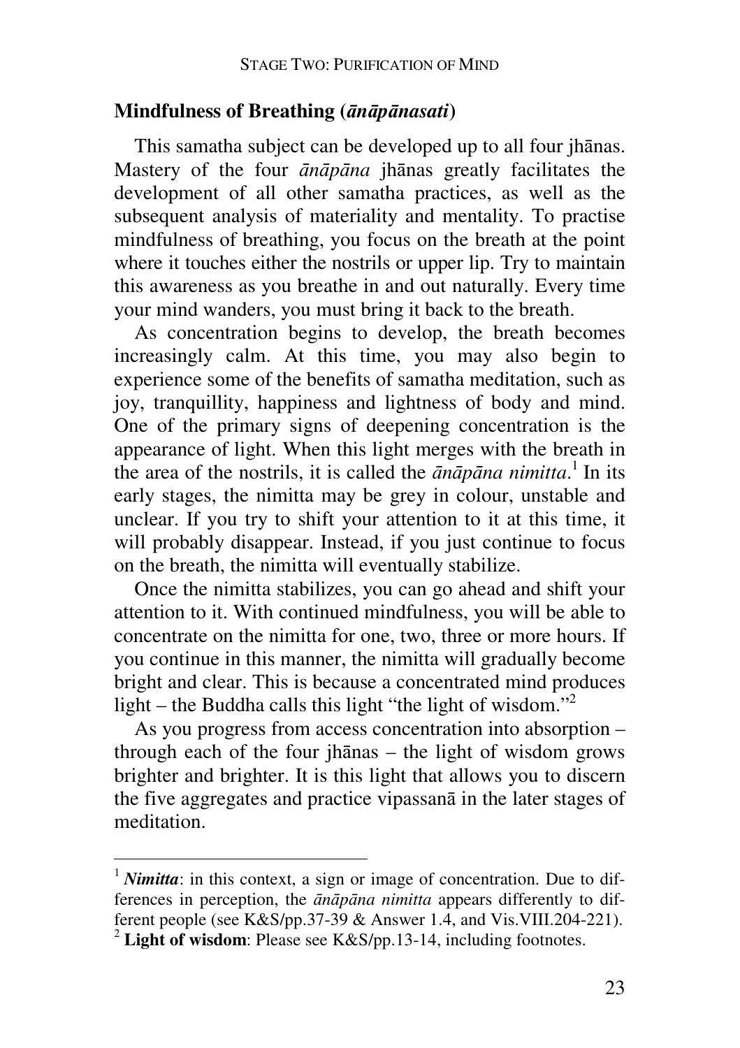## Mindfulness of Breathing (*ānāpānasati*)

This samatha subject can be developed up to all four jhānas. Mastery of the four *ānāpāna* jhānas greatly facilitates the development of all other samatha practices, as well as the subsequent analysis of materiality and mentality. To practise mindfulness of breathing, you focus on the breath at the point where it touches either the nostrils or upper lip. Try to maintain this awareness as you breathe in and out naturally. Every time your mind wanders, you must bring it back to the breath.

As concentration begins to develop, the breath becomes increasingly calm. At this time, you may also begin to experience some of the benefits of samatha meditation, such as joy, tranquillity, happiness and lightness of body and mind. One of the primary signs of deepening concentration is the appearance of light. When this light merges with the breath in the area of the nostrils, it is called the *ānāpāna nimitta*.[1] In its early stages, the nimitta may be grey in colour, unstable and unclear. If you try to shift your attention to it at this time, it will probably disappear. Instead, if you just continue to focus on the breath, the nimitta will eventually stabilize.

Once the nimitta stabilizes, you can go ahead and shift your attention to it. With continued mindfulness, you will be able to concentrate on the nimitta for one, two, three or more hours. If you continue in this manner, the nimitta will gradually become bright and clear. This is because a concentrated mind produces light – the Buddha calls this light "the light of wisdom."[2]

As you progress from access concentration into absorption – through each of the four jhānas – the light of wisdom grows brighter and brighter. It is this light that allows you to discern the five aggregates and practice vipassanā in the later stages of meditation.

---

[1] ***Nimitta***: in this context, a sign or image of concentration. Due to differences in perception, the *ānāpāna nimitta* appears differently to different people (see K&S/pp.37-39 & Answer 1.4, and Vis.VIII.204-221).

[2] **Light of wisdom**: Please see K&S/pp.13-14, including footnotes.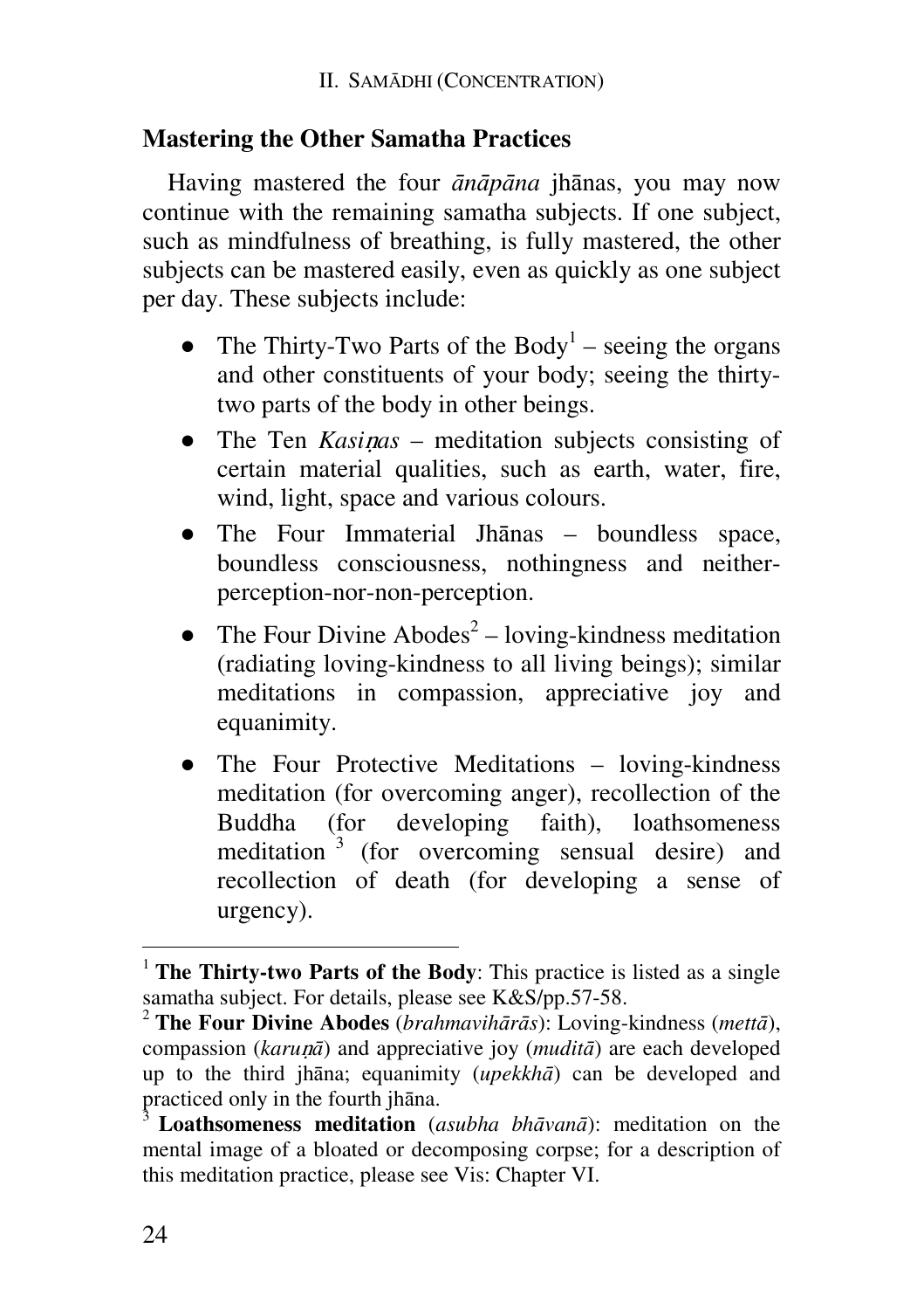## Mastering the Other Samatha Practices

Having mastered the four *ānāpāna* jhānas, you may now continue with the remaining samatha subjects. If one subject, such as mindfulness of breathing, is fully mastered, the other subjects can be mastered easily, even as quickly as one subject per day. These subjects include:

- The Thirty-Two Parts of the Body[1] – seeing the organs and other constituents of your body; seeing the thirty-two parts of the body in other beings.
- The Ten *Kasiṇas* – meditation subjects consisting of certain material qualities, such as earth, water, fire, wind, light, space and various colours.
- The Four Immaterial Jhānas – boundless space, boundless consciousness, nothingness and neither-perception-nor-non-perception.
- The Four Divine Abodes[2] – loving-kindness meditation (radiating loving-kindness to all living beings); similar meditations in compassion, appreciative joy and equanimity.
- The Four Protective Meditations – loving-kindness meditation (for overcoming anger), recollection of the Buddha (for developing faith), loathsomeness meditation[3] (for overcoming sensual desire) and recollection of death (for developing a sense of urgency).

---

[1] **The Thirty-two Parts of the Body**: This practice is listed as a single samatha subject. For details, please see K&S/pp.57-58.

[2] **The Four Divine Abodes** (*brahmavihārās*): Loving-kindness (*mettā*), compassion (*karuṇā*) and appreciative joy (*muditā*) are each developed up to the third jhāna; equanimity (*upekkhā*) can be developed and practiced only in the fourth jhāna.

[3] **Loathsomeness meditation** (*asubha bhāvanā*): meditation on the mental image of a bloated or decomposing corpse; for a description of this meditation practice, please see Vis: Chapter VI.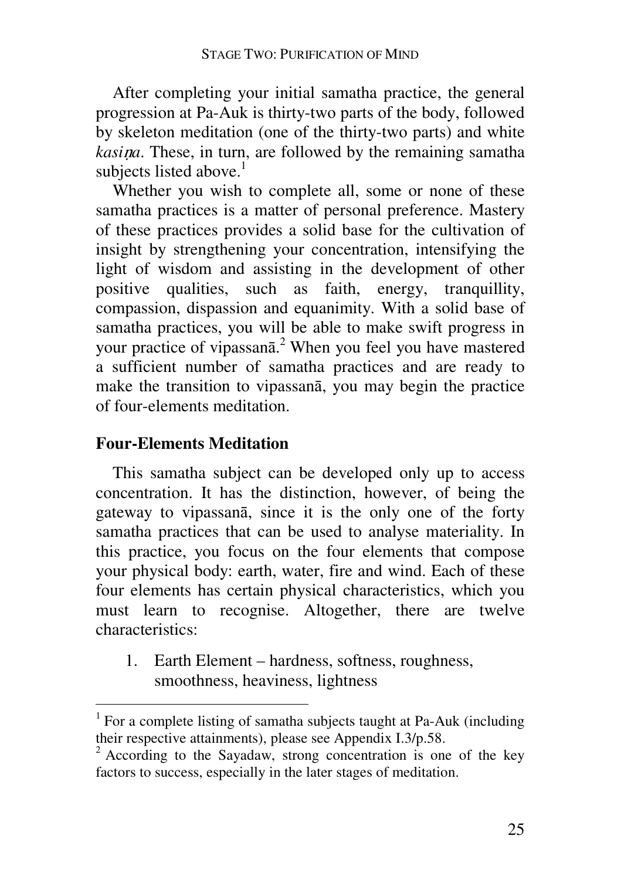After completing your initial samatha practice, the general progression at Pa-Auk is thirty-two parts of the body, followed by skeleton meditation (one of the thirty-two parts) and white *kasiṇa*. These, in turn, are followed by the remaining samatha subjects listed above.[1]

Whether you wish to complete all, some or none of these samatha practices is a matter of personal preference. Mastery of these practices provides a solid base for the cultivation of insight by strengthening your concentration, intensifying the light of wisdom and assisting in the development of other positive qualities, such as faith, energy, tranquillity, compassion, dispassion and equanimity. With a solid base of samatha practices, you will be able to make swift progress in your practice of vipassanā.[2] When you feel you have mastered a sufficient number of samatha practices and are ready to make the transition to vipassanā, you may begin the practice of four-elements meditation.

## Four-Elements Meditation

This samatha subject can be developed only up to access concentration. It has the distinction, however, of being the gateway to vipassanā, since it is the only one of the forty samatha practices that can be used to analyse materiality. In this practice, you focus on the four elements that compose your physical body: earth, water, fire and wind. Each of these four elements has certain physical characteristics, which you must learn to recognise. Altogether, there are twelve characteristics:

1. Earth Element – hardness, softness, roughness, smoothness, heaviness, lightness

---

[1] For a complete listing of samatha subjects taught at Pa-Auk (including their respective attainments), please see Appendix I.3/p.58.

[2] According to the Sayadaw, strong concentration is one of the key factors to success, especially in the later stages of meditation.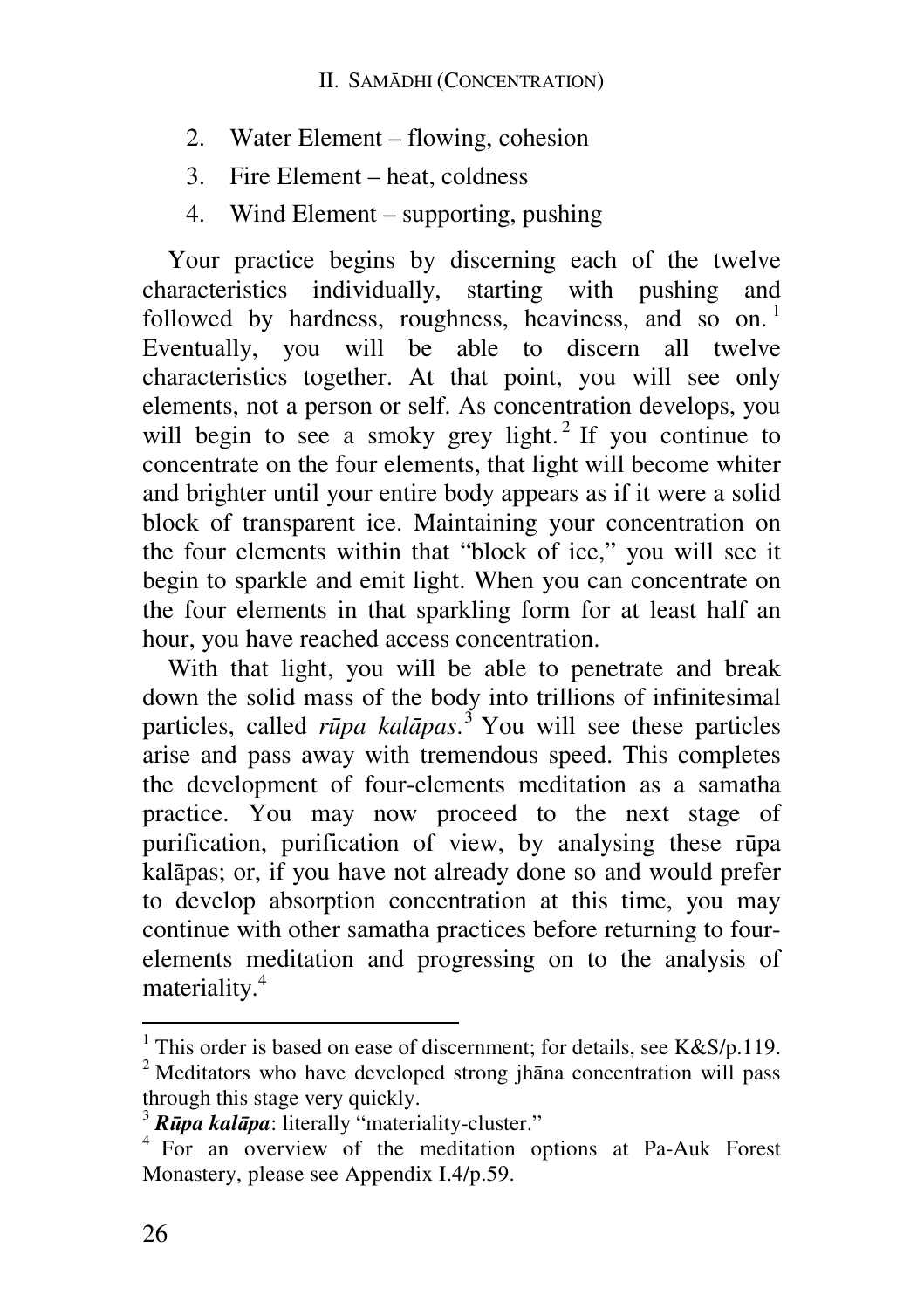2. Water Element – flowing, cohesion
3. Fire Element – heat, coldness
4. Wind Element – supporting, pushing

Your practice begins by discerning each of the twelve characteristics individually, starting with pushing and followed by hardness, roughness, heaviness, and so on.[1] Eventually, you will be able to discern all twelve characteristics together. At that point, you will see only elements, not a person or self. As concentration develops, you will begin to see a smoky grey light.[2] If you continue to concentrate on the four elements, that light will become whiter and brighter until your entire body appears as if it were a solid block of transparent ice. Maintaining your concentration on the four elements within that "block of ice," you will see it begin to sparkle and emit light. When you can concentrate on the four elements in that sparkling form for at least half an hour, you have reached access concentration.

With that light, you will be able to penetrate and break down the solid mass of the body into trillions of infinitesimal particles, called *rūpa kalāpas*.[3] You will see these particles arise and pass away with tremendous speed. This completes the development of four-elements meditation as a samatha practice. You may now proceed to the next stage of purification, purification of view, by analysing these rūpa kalāpas; or, if you have not already done so and would prefer to develop absorption concentration at this time, you may continue with other samatha practices before returning to four-elements meditation and progressing on to the analysis of materiality.[4]

---

[1] This order is based on ease of discernment; for details, see K&S/p.119.

[2] Meditators who have developed strong jhāna concentration will pass through this stage very quickly.

[3] ***Rūpa kalāpa***: literally "materiality-cluster."

[4] For an overview of the meditation options at Pa-Auk Forest Monastery, please see Appendix I.4/p.59.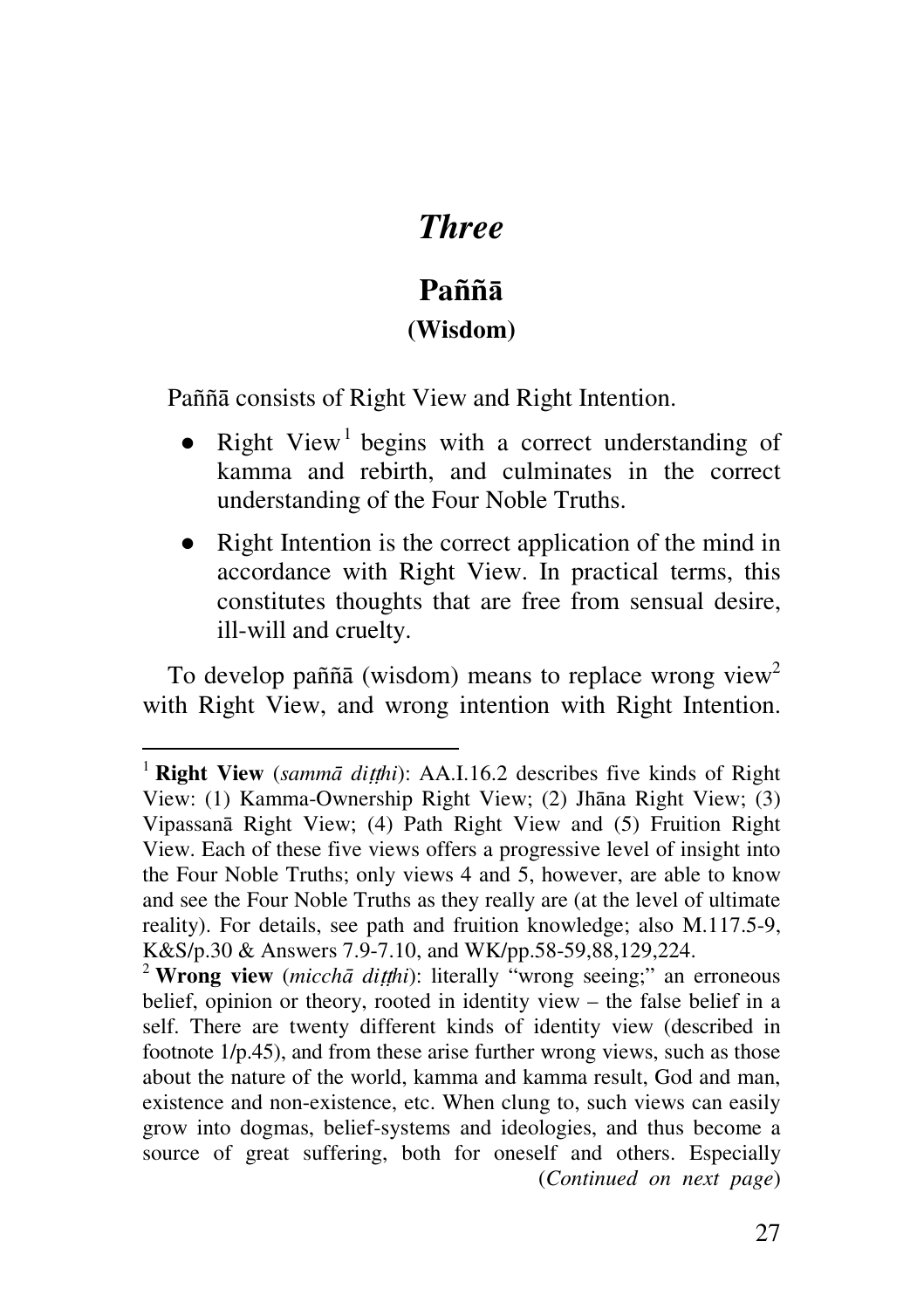# *Three*

## Paññā

### (Wisdom)

Paññā consists of Right View and Right Intention.

- Right View[1] begins with a correct understanding of kamma and rebirth, and culminates in the correct understanding of the Four Noble Truths.
- Right Intention is the correct application of the mind in accordance with Right View. In practical terms, this constitutes thoughts that are free from sensual desire, ill-will and cruelty.

To develop paññā (wisdom) means to replace wrong view[2] with Right View, and wrong intention with Right Intention.

---

[1] **Right View** (*sammā diṭṭhi*): AA.I.16.2 describes five kinds of Right View: (1) Kamma-Ownership Right View; (2) Jhāna Right View; (3) Vipassanā Right View; (4) Path Right View and (5) Fruition Right View. Each of these five views offers a progressive level of insight into the Four Noble Truths; only views 4 and 5, however, are able to know and see the Four Noble Truths as they really are (at the level of ultimate reality). For details, see path and fruition knowledge; also M.117.5-9, K&S/p.30 & Answers 7.9-7.10, and WK/pp.58-59,88,129,224.

[2] **Wrong view** (*micchā diṭṭhi*): literally "wrong seeing;" an erroneous belief, opinion or theory, rooted in identity view – the false belief in a self. There are twenty different kinds of identity view (described in footnote 1/p.45), and from these arise further wrong views, such as those about the nature of the world, kamma and kamma result, God and man, existence and non-existence, etc. When clung to, such views can easily grow into dogmas, belief-systems and ideologies, and thus become a source of great suffering, both for oneself and others. Especially (*Continued on next page*)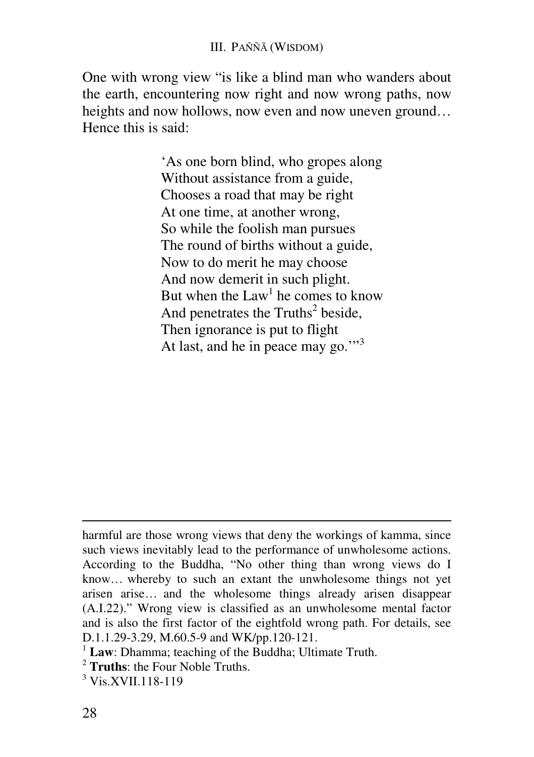One with wrong view "is like a blind man who wanders about the earth, encountering now right and now wrong paths, now heights and now hollows, now even and now uneven ground… Hence this is said:

> 'As one born blind, who gropes along
> Without assistance from a guide,
> Chooses a road that may be right
> At one time, at another wrong,
> So while the foolish man pursues
> The round of births without a guide,
> Now to do merit he may choose
> And now demerit in such plight.
> But when the Law[1] he comes to know
> And penetrates the Truths[2] beside,
> Then ignorance is put to flight
> At last, and he in peace may go.'"[3]

---

harmful are those wrong views that deny the workings of kamma, since such views inevitably lead to the performance of unwholesome actions. According to the Buddha, "No other thing than wrong views do I know… whereby to such an extant the unwholesome things not yet arisen arise… and the wholesome things already arisen disappear (A.I.22)." Wrong view is classified as an unwholesome mental factor and is also the first factor of the eightfold wrong path. For details, see D.1.1.29-3.29, M.60.5-9 and WK/pp.120-121.

[1] **Law**: Dhamma; teaching of the Buddha; Ultimate Truth.

[2] **Truths**: the Four Noble Truths.

[3] Vis.XVII.118-119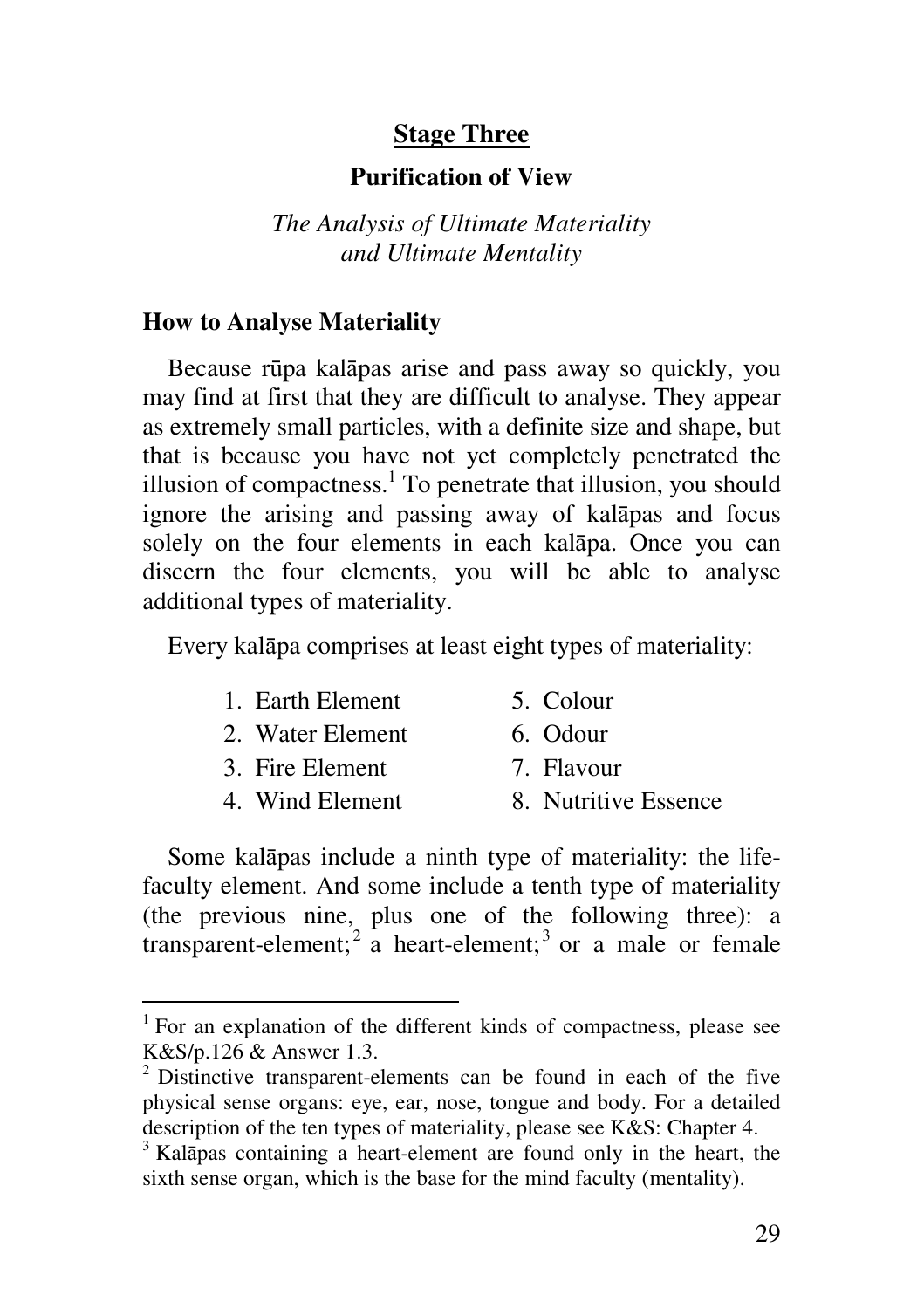## Stage Three

### Purification of View

*The Analysis of Ultimate Materiality and Ultimate Mentality*

### How to Analyse Materiality

Because rūpa kalāpas arise and pass away so quickly, you may find at first that they are difficult to analyse. They appear as extremely small particles, with a definite size and shape, but that is because you have not yet completely penetrated the illusion of compactness.[1] To penetrate that illusion, you should ignore the arising and passing away of kalāpas and focus solely on the four elements in each kalāpa. Once you can discern the four elements, you will be able to analyse additional types of materiality.

Every kalāpa comprises at least eight types of materiality:

1. Earth Element
2. Water Element
3. Fire Element
4. Wind Element
5. Colour
6. Odour
7. Flavour
8. Nutritive Essence

Some kalāpas include a ninth type of materiality: the life-faculty element. And some include a tenth type of materiality (the previous nine, plus one of the following three): a transparent-element;[2] a heart-element;[3] or a male or female

---

[1] For an explanation of the different kinds of compactness, please see K&S/p.126 & Answer 1.3.

[2] Distinctive transparent-elements can be found in each of the five physical sense organs: eye, ear, nose, tongue and body. For a detailed description of the ten types of materiality, please see K&S: Chapter 4.

[3] Kalāpas containing a heart-element are found only in the heart, the sixth sense organ, which is the base for the mind faculty (mentality).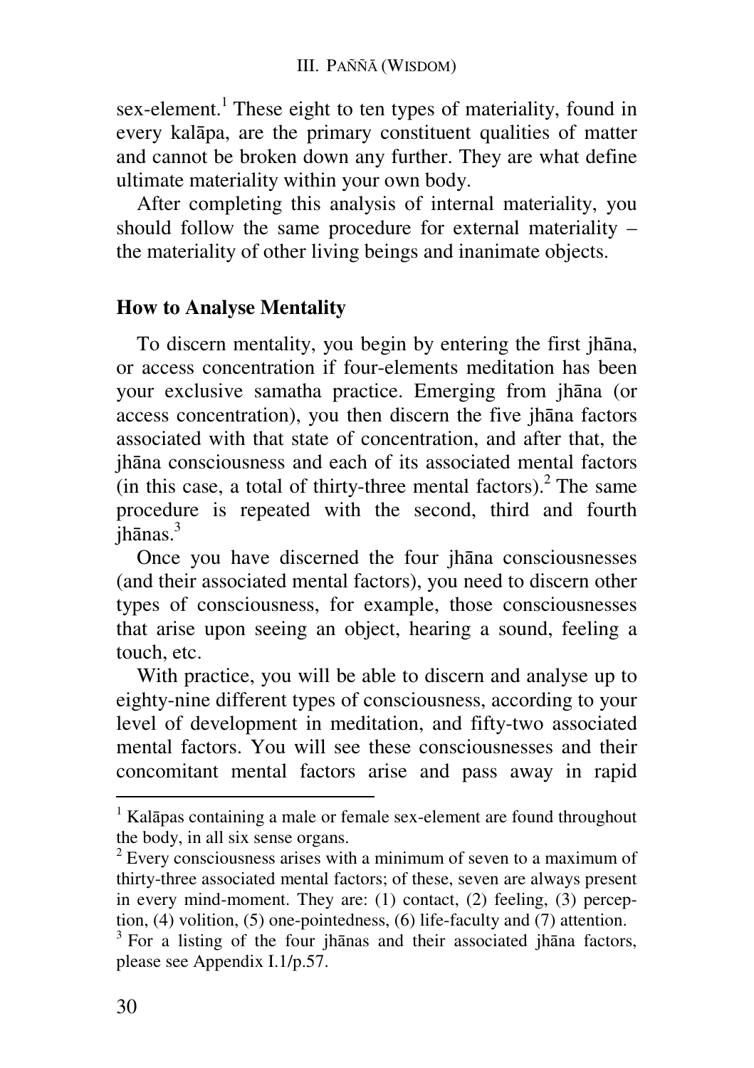sex-element.[1] These eight to ten types of materiality, found in every kalāpa, are the primary constituent qualities of matter and cannot be broken down any further. They are what define ultimate materiality within your own body.

After completing this analysis of internal materiality, you should follow the same procedure for external materiality – the materiality of other living beings and inanimate objects.

## How to Analyse Mentality

To discern mentality, you begin by entering the first jhāna, or access concentration if four-elements meditation has been your exclusive samatha practice. Emerging from jhāna (or access concentration), you then discern the five jhāna factors associated with that state of concentration, and after that, the jhāna consciousness and each of its associated mental factors (in this case, a total of thirty-three mental factors).[2] The same procedure is repeated with the second, third and fourth jhānas.[3]

Once you have discerned the four jhāna consciousnesses (and their associated mental factors), you need to discern other types of consciousness, for example, those consciousnesses that arise upon seeing an object, hearing a sound, feeling a touch, etc.

With practice, you will be able to discern and analyse up to eighty-nine different types of consciousness, according to your level of development in meditation, and fifty-two associated mental factors. You will see these consciousnesses and their concomitant mental factors arise and pass away in rapid

---

[1] Kalāpas containing a male or female sex-element are found throughout the body, in all six sense organs.

[2] Every consciousness arises with a minimum of seven to a maximum of thirty-three associated mental factors; of these, seven are always present in every mind-moment. They are: (1) contact, (2) feeling, (3) perception, (4) volition, (5) one-pointedness, (6) life-faculty and (7) attention.

[3] For a listing of the four jhānas and their associated jhāna factors, please see Appendix I.1/p.57.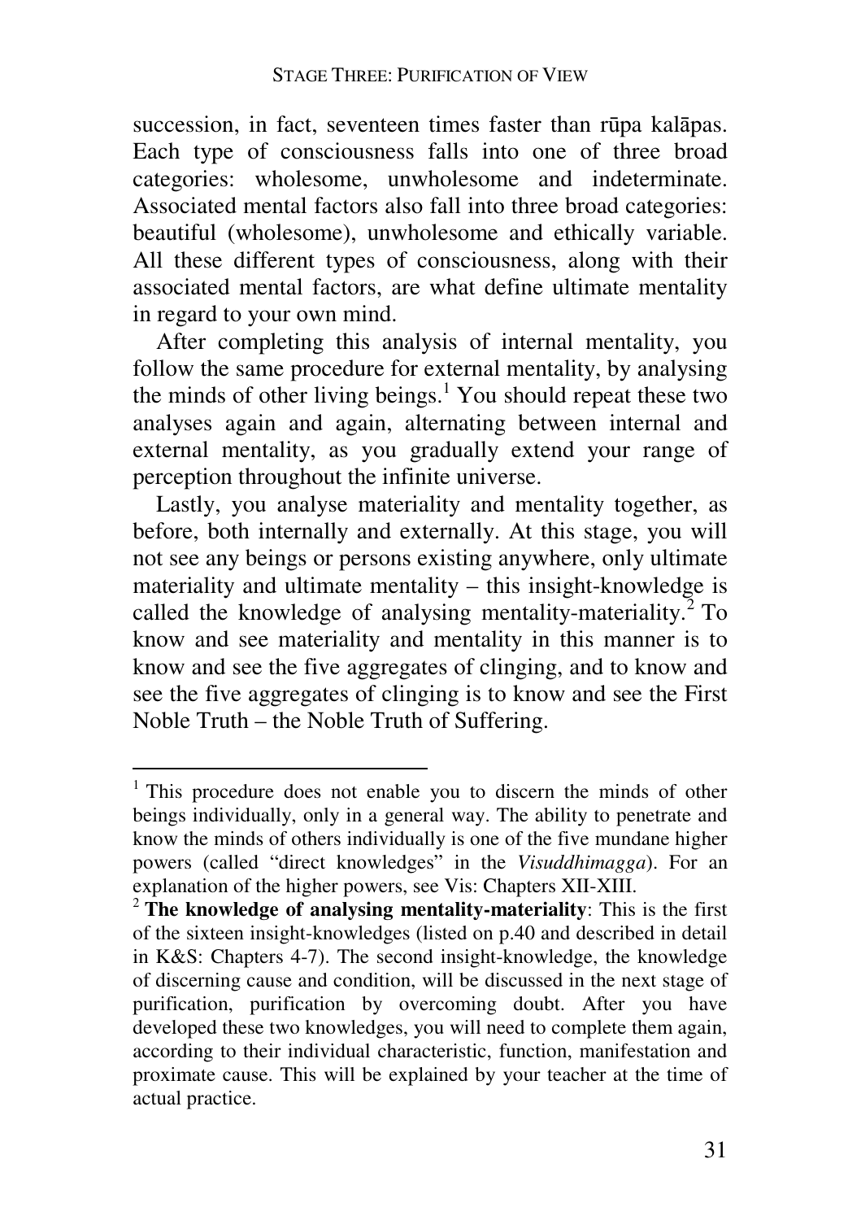succession, in fact, seventeen times faster than rūpa kalāpas. Each type of consciousness falls into one of three broad categories: wholesome, unwholesome and indeterminate. Associated mental factors also fall into three broad categories: beautiful (wholesome), unwholesome and ethically variable. All these different types of consciousness, along with their associated mental factors, are what define ultimate mentality in regard to your own mind.

After completing this analysis of internal mentality, you follow the same procedure for external mentality, by analysing the minds of other living beings.[1] You should repeat these two analyses again and again, alternating between internal and external mentality, as you gradually extend your range of perception throughout the infinite universe.

Lastly, you analyse materiality and mentality together, as before, both internally and externally. At this stage, you will not see any beings or persons existing anywhere, only ultimate materiality and ultimate mentality – this insight-knowledge is called the knowledge of analysing mentality-materiality.[2] To know and see materiality and mentality in this manner is to know and see the five aggregates of clinging, and to know and see the five aggregates of clinging is to know and see the First Noble Truth – the Noble Truth of Suffering.

---

[1] This procedure does not enable you to discern the minds of other beings individually, only in a general way. The ability to penetrate and know the minds of others individually is one of the five mundane higher powers (called "direct knowledges" in the *Visuddhimagga*). For an explanation of the higher powers, see Vis: Chapters XII-XIII.

[2] **The knowledge of analysing mentality-materiality**: This is the first of the sixteen insight-knowledges (listed on p.40 and described in detail in K&S: Chapters 4-7). The second insight-knowledge, the knowledge of discerning cause and condition, will be discussed in the next stage of purification, purification by overcoming doubt. After you have developed these two knowledges, you will need to complete them again, according to their individual characteristic, function, manifestation and proximate cause. This will be explained by your teacher at the time of actual practice.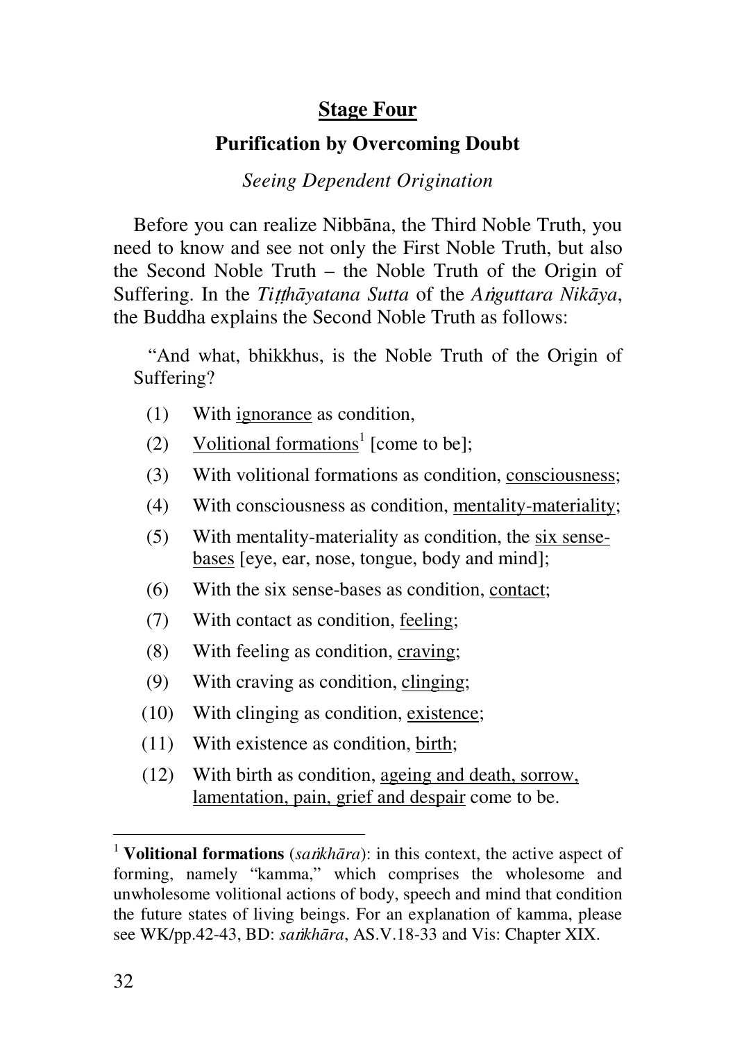## Stage Four

### Purification by Overcoming Doubt

*Seeing Dependent Origination*

Before you can realize Nibbāna, the Third Noble Truth, you need to know and see not only the First Noble Truth, but also the Second Noble Truth – the Noble Truth of the Origin of Suffering. In the *Tiṭṭhāyatana Sutta* of the *Aṅguttara Nikāya*, the Buddha explains the Second Noble Truth as follows:

> "And what, bhikkhus, is the Noble Truth of the Origin of Suffering?
>
> (1) With ignorance as condition,
>
> (2) Volitional formations[1] [come to be];
>
> (3) With volitional formations as condition, consciousness;
>
> (4) With consciousness as condition, mentality-materiality;
>
> (5) With mentality-materiality as condition, the six sense-bases [eye, ear, nose, tongue, body and mind];
>
> (6) With the six sense-bases as condition, contact;
>
> (7) With contact as condition, feeling;
>
> (8) With feeling as condition, craving;
>
> (9) With craving as condition, clinging;
>
> (10) With clinging as condition, existence;
>
> (11) With existence as condition, birth;
>
> (12) With birth as condition, ageing and death, sorrow, lamentation, pain, grief and despair come to be.

---

[1] **Volitional formations** (*saṅkhāra*): in this context, the active aspect of forming, namely "kamma," which comprises the wholesome and unwholesome volitional actions of body, speech and mind that condition the future states of living beings. For an explanation of kamma, please see WK/pp.42-43, BD: *saṅkhāra*, AS.V.18-33 and Vis: Chapter XIX.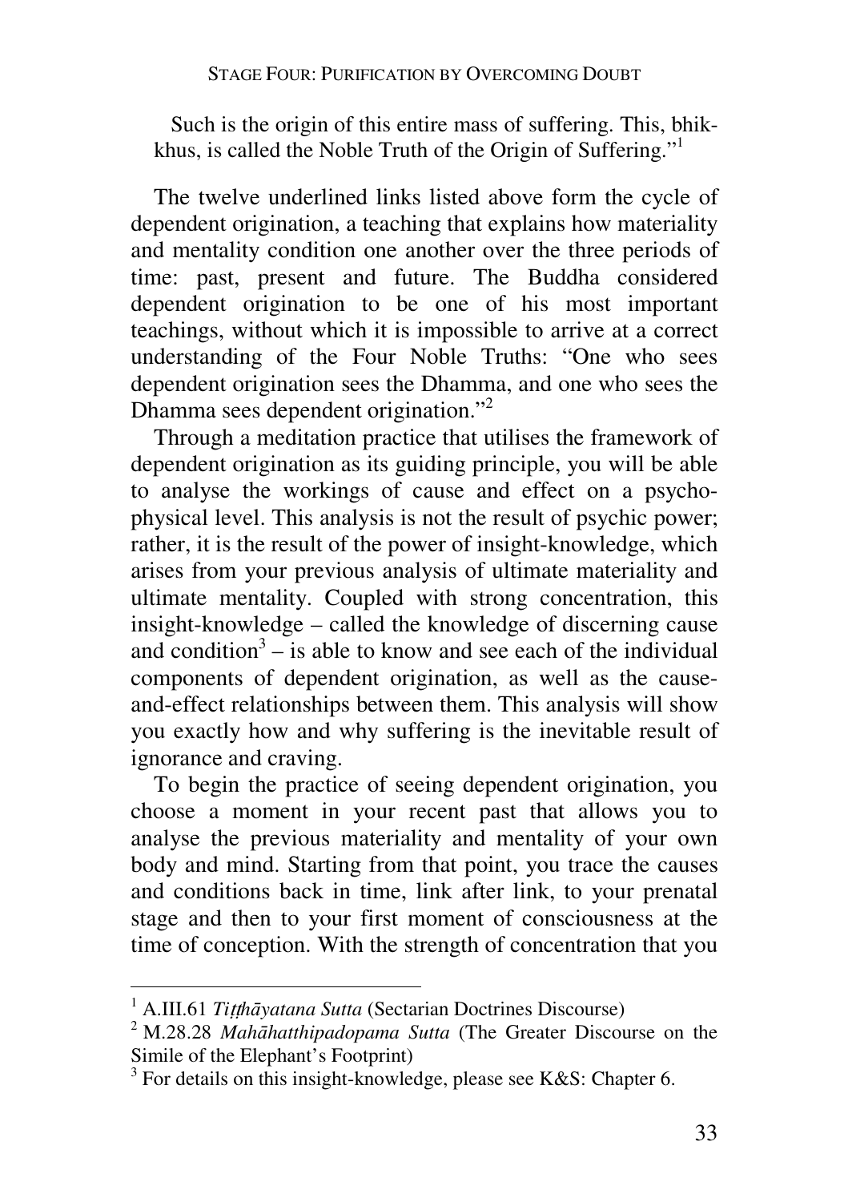Such is the origin of this entire mass of suffering. This, bhikkhus, is called the Noble Truth of the Origin of Suffering."[1]

The twelve underlined links listed above form the cycle of dependent origination, a teaching that explains how materiality and mentality condition one another over the three periods of time: past, present and future. The Buddha considered dependent origination to be one of his most important teachings, without which it is impossible to arrive at a correct understanding of the Four Noble Truths: "One who sees dependent origination sees the Dhamma, and one who sees the Dhamma sees dependent origination."[2]

Through a meditation practice that utilises the framework of dependent origination as its guiding principle, you will be able to analyse the workings of cause and effect on a psychophysical level. This analysis is not the result of psychic power; rather, it is the result of the power of insight-knowledge, which arises from your previous analysis of ultimate materiality and ultimate mentality. Coupled with strong concentration, this insight-knowledge – called the knowledge of discerning cause and condition[3] – is able to know and see each of the individual components of dependent origination, as well as the cause-and-effect relationships between them. This analysis will show you exactly how and why suffering is the inevitable result of ignorance and craving.

To begin the practice of seeing dependent origination, you choose a moment in your recent past that allows you to analyse the previous materiality and mentality of your own body and mind. Starting from that point, you trace the causes and conditions back in time, link after link, to your prenatal stage and then to your first moment of consciousness at the time of conception. With the strength of concentration that you

---

[1] A.III.61 *Tiṭṭhāyatana Sutta* (Sectarian Doctrines Discourse)

[2] M.28.28 *Mahāhatthipadopama Sutta* (The Greater Discourse on the Simile of the Elephant's Footprint)

[3] For details on this insight-knowledge, please see K&S: Chapter 6.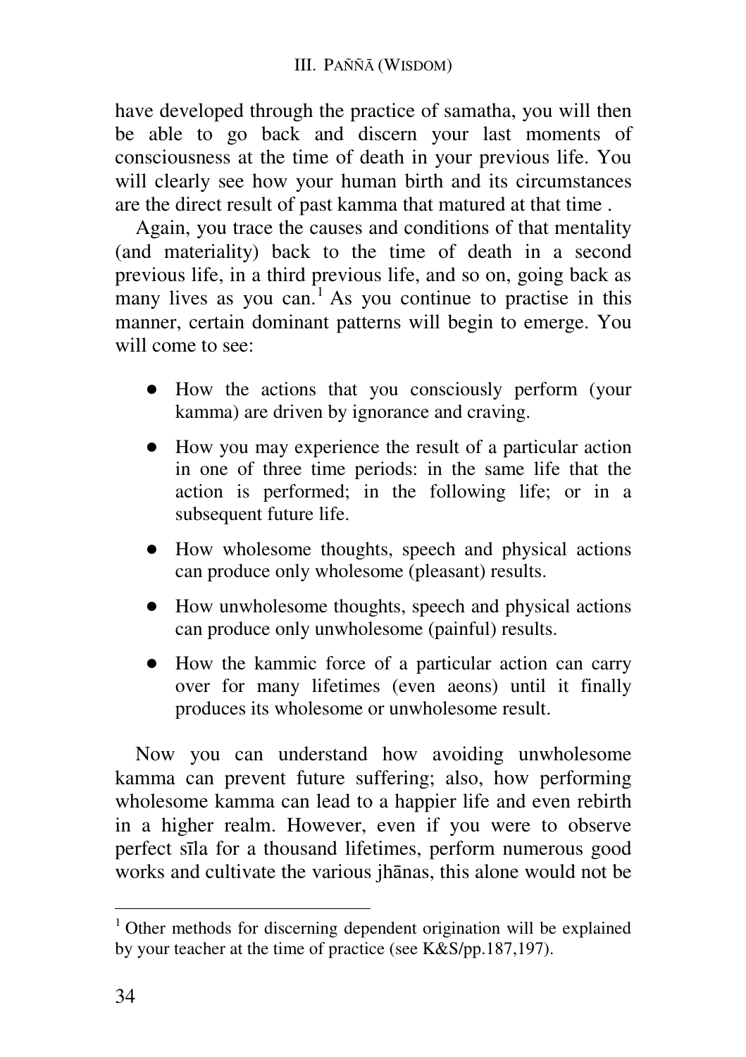have developed through the practice of samatha, you will then be able to go back and discern your last moments of consciousness at the time of death in your previous life. You will clearly see how your human birth and its circumstances are the direct result of past kamma that matured at that time .

Again, you trace the causes and conditions of that mentality (and materiality) back to the time of death in a second previous life, in a third previous life, and so on, going back as many lives as you can.[1] As you continue to practise in this manner, certain dominant patterns will begin to emerge. You will come to see:

- How the actions that you consciously perform (your kamma) are driven by ignorance and craving.
- How you may experience the result of a particular action in one of three time periods: in the same life that the action is performed; in the following life; or in a subsequent future life.
- How wholesome thoughts, speech and physical actions can produce only wholesome (pleasant) results.
- How unwholesome thoughts, speech and physical actions can produce only unwholesome (painful) results.
- How the kammic force of a particular action can carry over for many lifetimes (even aeons) until it finally produces its wholesome or unwholesome result.

Now you can understand how avoiding unwholesome kamma can prevent future suffering; also, how performing wholesome kamma can lead to a happier life and even rebirth in a higher realm. However, even if you were to observe perfect sīla for a thousand lifetimes, perform numerous good works and cultivate the various jhānas, this alone would not be

---

[1] Other methods for discerning dependent origination will be explained by your teacher at the time of practice (see K&S/pp.187,197).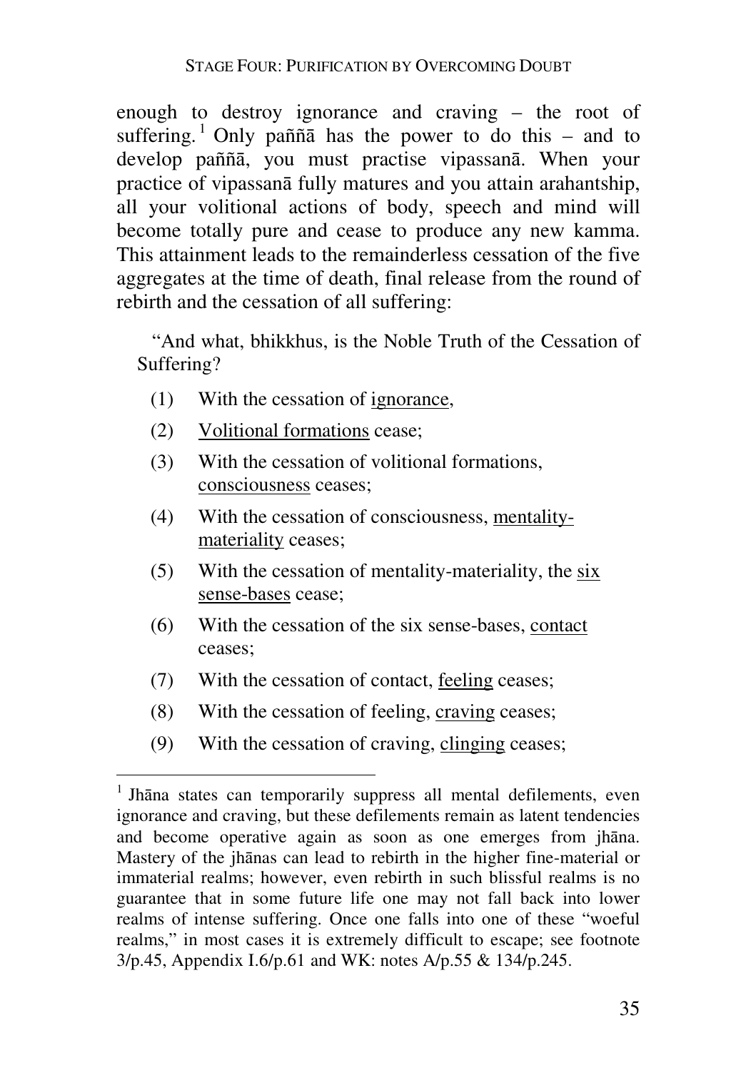enough to destroy ignorance and craving – the root of suffering.[1] Only paññā has the power to do this – and to develop paññā, you must practise vipassanā. When your practice of vipassanā fully matures and you attain arahantship, all your volitional actions of body, speech and mind will become totally pure and cease to produce any new kamma. This attainment leads to the remainderless cessation of the five aggregates at the time of death, final release from the round of rebirth and the cessation of all suffering:

> "And what, bhikkhus, is the Noble Truth of the Cessation of Suffering?
>
> (1) With the cessation of <u>ignorance</u>,
>
> (2) <u>Volitional formations</u> cease;
>
> (3) With the cessation of volitional formations, <u>consciousness</u> ceases;
>
> (4) With the cessation of consciousness, <u>mentality-materiality</u> ceases;
>
> (5) With the cessation of mentality-materiality, the <u>six sense-bases</u> cease;
>
> (6) With the cessation of the six sense-bases, <u>contact</u> ceases;
>
> (7) With the cessation of contact, <u>feeling</u> ceases;
>
> (8) With the cessation of feeling, <u>craving</u> ceases;
>
> (9) With the cessation of craving, <u>clinging</u> ceases;

---

[1] Jhāna states can temporarily suppress all mental defilements, even ignorance and craving, but these defilements remain as latent tendencies and become operative again as soon as one emerges from jhāna. Mastery of the jhānas can lead to rebirth in the higher fine-material or immaterial realms; however, even rebirth in such blissful realms is no guarantee that in some future life one may not fall back into lower realms of intense suffering. Once one falls into one of these "woeful realms," in most cases it is extremely difficult to escape; see footnote 3/p.45, Appendix I.6/p.61 and WK: notes A/p.55 & 134/p.245.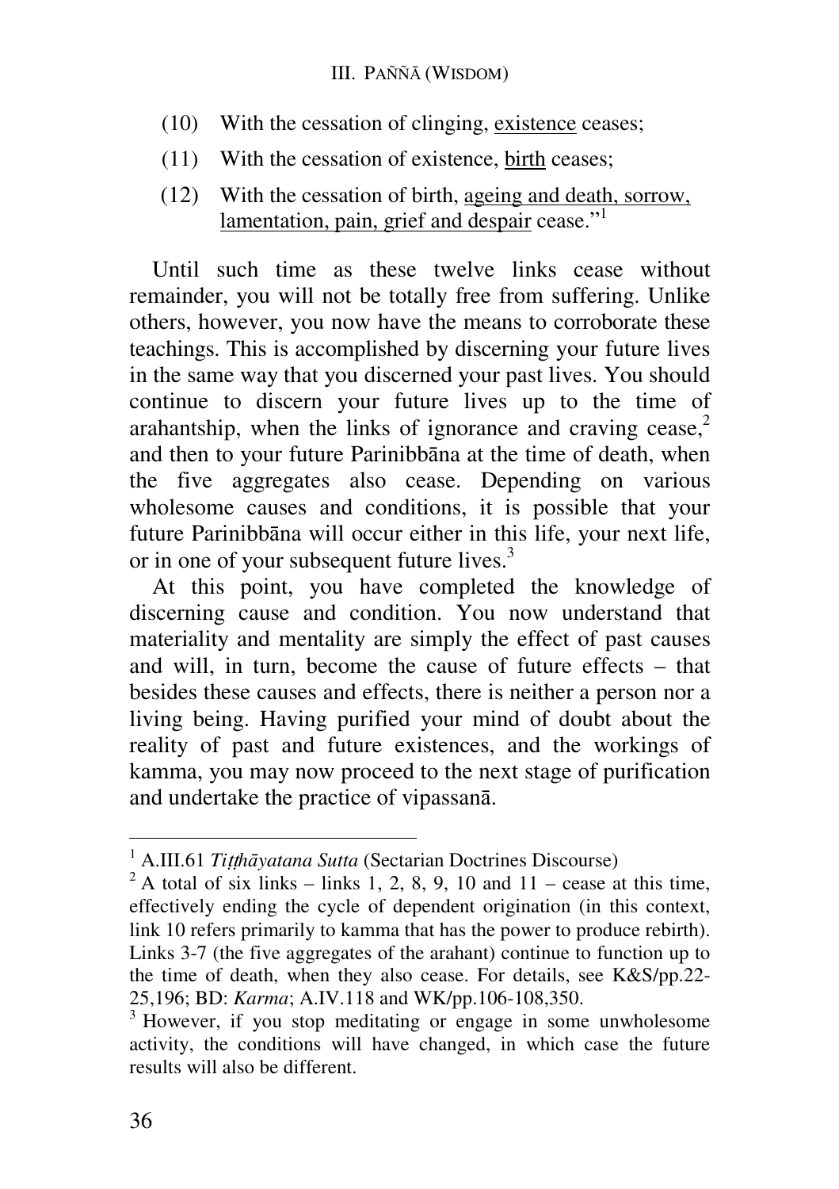(10) With the cessation of clinging, existence ceases;

(11) With the cessation of existence, birth ceases;

(12) With the cessation of birth, ageing and death, sorrow, lamentation, pain, grief and despair cease."[1]

Until such time as these twelve links cease without remainder, you will not be totally free from suffering. Unlike others, however, you now have the means to corroborate these teachings. This is accomplished by discerning your future lives in the same way that you discerned your past lives. You should continue to discern your future lives up to the time of arahantship, when the links of ignorance and craving cease,[2] and then to your future Parinibbāna at the time of death, when the five aggregates also cease. Depending on various wholesome causes and conditions, it is possible that your future Parinibbāna will occur either in this life, your next life, or in one of your subsequent future lives.[3]

At this point, you have completed the knowledge of discerning cause and condition. You now understand that materiality and mentality are simply the effect of past causes and will, in turn, become the cause of future effects – that besides these causes and effects, there is neither a person nor a living being. Having purified your mind of doubt about the reality of past and future existences, and the workings of kamma, you may now proceed to the next stage of purification and undertake the practice of vipassanā.

---

[1] A.III.61 *Tiṭṭhāyatana Sutta* (Sectarian Doctrines Discourse)

[2] A total of six links – links 1, 2, 8, 9, 10 and 11 – cease at this time, effectively ending the cycle of dependent origination (in this context, link 10 refers primarily to kamma that has the power to produce rebirth). Links 3-7 (the five aggregates of the arahant) continue to function up to the time of death, when they also cease. For details, see K&S/pp.22-25,196; BD: *Karma*; A.IV.118 and WK/pp.106-108,350.

[3] However, if you stop meditating or engage in some unwholesome activity, the conditions will have changed, in which case the future results will also be different.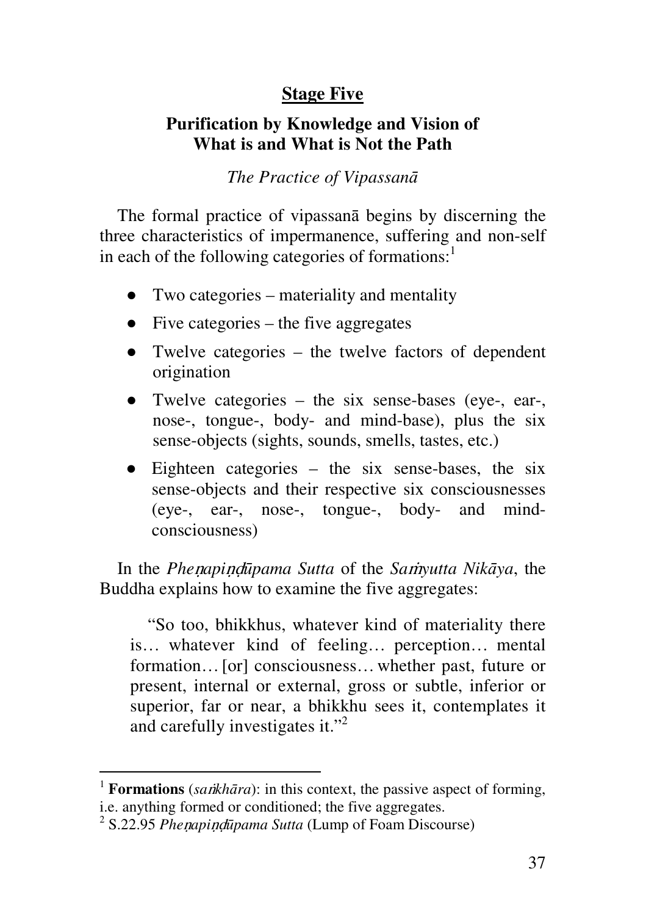## Stage Five

### Purification by Knowledge and Vision of What is and What is Not the Path

*The Practice of Vipassanā*

The formal practice of vipassanā begins by discerning the three characteristics of impermanence, suffering and non-self in each of the following categories of formations:[1]

- Two categories – materiality and mentality
- Five categories – the five aggregates
- Twelve categories – the twelve factors of dependent origination
- Twelve categories – the six sense-bases (eye-, ear-, nose-, tongue-, body- and mind-base), plus the six sense-objects (sights, sounds, smells, tastes, etc.)
- Eighteen categories – the six sense-bases, the six sense-objects and their respective six consciousnesses (eye-, ear-, nose-, tongue-, body- and mind-consciousness)

In the *Pheṇapiṇḍūpama Sutta* of the *Saṁyutta Nikāya*, the Buddha explains how to examine the five aggregates:

> "So too, bhikkhus, whatever kind of materiality there is… whatever kind of feeling… perception… mental formation… [or] consciousness… whether past, future or present, internal or external, gross or subtle, inferior or superior, far or near, a bhikkhu sees it, contemplates it and carefully investigates it."[2]

---

[1] **Formations** (*saṅkhāra*): in this context, the passive aspect of forming, i.e. anything formed or conditioned; the five aggregates.

[2] S.22.95 *Pheṇapiṇḍūpama Sutta* (Lump of Foam Discourse)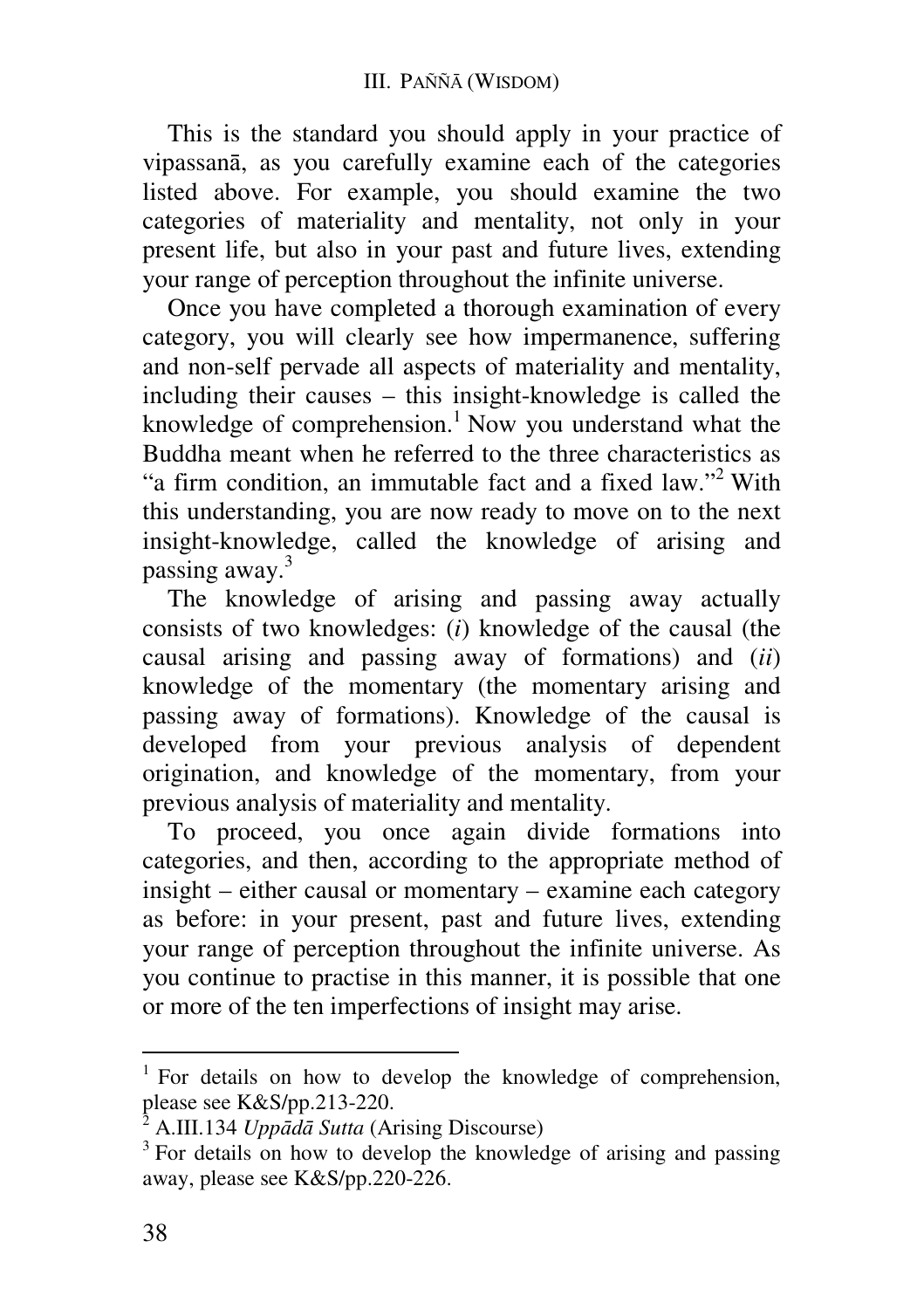This is the standard you should apply in your practice of vipassanā, as you carefully examine each of the categories listed above. For example, you should examine the two categories of materiality and mentality, not only in your present life, but also in your past and future lives, extending your range of perception throughout the infinite universe.

Once you have completed a thorough examination of every category, you will clearly see how impermanence, suffering and non-self pervade all aspects of materiality and mentality, including their causes – this insight-knowledge is called the knowledge of comprehension.[1] Now you understand what the Buddha meant when he referred to the three characteristics as "a firm condition, an immutable fact and a fixed law."[2] With this understanding, you are now ready to move on to the next insight-knowledge, called the knowledge of arising and passing away.[3]

The knowledge of arising and passing away actually consists of two knowledges: (*i*) knowledge of the causal (the causal arising and passing away of formations) and (*ii*) knowledge of the momentary (the momentary arising and passing away of formations). Knowledge of the causal is developed from your previous analysis of dependent origination, and knowledge of the momentary, from your previous analysis of materiality and mentality.

To proceed, you once again divide formations into categories, and then, according to the appropriate method of insight – either causal or momentary – examine each category as before: in your present, past and future lives, extending your range of perception throughout the infinite universe. As you continue to practise in this manner, it is possible that one or more of the ten imperfections of insight may arise.

---

[1] For details on how to develop the knowledge of comprehension, please see K&S/pp.213-220.

[2] A.III.134 *Uppādā Sutta* (Arising Discourse)

[3] For details on how to develop the knowledge of arising and passing away, please see K&S/pp.220-226.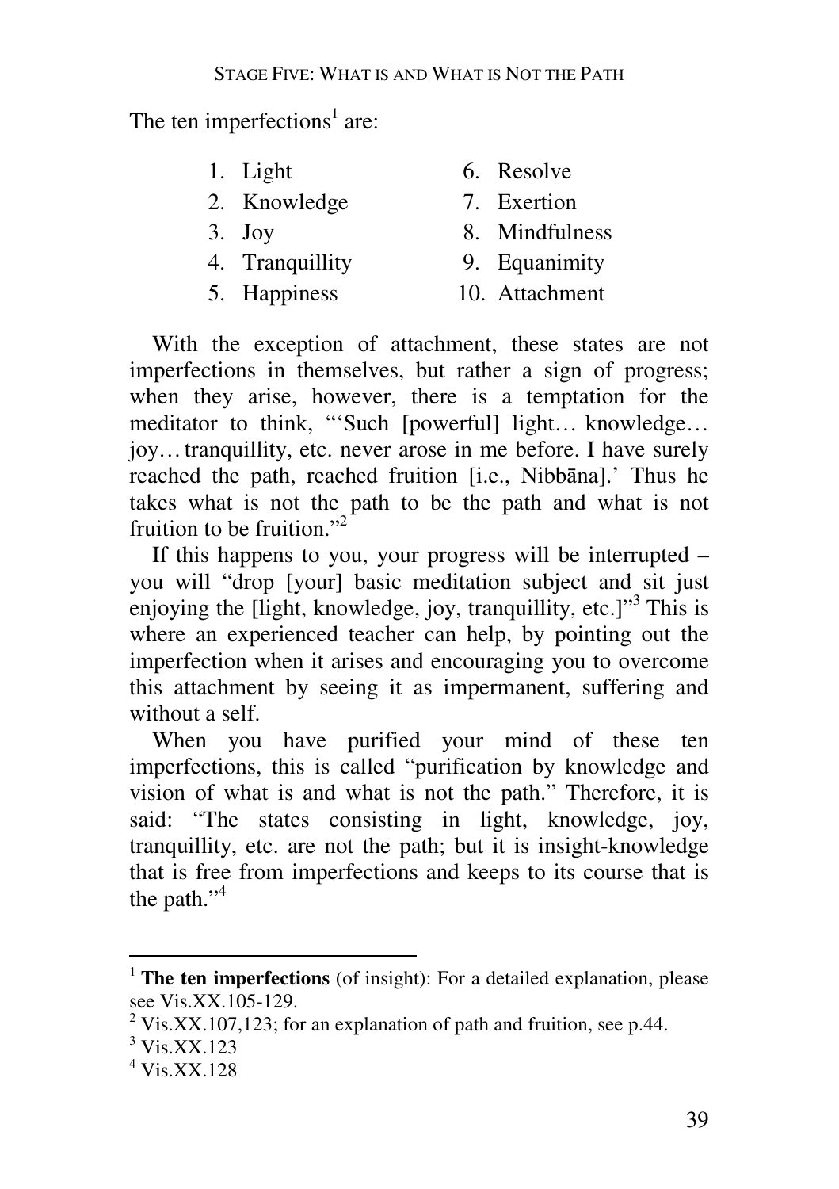The ten imperfections[1] are:

1. Light
2. Knowledge
3. Joy
4. Tranquillity
5. Happiness
6. Resolve
7. Exertion
8. Mindfulness
9. Equanimity
10. Attachment

With the exception of attachment, these states are not imperfections in themselves, but rather a sign of progress; when they arise, however, there is a temptation for the meditator to think, "'Such [powerful] light… knowledge… joy… tranquillity, etc. never arose in me before. I have surely reached the path, reached fruition [i.e., Nibbāna].' Thus he takes what is not the path to be the path and what is not fruition to be fruition."[2]

If this happens to you, your progress will be interrupted – you will "drop [your] basic meditation subject and sit just enjoying the [light, knowledge, joy, tranquillity, etc.]"[3] This is where an experienced teacher can help, by pointing out the imperfection when it arises and encouraging you to overcome this attachment by seeing it as impermanent, suffering and without a self.

When you have purified your mind of these ten imperfections, this is called "purification by knowledge and vision of what is and what is not the path." Therefore, it is said: "The states consisting in light, knowledge, joy, tranquillity, etc. are not the path; but it is insight-knowledge that is free from imperfections and keeps to its course that is the path."[4]

---

[1] **The ten imperfections** (of insight): For a detailed explanation, please see Vis.XX.105-129.

[2] Vis.XX.107,123; for an explanation of path and fruition, see p.44.

[3] Vis.XX.123

[4] Vis.XX.128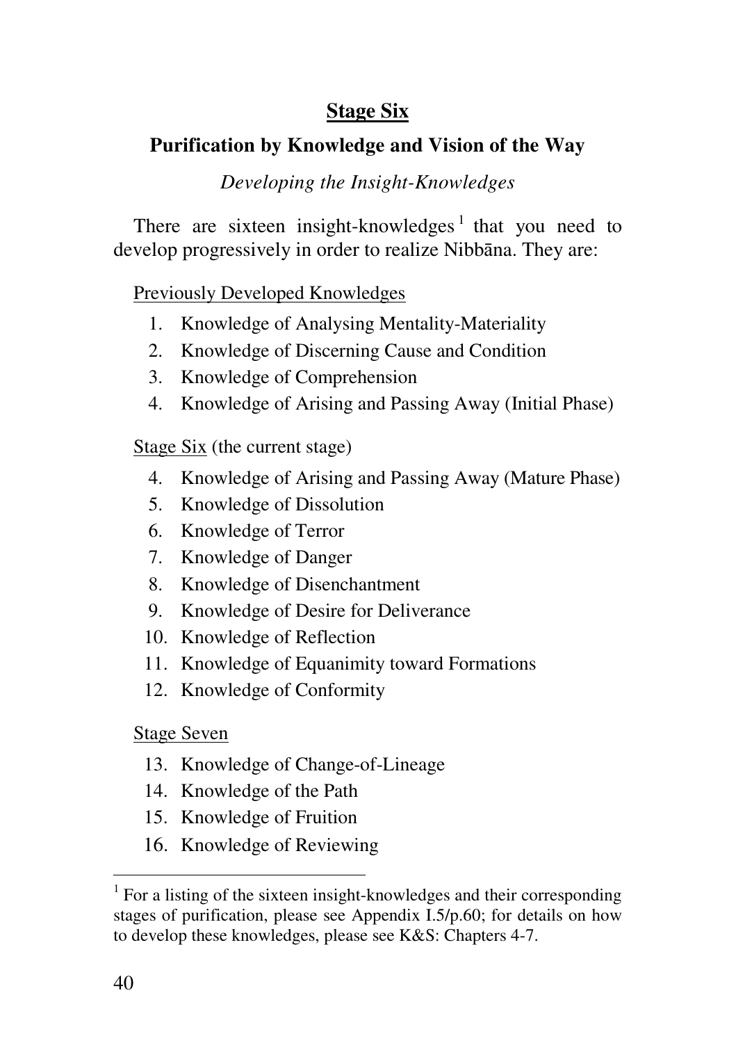## Stage Six

### Purification by Knowledge and Vision of the Way

*Developing the Insight-Knowledges*

There are sixteen insight-knowledges[1] that you need to develop progressively in order to realize Nibbāna. They are:

Previously Developed Knowledges

1. Knowledge of Analysing Mentality-Materiality
2. Knowledge of Discerning Cause and Condition
3. Knowledge of Comprehension
4. Knowledge of Arising and Passing Away (Initial Phase)

Stage Six (the current stage)

4. Knowledge of Arising and Passing Away (Mature Phase)
5. Knowledge of Dissolution
6. Knowledge of Terror
7. Knowledge of Danger
8. Knowledge of Disenchantment
9. Knowledge of Desire for Deliverance
10. Knowledge of Reflection
11. Knowledge of Equanimity toward Formations
12. Knowledge of Conformity

Stage Seven

13. Knowledge of Change-of-Lineage
14. Knowledge of the Path
15. Knowledge of Fruition
16. Knowledge of Reviewing

[1] For a listing of the sixteen insight-knowledges and their corresponding stages of purification, please see Appendix I.5/p.60; for details on how to develop these knowledges, please see K&S: Chapters 4-7.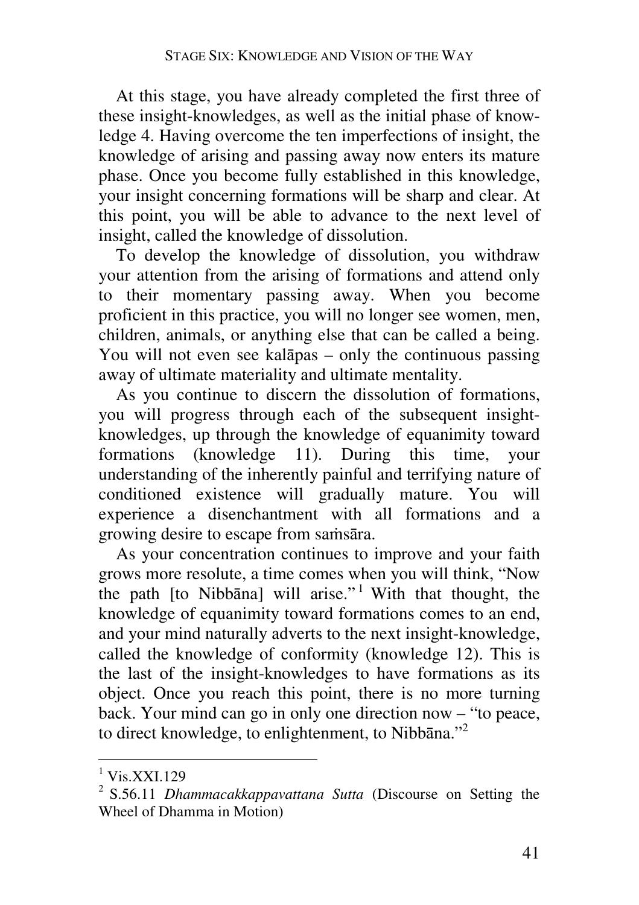At this stage, you have already completed the first three of these insight-knowledges, as well as the initial phase of knowledge 4. Having overcome the ten imperfections of insight, the knowledge of arising and passing away now enters its mature phase. Once you become fully established in this knowledge, your insight concerning formations will be sharp and clear. At this point, you will be able to advance to the next level of insight, called the knowledge of dissolution.

To develop the knowledge of dissolution, you withdraw your attention from the arising of formations and attend only to their momentary passing away. When you become proficient in this practice, you will no longer see women, men, children, animals, or anything else that can be called a being. You will not even see kalāpas – only the continuous passing away of ultimate materiality and ultimate mentality.

As you continue to discern the dissolution of formations, you will progress through each of the subsequent insight-knowledges, up through the knowledge of equanimity toward formations (knowledge 11). During this time, your understanding of the inherently painful and terrifying nature of conditioned existence will gradually mature. You will experience a disenchantment with all formations and a growing desire to escape from saṁsāra.

As your concentration continues to improve and your faith grows more resolute, a time comes when you will think, "Now the path [to Nibbāna] will arise."[1] With that thought, the knowledge of equanimity toward formations comes to an end, and your mind naturally adverts to the next insight-knowledge, called the knowledge of conformity (knowledge 12). This is the last of the insight-knowledges to have formations as its object. Once you reach this point, there is no more turning back. Your mind can go in only one direction now – "to peace, to direct knowledge, to enlightenment, to Nibbāna."[2]

---

[1] Vis.XXI.129

[2] S.56.11 *Dhammacakkappavattana Sutta* (Discourse on Setting the Wheel of Dhamma in Motion)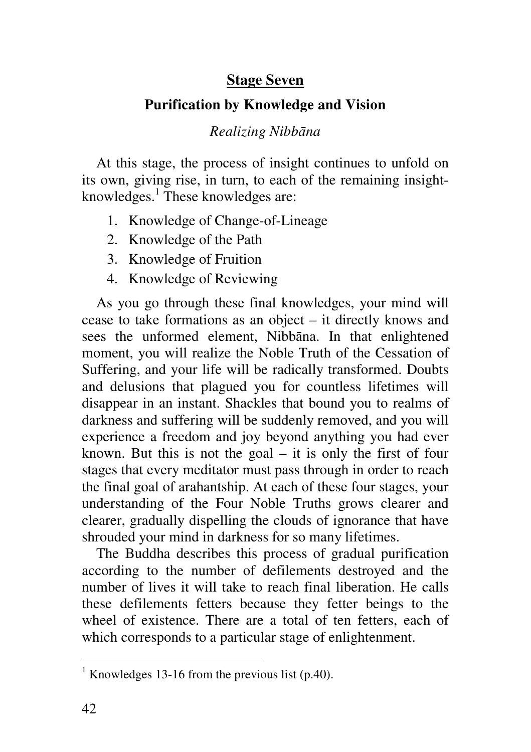## Stage Seven

### Purification by Knowledge and Vision

*Realizing Nibbāna*

At this stage, the process of insight continues to unfold on its own, giving rise, in turn, to each of the remaining insight-knowledges.[1] These knowledges are:

1. Knowledge of Change-of-Lineage
2. Knowledge of the Path
3. Knowledge of Fruition
4. Knowledge of Reviewing

As you go through these final knowledges, your mind will cease to take formations as an object – it directly knows and sees the unformed element, Nibbāna. In that enlightened moment, you will realize the Noble Truth of the Cessation of Suffering, and your life will be radically transformed. Doubts and delusions that plagued you for countless lifetimes will disappear in an instant. Shackles that bound you to realms of darkness and suffering will be suddenly removed, and you will experience a freedom and joy beyond anything you had ever known. But this is not the goal – it is only the first of four stages that every meditator must pass through in order to reach the final goal of arahantship. At each of these four stages, your understanding of the Four Noble Truths grows clearer and clearer, gradually dispelling the clouds of ignorance that have shrouded your mind in darkness for so many lifetimes.

The Buddha describes this process of gradual purification according to the number of defilements destroyed and the number of lives it will take to reach final liberation. He calls these defilements fetters because they fetter beings to the wheel of existence. There are a total of ten fetters, each of which corresponds to a particular stage of enlightenment.

---

[1] Knowledges 13-16 from the previous list (p.40).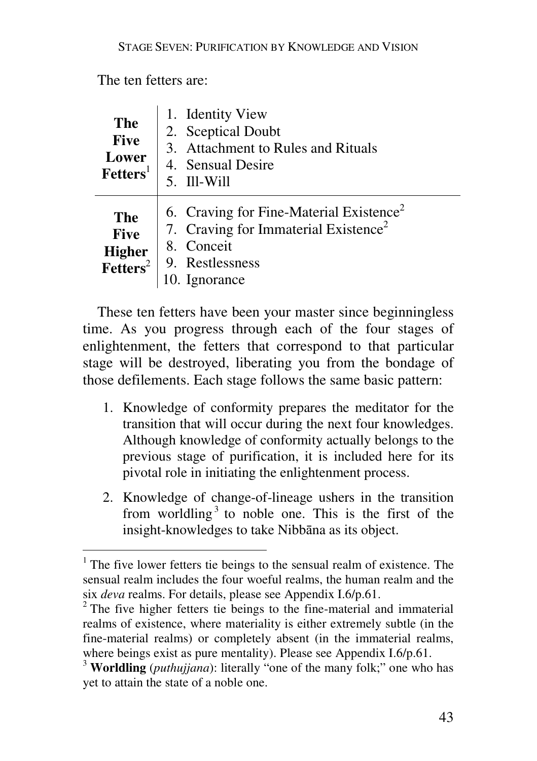The ten fetters are:

| | |
|---|---|
| **The Five Lower Fetters**[1] | 1. Identity View<br>2. Sceptical Doubt<br>3. Attachment to Rules and Rituals<br>4. Sensual Desire<br>5. Ill-Will |
| **The Five Higher Fetters**[2] | 6. Craving for Fine-Material Existence[2]<br>7. Craving for Immaterial Existence[2]<br>8. Conceit<br>9. Restlessness<br>10. Ignorance |

These ten fetters have been your master since beginningless time. As you progress through each of the four stages of enlightenment, the fetters that correspond to that particular stage will be destroyed, liberating you from the bondage of those defilements. Each stage follows the same basic pattern:

1. Knowledge of conformity prepares the meditator for the transition that will occur during the next four knowledges. Although knowledge of conformity actually belongs to the previous stage of purification, it is included here for its pivotal role in initiating the enlightenment process.

2. Knowledge of change-of-lineage ushers in the transition from worldling[3] to noble one. This is the first of the insight-knowledges to take Nibbāna as its object.

---

[1] The five lower fetters tie beings to the sensual realm of existence. The sensual realm includes the four woeful realms, the human realm and the six *deva* realms. For details, please see Appendix I.6/p.61.

[2] The five higher fetters tie beings to the fine-material and immaterial realms of existence, where materiality is either extremely subtle (in the fine-material realms) or completely absent (in the immaterial realms, where beings exist as pure mentality). Please see Appendix I.6/p.61.

[3] **Worldling** (*puthujjana*): literally "one of the many folk;" one who has yet to attain the state of a noble one.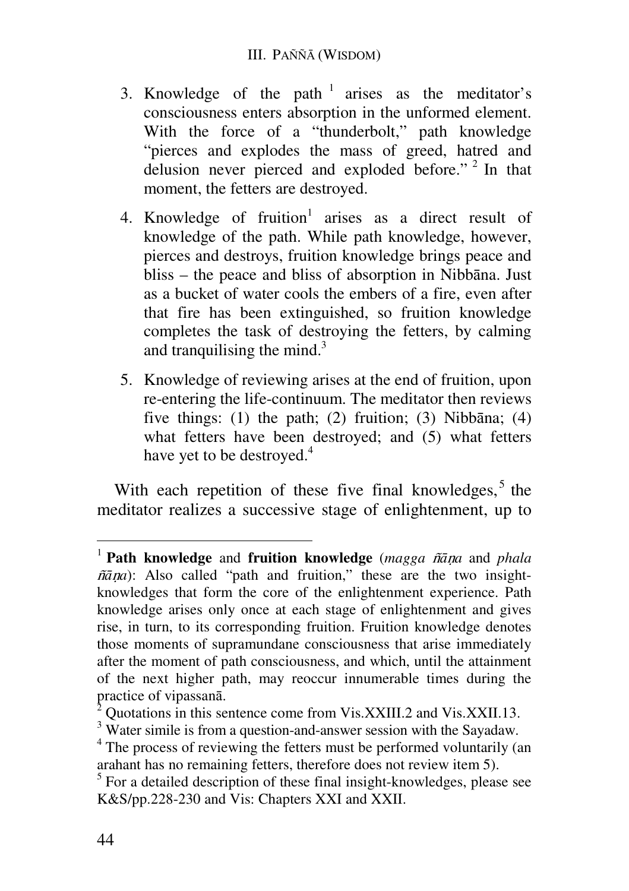3. Knowledge of the path [1] arises as the meditator's consciousness enters absorption in the unformed element. With the force of a "thunderbolt," path knowledge "pierces and explodes the mass of greed, hatred and delusion never pierced and exploded before." [2] In that moment, the fetters are destroyed.

4. Knowledge of fruition[1] arises as a direct result of knowledge of the path. While path knowledge, however, pierces and destroys, fruition knowledge brings peace and bliss – the peace and bliss of absorption in Nibbāna. Just as a bucket of water cools the embers of a fire, even after that fire has been extinguished, so fruition knowledge completes the task of destroying the fetters, by calming and tranquilising the mind.[3]

5. Knowledge of reviewing arises at the end of fruition, upon re-entering the life-continuum. The meditator then reviews five things: (1) the path; (2) fruition; (3) Nibbāna; (4) what fetters have been destroyed; and (5) what fetters have yet to be destroyed.[4]

With each repetition of these five final knowledges,[5] the meditator realizes a successive stage of enlightenment, up to

---

[1] **Path knowledge** and **fruition knowledge** (*magga ñāṇa* and *phala ñāṇa*): Also called "path and fruition," these are the two insight-knowledges that form the core of the enlightenment experience. Path knowledge arises only once at each stage of enlightenment and gives rise, in turn, to its corresponding fruition. Fruition knowledge denotes those moments of supramundane consciousness that arise immediately after the moment of path consciousness, and which, until the attainment of the next higher path, may reoccur innumerable times during the practice of vipassanā.

[2] Quotations in this sentence come from Vis.XXIII.2 and Vis.XXII.13.

[3] Water simile is from a question-and-answer session with the Sayadaw.

[4] The process of reviewing the fetters must be performed voluntarily (an arahant has no remaining fetters, therefore does not review item 5).

[5] For a detailed description of these final insight-knowledges, please see K&S/pp.228-230 and Vis: Chapters XXI and XXII.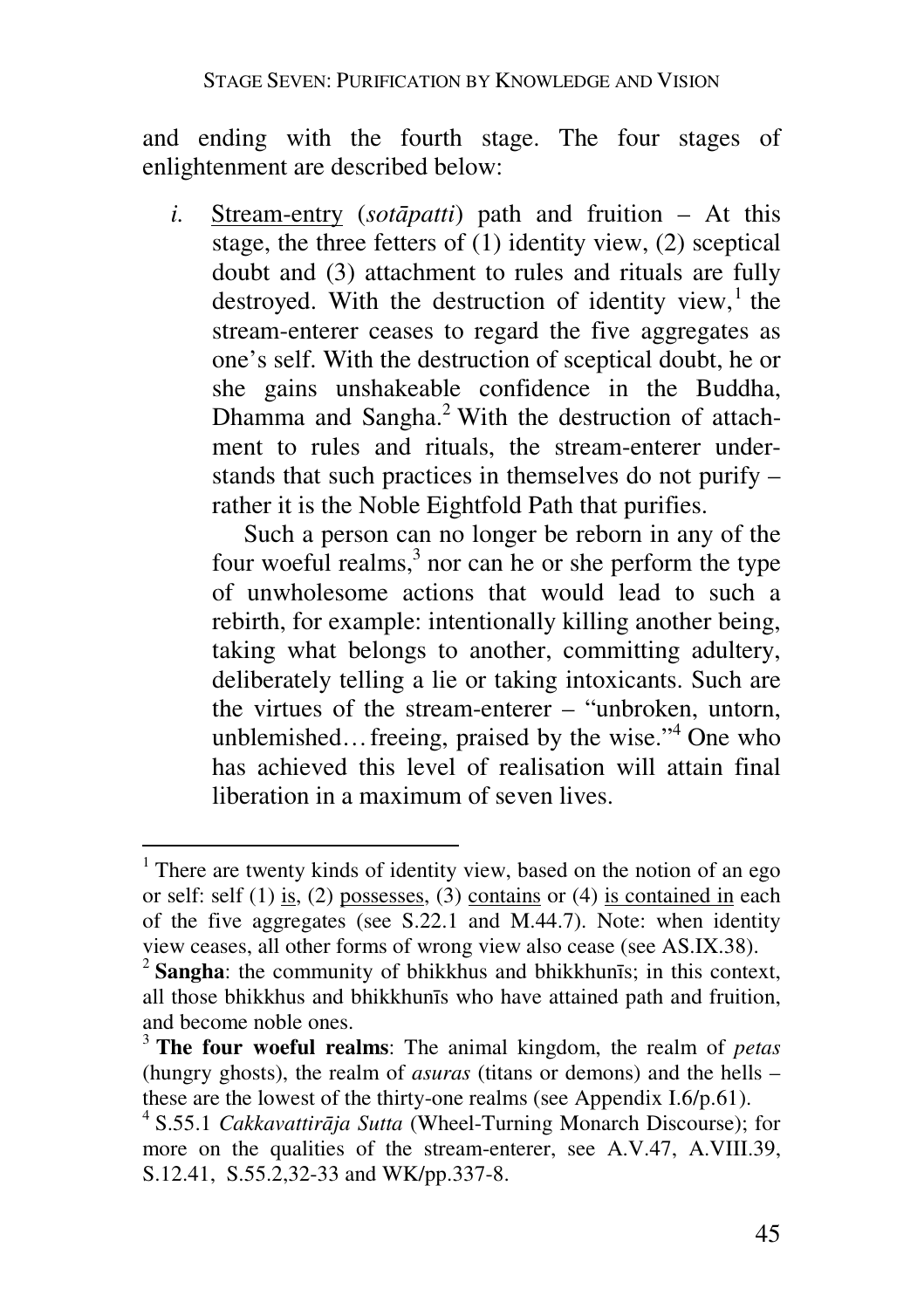and ending with the fourth stage. The four stages of enlightenment are described below:

*i.* Stream-entry (*sotāpatti*) path and fruition – At this stage, the three fetters of (1) identity view, (2) sceptical doubt and (3) attachment to rules and rituals are fully destroyed. With the destruction of identity view,[1] the stream-enterer ceases to regard the five aggregates as one's self. With the destruction of sceptical doubt, he or she gains unshakeable confidence in the Buddha, Dhamma and Sangha.[2] With the destruction of attachment to rules and rituals, the stream-enterer understands that such practices in themselves do not purify – rather it is the Noble Eightfold Path that purifies.

Such a person can no longer be reborn in any of the four woeful realms,[3] nor can he or she perform the type of unwholesome actions that would lead to such a rebirth, for example: intentionally killing another being, taking what belongs to another, committing adultery, deliberately telling a lie or taking intoxicants. Such are the virtues of the stream-enterer – "unbroken, untorn, unblemished… freeing, praised by the wise."[4] One who has achieved this level of realisation will attain final liberation in a maximum of seven lives.

---

[1] There are twenty kinds of identity view, based on the notion of an ego or self: self (1) is, (2) possesses, (3) contains or (4) is contained in each of the five aggregates (see S.22.1 and M.44.7). Note: when identity view ceases, all other forms of wrong view also cease (see AS.IX.38).

[2] **Sangha**: the community of bhikkhus and bhikkhunīs; in this context, all those bhikkhus and bhikkhunīs who have attained path and fruition, and become noble ones.

[3] **The four woeful realms**: The animal kingdom, the realm of *petas* (hungry ghosts), the realm of *asuras* (titans or demons) and the hells – these are the lowest of the thirty-one realms (see Appendix I.6/p.61).

[4] S.55.1 *Cakkavattirāja Sutta* (Wheel-Turning Monarch Discourse); for more on the qualities of the stream-enterer, see A.V.47, A.VIII.39, S.12.41, S.55.2,32-33 and WK/pp.337-8.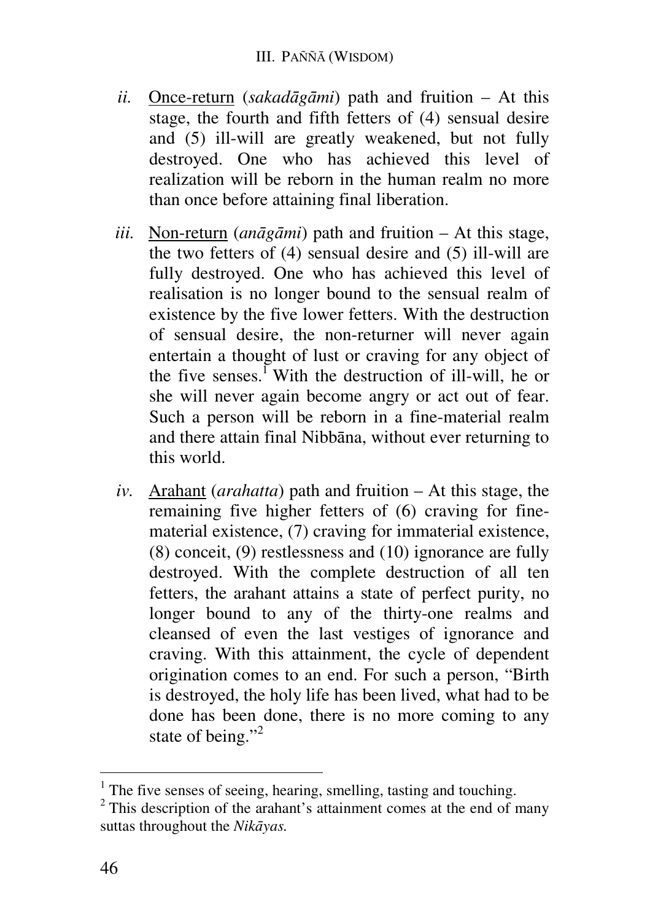*ii.* Once-return (*sakadāgāmi*) path and fruition – At this stage, the fourth and fifth fetters of (4) sensual desire and (5) ill-will are greatly weakened, but not fully destroyed. One who has achieved this level of realization will be reborn in the human realm no more than once before attaining final liberation.

*iii.* Non-return (*anāgāmi*) path and fruition – At this stage, the two fetters of (4) sensual desire and (5) ill-will are fully destroyed. One who has achieved this level of realisation is no longer bound to the sensual realm of existence by the five lower fetters. With the destruction of sensual desire, the non-returner will never again entertain a thought of lust or craving for any object of the five senses.[1] With the destruction of ill-will, he or she will never again become angry or act out of fear. Such a person will be reborn in a fine-material realm and there attain final Nibbāna, without ever returning to this world.

*iv.* Arahant (*arahatta*) path and fruition – At this stage, the remaining five higher fetters of (6) craving for fine-material existence, (7) craving for immaterial existence, (8) conceit, (9) restlessness and (10) ignorance are fully destroyed. With the complete destruction of all ten fetters, the arahant attains a state of perfect purity, no longer bound to any of the thirty-one realms and cleansed of even the last vestiges of ignorance and craving. With this attainment, the cycle of dependent origination comes to an end. For such a person, "Birth is destroyed, the holy life has been lived, what had to be done has been done, there is no more coming to any state of being."[2]

---

[1] The five senses of seeing, hearing, smelling, tasting and touching.

[2] This description of the arahant's attainment comes at the end of many suttas throughout the *Nikāyas.*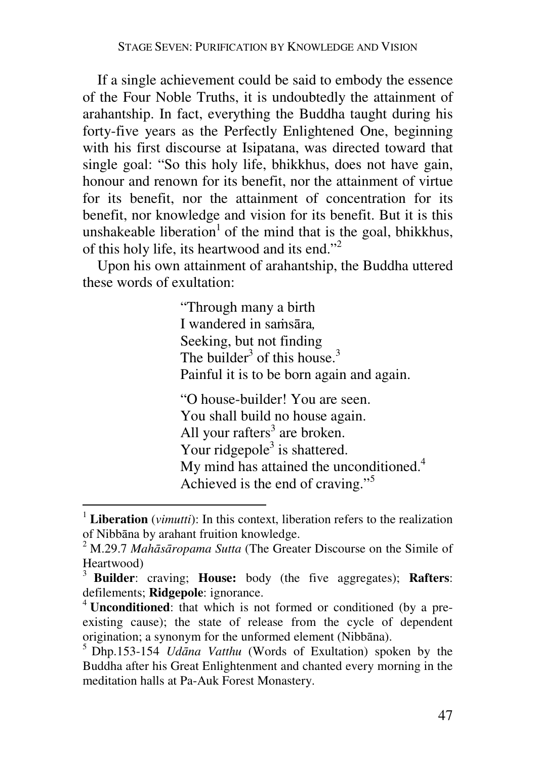If a single achievement could be said to embody the essence of the Four Noble Truths, it is undoubtedly the attainment of arahantship. In fact, everything the Buddha taught during his forty-five years as the Perfectly Enlightened One, beginning with his first discourse at Isipatana, was directed toward that single goal: "So this holy life, bhikkhus, does not have gain, honour and renown for its benefit, nor the attainment of virtue for its benefit, nor the attainment of concentration for its benefit, nor knowledge and vision for its benefit. But it is this unshakeable liberation[1] of the mind that is the goal, bhikkhus, of this holy life, its heartwood and its end."[2]

Upon his own attainment of arahantship, the Buddha uttered these words of exultation:

> "Through many a birth
> I wandered in saṁsāra*,*
> Seeking, but not finding
> The builder[3] of this house.[3]
> Painful it is to be born again and again.
>
> "O house-builder! You are seen.
> You shall build no house again.
> All your rafters[3] are broken.
> Your ridgepole[3] is shattered.
> My mind has attained the unconditioned.[4]
> Achieved is the end of craving."[5]

---

[1] **Liberation** (*vimutti*): In this context, liberation refers to the realization of Nibbāna by arahant fruition knowledge.

[2] M.29.7 *Mahāsāropama Sutta* (The Greater Discourse on the Simile of Heartwood)

[3] **Builder**: craving; **House:** body (the five aggregates); **Rafters**: defilements; **Ridgepole**: ignorance.

[4] **Unconditioned**: that which is not formed or conditioned (by a pre-existing cause); the state of release from the cycle of dependent origination; a synonym for the unformed element (Nibbāna).

[5] Dhp.153-154 *Udāna Vatthu* (Words of Exultation) spoken by the Buddha after his Great Enlightenment and chanted every morning in the meditation halls at Pa-Auk Forest Monastery.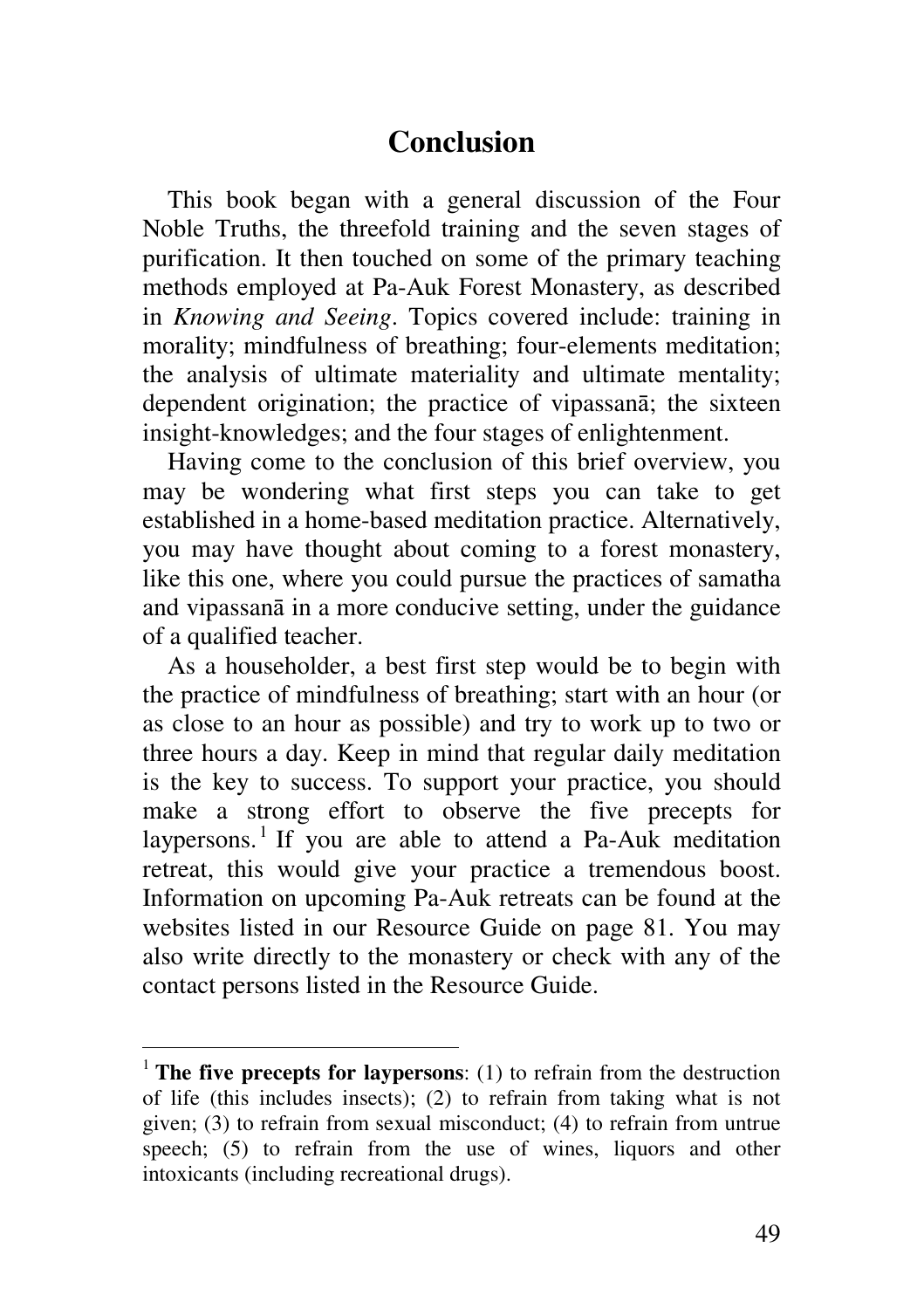# Conclusion

This book began with a general discussion of the Four Noble Truths, the threefold training and the seven stages of purification. It then touched on some of the primary teaching methods employed at Pa-Auk Forest Monastery, as described in *Knowing and Seeing*. Topics covered include: training in morality; mindfulness of breathing; four-elements meditation; the analysis of ultimate materiality and ultimate mentality; dependent origination; the practice of vipassanā; the sixteen insight-knowledges; and the four stages of enlightenment.

Having come to the conclusion of this brief overview, you may be wondering what first steps you can take to get established in a home-based meditation practice. Alternatively, you may have thought about coming to a forest monastery, like this one, where you could pursue the practices of samatha and vipassanā in a more conducive setting, under the guidance of a qualified teacher.

As a householder, a best first step would be to begin with the practice of mindfulness of breathing; start with an hour (or as close to an hour as possible) and try to work up to two or three hours a day. Keep in mind that regular daily meditation is the key to success. To support your practice, you should make a strong effort to observe the five precepts for laypersons.[1] If you are able to attend a Pa-Auk meditation retreat, this would give your practice a tremendous boost. Information on upcoming Pa-Auk retreats can be found at the websites listed in our Resource Guide on page 81. You may also write directly to the monastery or check with any of the contact persons listed in the Resource Guide.

---

[1] **The five precepts for laypersons**: (1) to refrain from the destruction of life (this includes insects); (2) to refrain from taking what is not given; (3) to refrain from sexual misconduct; (4) to refrain from untrue speech; (5) to refrain from the use of wines, liquors and other intoxicants (including recreational drugs).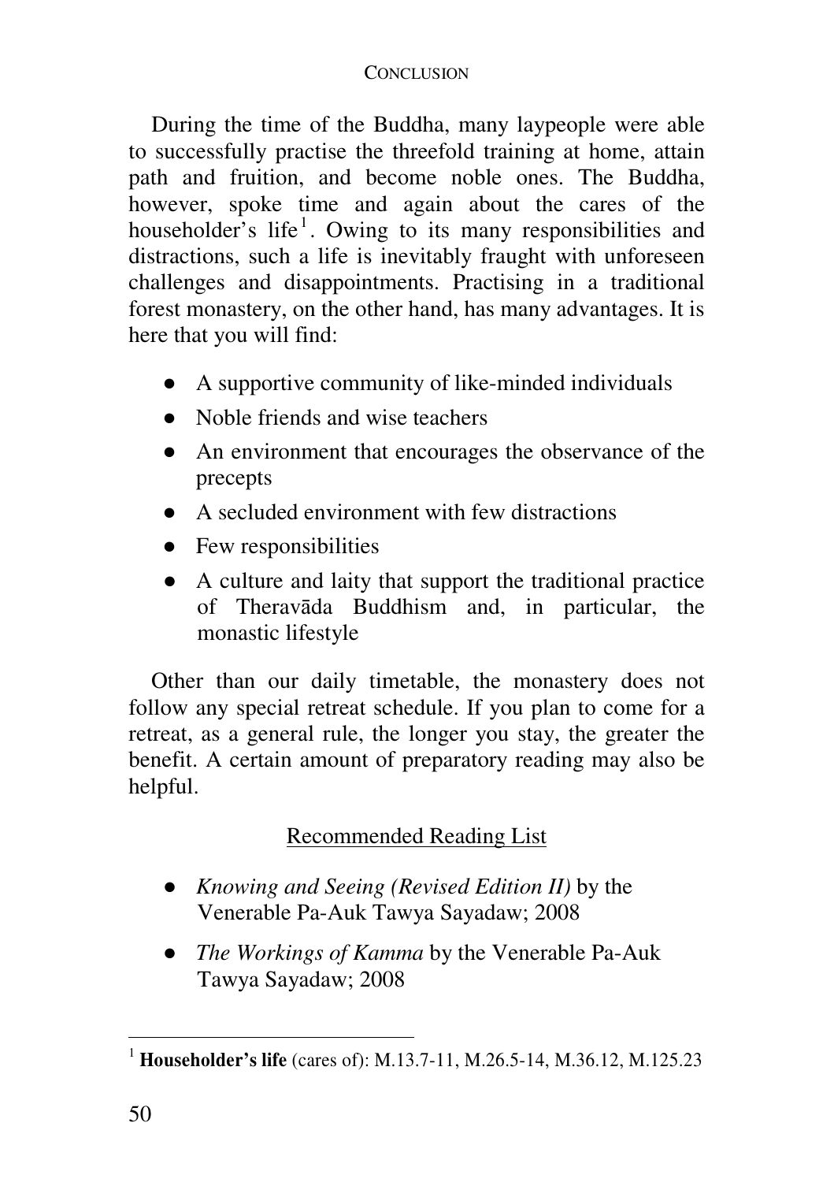During the time of the Buddha, many laypeople were able to successfully practise the threefold training at home, attain path and fruition, and become noble ones. The Buddha, however, spoke time and again about the cares of the householder's life[1]. Owing to its many responsibilities and distractions, such a life is inevitably fraught with unforeseen challenges and disappointments. Practising in a traditional forest monastery, on the other hand, has many advantages. It is here that you will find:

- A supportive community of like-minded individuals
- Noble friends and wise teachers
- An environment that encourages the observance of the precepts
- A secluded environment with few distractions
- Few responsibilities
- A culture and laity that support the traditional practice of Theravāda Buddhism and, in particular, the monastic lifestyle

Other than our daily timetable, the monastery does not follow any special retreat schedule. If you plan to come for a retreat, as a general rule, the longer you stay, the greater the benefit. A certain amount of preparatory reading may also be helpful.

Recommended Reading List

- *Knowing and Seeing (Revised Edition II)* by the Venerable Pa-Auk Tawya Sayadaw; 2008
- *The Workings of Kamma* by the Venerable Pa-Auk Tawya Sayadaw; 2008

[1] **Householder's life** (cares of): M.13.7-11, M.26.5-14, M.36.12, M.125.23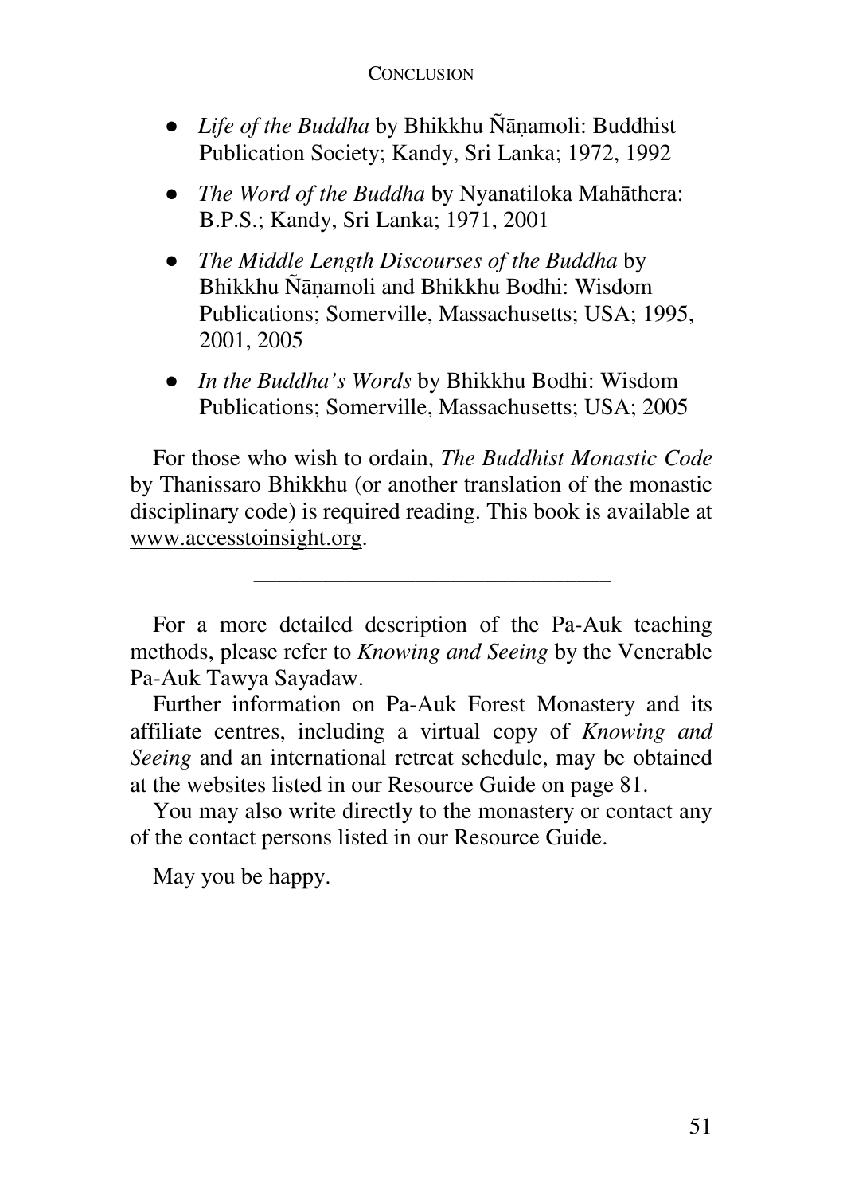- *Life of the Buddha* by Bhikkhu Ñāṇamoli: Buddhist Publication Society; Kandy, Sri Lanka; 1972, 1992
- *The Word of the Buddha* by Nyanatiloka Mahāthera: B.P.S.; Kandy, Sri Lanka; 1971, 2001
- *The Middle Length Discourses of the Buddha* by Bhikkhu Ñāṇamoli and Bhikkhu Bodhi: Wisdom Publications; Somerville, Massachusetts; USA; 1995, 2001, 2005
- *In the Buddha's Words* by Bhikkhu Bodhi: Wisdom Publications; Somerville, Massachusetts; USA; 2005

For those who wish to ordain, *The Buddhist Monastic Code* by Thanissaro Bhikkhu (or another translation of the monastic disciplinary code) is required reading. This book is available at www.accesstoinsight.org.

---

For a more detailed description of the Pa-Auk teaching methods, please refer to *Knowing and Seeing* by the Venerable Pa-Auk Tawya Sayadaw.

Further information on Pa-Auk Forest Monastery and its affiliate centres, including a virtual copy of *Knowing and Seeing* and an international retreat schedule, may be obtained at the websites listed in our Resource Guide on page 81.

You may also write directly to the monastery or contact any of the contact persons listed in our Resource Guide.

May you be happy.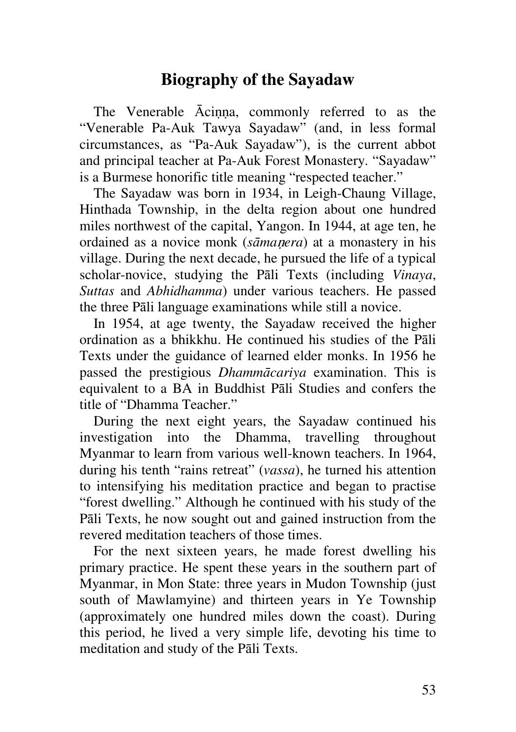# Biography of the Sayadaw

The Venerable Āciṇṇa, commonly referred to as the "Venerable Pa-Auk Tawya Sayadaw" (and, in less formal circumstances, as "Pa-Auk Sayadaw"), is the current abbot and principal teacher at Pa-Auk Forest Monastery. "Sayadaw" is a Burmese honorific title meaning "respected teacher."

The Sayadaw was born in 1934, in Leigh-Chaung Village, Hinthada Township, in the delta region about one hundred miles northwest of the capital, Yangon. In 1944, at age ten, he ordained as a novice monk (*sāmaṇera*) at a monastery in his village. During the next decade, he pursued the life of a typical scholar-novice, studying the Pāli Texts (including *Vinaya*, *Suttas* and *Abhidhamma*) under various teachers. He passed the three Pāli language examinations while still a novice.

In 1954, at age twenty, the Sayadaw received the higher ordination as a bhikkhu. He continued his studies of the Pāli Texts under the guidance of learned elder monks. In 1956 he passed the prestigious *Dhammācariya* examination. This is equivalent to a BA in Buddhist Pāli Studies and confers the title of "Dhamma Teacher."

During the next eight years, the Sayadaw continued his investigation into the Dhamma, travelling throughout Myanmar to learn from various well-known teachers. In 1964, during his tenth "rains retreat" (*vassa*), he turned his attention to intensifying his meditation practice and began to practise "forest dwelling." Although he continued with his study of the Pāli Texts, he now sought out and gained instruction from the revered meditation teachers of those times.

For the next sixteen years, he made forest dwelling his primary practice. He spent these years in the southern part of Myanmar, in Mon State: three years in Mudon Township (just south of Mawlamyine) and thirteen years in Ye Township (approximately one hundred miles down the coast). During this period, he lived a very simple life, devoting his time to meditation and study of the Pāli Texts.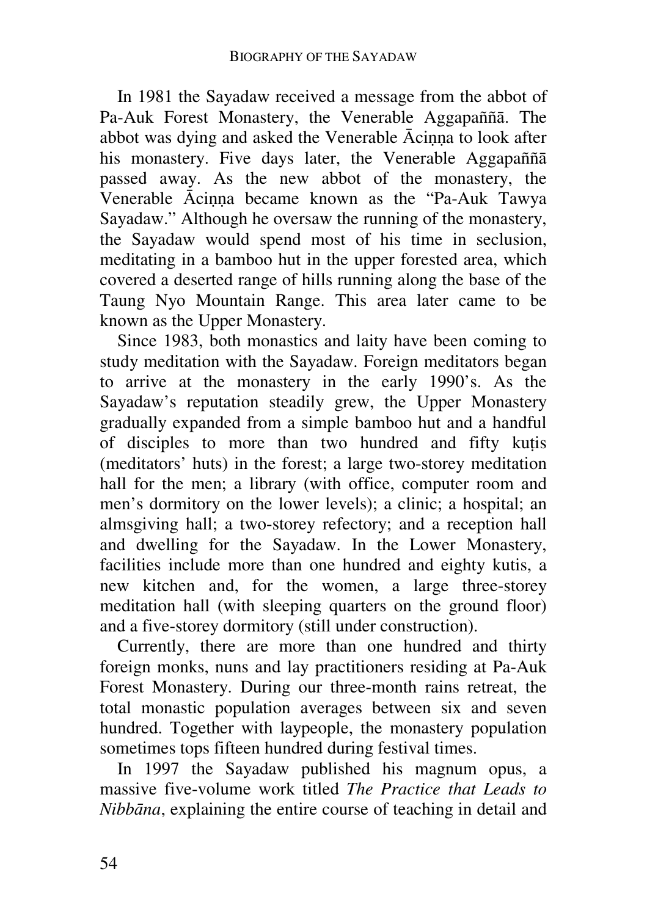In 1981 the Sayadaw received a message from the abbot of Pa-Auk Forest Monastery, the Venerable Aggapaññā. The abbot was dying and asked the Venerable Āciṇṇa to look after his monastery. Five days later, the Venerable Aggapaññā passed away. As the new abbot of the monastery, the Venerable Āciṇṇa became known as the "Pa-Auk Tawya Sayadaw." Although he oversaw the running of the monastery, the Sayadaw would spend most of his time in seclusion, meditating in a bamboo hut in the upper forested area, which covered a deserted range of hills running along the base of the Taung Nyo Mountain Range. This area later came to be known as the Upper Monastery.

Since 1983, both monastics and laity have been coming to study meditation with the Sayadaw. Foreign meditators began to arrive at the monastery in the early 1990's. As the Sayadaw's reputation steadily grew, the Upper Monastery gradually expanded from a simple bamboo hut and a handful of disciples to more than two hundred and fifty kuṭis (meditators' huts) in the forest; a large two-storey meditation hall for the men; a library (with office, computer room and men's dormitory on the lower levels); a clinic; a hospital; an almsgiving hall; a two-storey refectory; and a reception hall and dwelling for the Sayadaw. In the Lower Monastery, facilities include more than one hundred and eighty kutis, a new kitchen and, for the women, a large three-storey meditation hall (with sleeping quarters on the ground floor) and a five-storey dormitory (still under construction).

Currently, there are more than one hundred and thirty foreign monks, nuns and lay practitioners residing at Pa-Auk Forest Monastery. During our three-month rains retreat, the total monastic population averages between six and seven hundred. Together with laypeople, the monastery population sometimes tops fifteen hundred during festival times.

In 1997 the Sayadaw published his magnum opus, a massive five-volume work titled *The Practice that Leads to Nibbāna*, explaining the entire course of teaching in detail and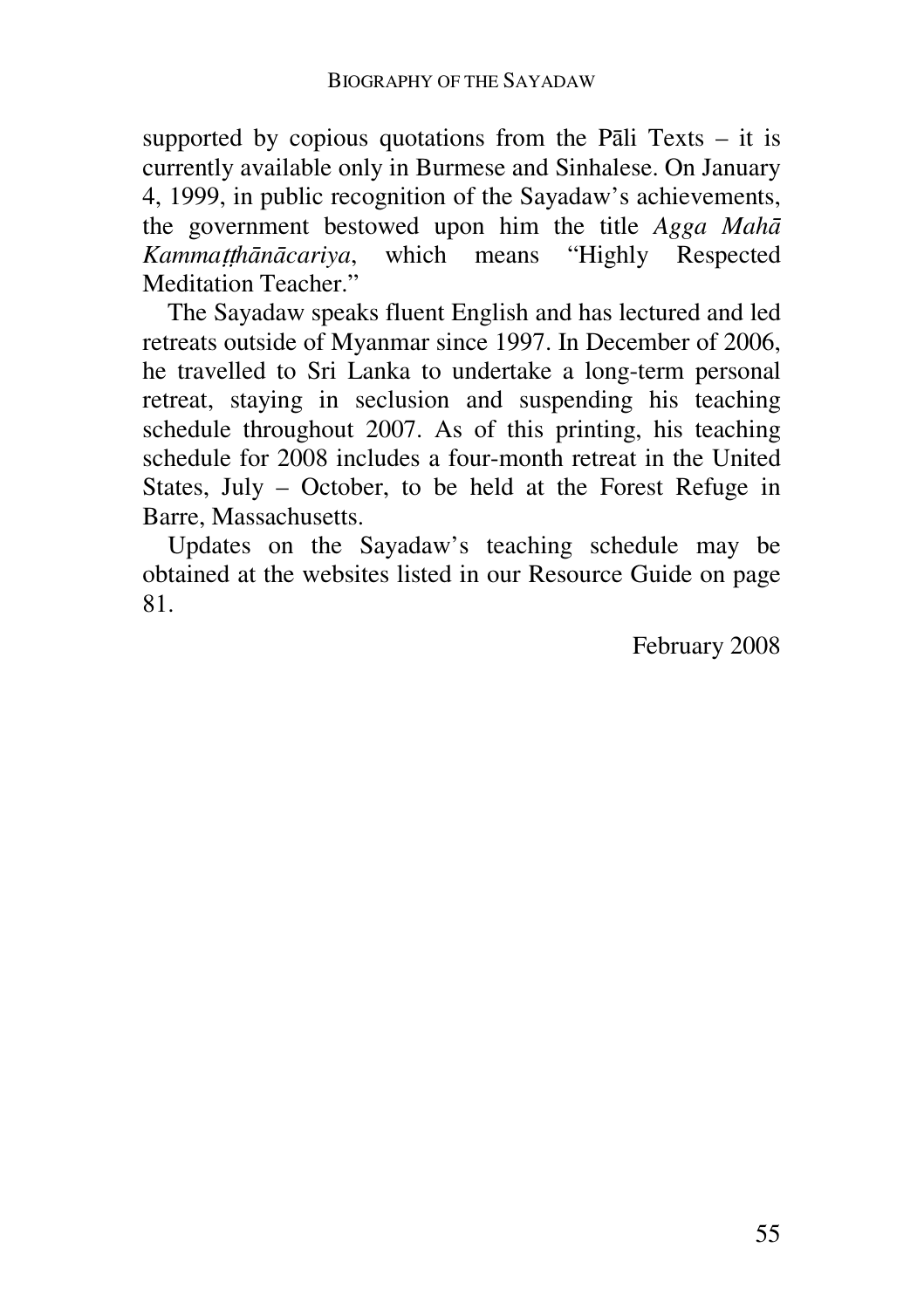supported by copious quotations from the Pāli Texts – it is currently available only in Burmese and Sinhalese. On January 4, 1999, in public recognition of the Sayadaw's achievements, the government bestowed upon him the title *Agga Mahā Kammaṭṭhānācariya*, which means "Highly Respected Meditation Teacher."

The Sayadaw speaks fluent English and has lectured and led retreats outside of Myanmar since 1997. In December of 2006, he travelled to Sri Lanka to undertake a long-term personal retreat, staying in seclusion and suspending his teaching schedule throughout 2007. As of this printing, his teaching schedule for 2008 includes a four-month retreat in the United States, July – October, to be held at the Forest Refuge in Barre, Massachusetts.

Updates on the Sayadaw's teaching schedule may be obtained at the websites listed in our Resource Guide on page 81.

February 2008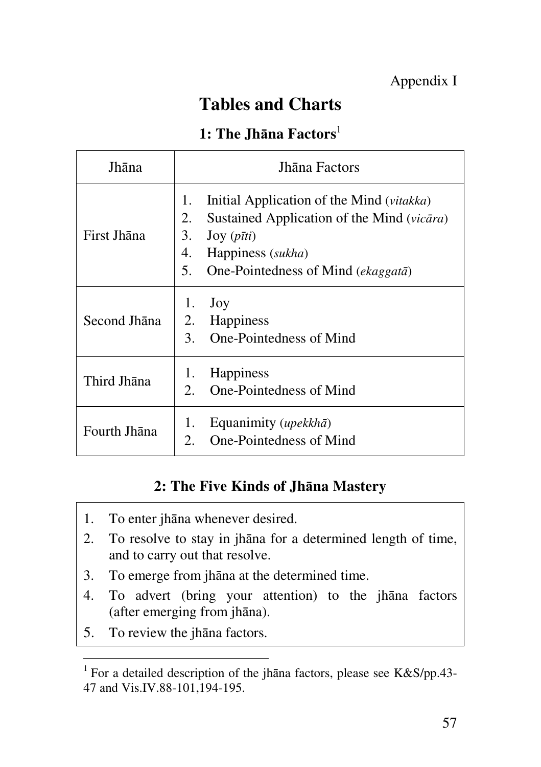Appendix I

# Tables and Charts

## 1: The Jhāna Factors[1]

| Jhāna | Jhāna Factors |
|---|---|
| First Jhāna | 1. Initial Application of the Mind (*vitakka*)<br>2. Sustained Application of the Mind (*vicāra*)<br>3. Joy (*pīti*)<br>4. Happiness (*sukha*)<br>5. One-Pointedness of Mind (*ekaggatā*) |
| Second Jhāna | 1. Joy<br>2. Happiness<br>3. One-Pointedness of Mind |
| Third Jhāna | 1. Happiness<br>2. One-Pointedness of Mind |
| Fourth Jhāna | 1. Equanimity (*upekkhā*)<br>2. One-Pointedness of Mind |

## 2: The Five Kinds of Jhāna Mastery

1. To enter jhāna whenever desired.
2. To resolve to stay in jhāna for a determined length of time, and to carry out that resolve.
3. To emerge from jhāna at the determined time.
4. To advert (bring your attention) to the jhāna factors (after emerging from jhāna).
5. To review the jhāna factors.

[1] For a detailed description of the jhāna factors, please see K&S/pp.43-47 and Vis.IV.88-101,194-195.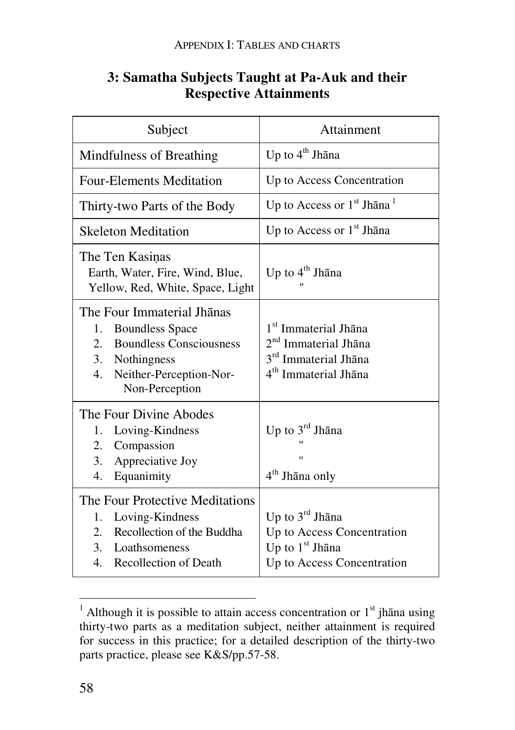### 3: Samatha Subjects Taught at Pa-Auk and their Respective Attainments

| Subject | Attainment |
|---|---|
| Mindfulness of Breathing | Up to 4th Jhāna |
| Four-Elements Meditation | Up to Access Concentration |
| Thirty-two Parts of the Body | Up to Access or 1st Jhāna [1] |
| Skeleton Meditation | Up to Access or 1st Jhāna |
| The Ten Kasiṇas<br>Earth, Water, Fire, Wind, Blue,<br>Yellow, Red, White, Space, Light | Up to 4th Jhāna<br>" |
| The Four Immaterial Jhānas<br>1. Boundless Space<br>2. Boundless Consciousness<br>3. Nothingness<br>4. Neither-Perception-Nor-Non-Perception | <br>1st Immaterial Jhāna<br>2nd Immaterial Jhāna<br>3rd Immaterial Jhāna<br>4th Immaterial Jhāna |
| The Four Divine Abodes<br>1. Loving-Kindness<br>2. Compassion<br>3. Appreciative Joy<br>4. Equanimity | <br>Up to 3rd Jhāna<br>"<br>"<br>4th Jhāna only |
| The Four Protective Meditations<br>1. Loving-Kindness<br>2. Recollection of the Buddha<br>3. Loathsomeness<br>4. Recollection of Death | <br>Up to 3rd Jhāna<br>Up to Access Concentration<br>Up to 1st Jhāna<br>Up to Access Concentration |

[1] Although it is possible to attain access concentration or 1st jhāna using thirty-two parts as a meditation subject, neither attainment is required for success in this practice; for a detailed description of the thirty-two parts practice, please see K&S/pp.57-58.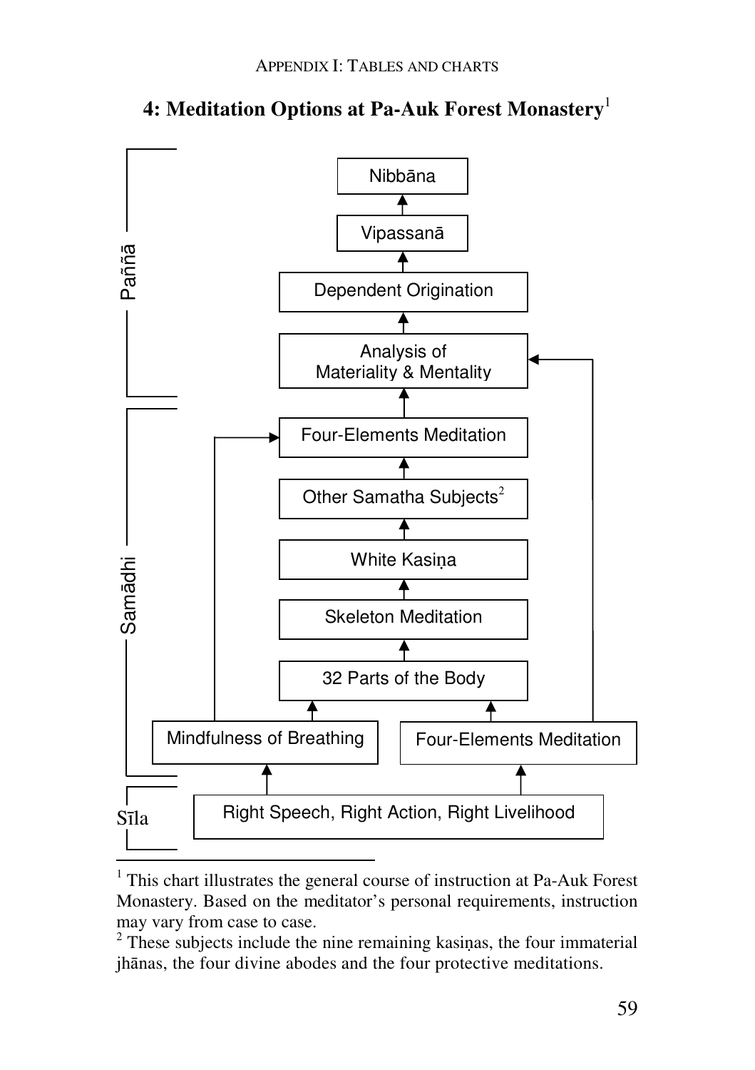## 4: Meditation Options at Pa-Auk Forest Monastery[1]

**Paññā**

- Nibbāna
- ↑ Vipassanā
- ↑ Dependent Origination
- ↑ Analysis of Materiality & Mentality

**Samādhi**

- ↑ Four-Elements Meditation
- ↑ Other Samatha Subjects[2]
- ↑ White Kasiṇa
- ↑ Skeleton Meditation
- ↑ 32 Parts of the Body
- ↑ Mindfulness of Breathing (→ 32 Parts of the Body; → Four-Elements Meditation) | Four-Elements Meditation (→ 32 Parts of the Body; → Analysis of Materiality & Mentality)

**Sīla**

- ↑ Right Speech, Right Action, Right Livelihood

---

[1] This chart illustrates the general course of instruction at Pa-Auk Forest Monastery. Based on the meditator's personal requirements, instruction may vary from case to case.

[2] These subjects include the nine remaining kasiṇas, the four immaterial jhānas, the four divine abodes and the four protective meditations.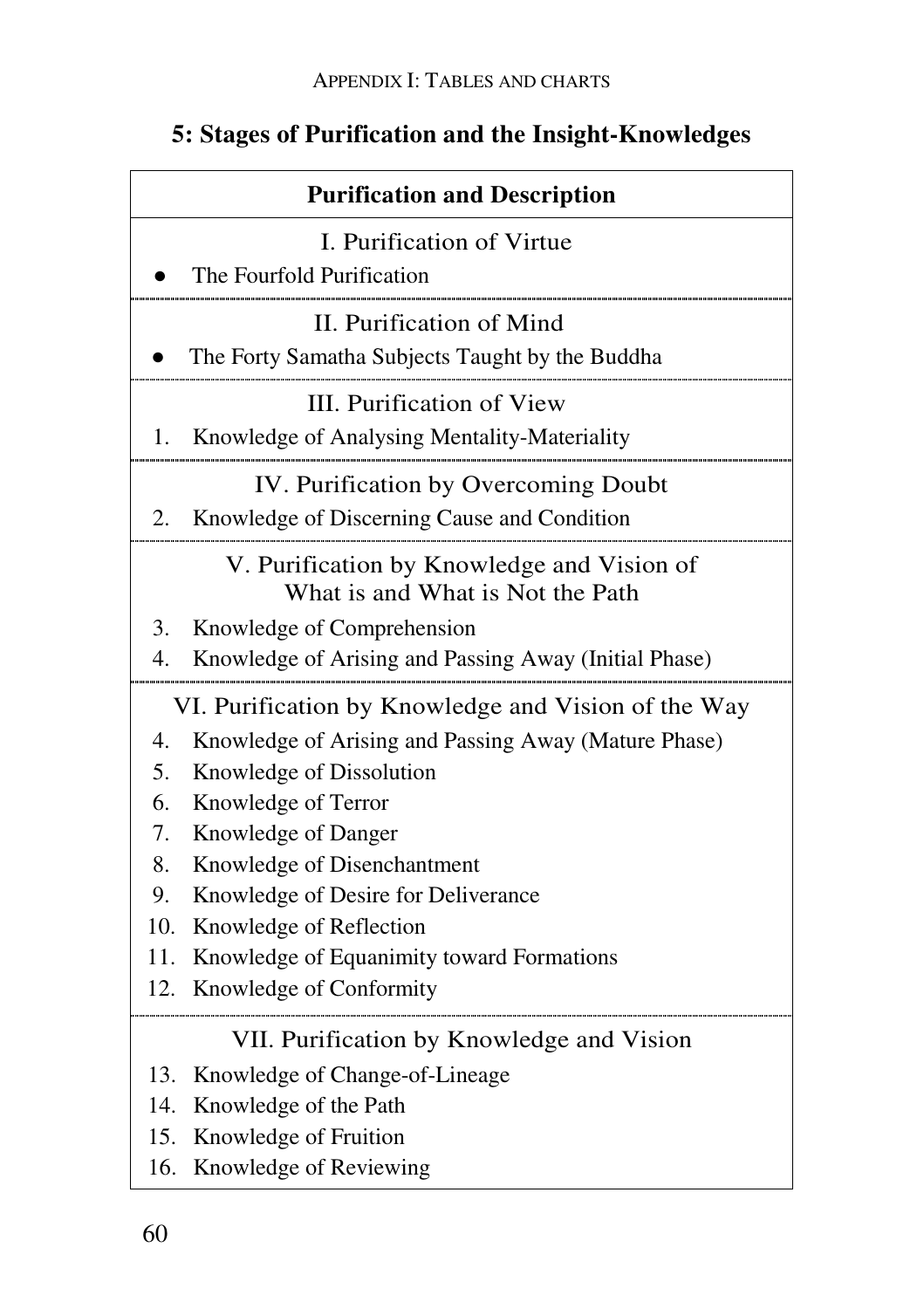## 5: Stages of Purification and the Insight-Knowledges

| Purification and Description |
|---|
| **I. Purification of Virtue** |
| ● The Fourfold Purification |
| **II. Purification of Mind** |
| ● The Forty Samatha Subjects Taught by the Buddha |
| **III. Purification of View** |
| 1. Knowledge of Analysing Mentality-Materiality |
| **IV. Purification by Overcoming Doubt** |
| 2. Knowledge of Discerning Cause and Condition |
| **V. Purification by Knowledge and Vision of What is and What is Not the Path** |
| 3. Knowledge of Comprehension |
| 4. Knowledge of Arising and Passing Away (Initial Phase) |
| **VI. Purification by Knowledge and Vision of the Way** |
| 4. Knowledge of Arising and Passing Away (Mature Phase) |
| 5. Knowledge of Dissolution |
| 6. Knowledge of Terror |
| 7. Knowledge of Danger |
| 8. Knowledge of Disenchantment |
| 9. Knowledge of Desire for Deliverance |
| 10. Knowledge of Reflection |
| 11. Knowledge of Equanimity toward Formations |
| 12. Knowledge of Conformity |
| **VII. Purification by Knowledge and Vision** |
| 13. Knowledge of Change-of-Lineage |
| 14. Knowledge of the Path |
| 15. Knowledge of Fruition |
| 16. Knowledge of Reviewing |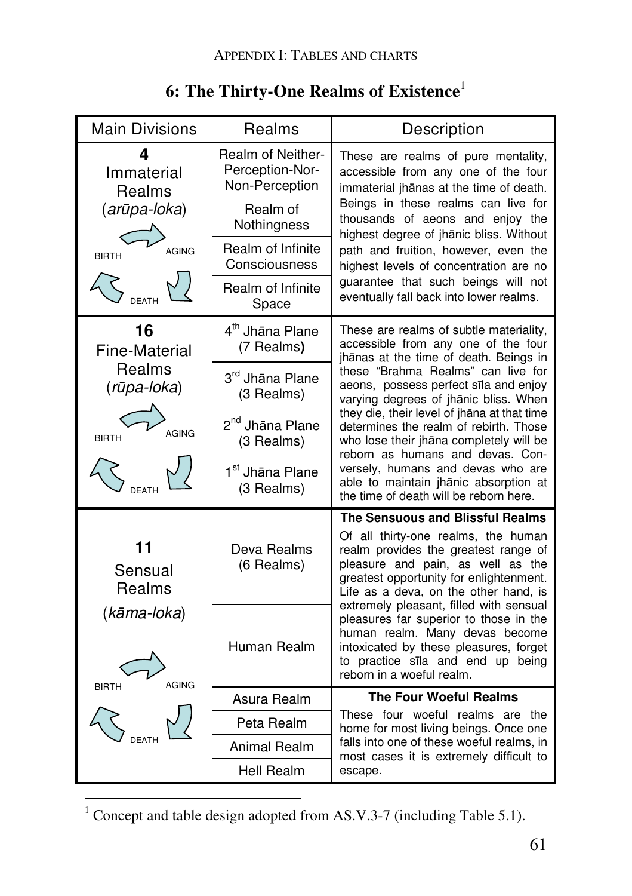## 6: The Thirty-One Realms of Existence[1]

| Main Divisions | Realms | Description |
|---|---|---|
| **4** Immaterial Realms (*arūpa-loka*) BIRTH AGING DEATH | Realm of Neither-Perception-Nor-Non-Perception | These are realms of pure mentality, accessible from any one of the four immaterial jhānas at the time of death. Beings in these realms can live for thousands of aeons and enjoy the highest degree of jhānic bliss. Without path and fruition, however, even the highest levels of concentration are no guarantee that such beings will not eventually fall back into lower realms. |
| | Realm of Nothingness | |
| | Realm of Infinite Consciousness | |
| | Realm of Infinite Space | |
| **16** Fine-Material Realms (*rūpa-loka*) BIRTH AGING DEATH | 4th Jhāna Plane (7 Realms) | These are realms of subtle materiality, accessible from any one of the four jhānas at the time of death. Beings in these "Brahma Realms" can live for aeons, possess perfect sīla and enjoy varying degrees of jhānic bliss. When they die, their level of jhāna at that time determines the realm of rebirth. Those who lose their jhāna completely will be reborn as humans and devas. Conversely, humans and devas who are able to maintain jhānic absorption at the time of death will be reborn here. |
| | 3rd Jhāna Plane (3 Realms) | |
| | 2nd Jhāna Plane (3 Realms) | |
| | 1st Jhāna Plane (3 Realms) | |
| **11** Sensual Realms (*kāma-loka*) BIRTH AGING DEATH | Deva Realms (6 Realms) | **The Sensuous and Blissful Realms** Of all thirty-one realms, the human realm provides the greatest range of pleasure and pain, as well as the greatest opportunity for enlightenment. Life as a deva, on the other hand, is extremely pleasant, filled with sensual pleasures far superior to those in the human realm. Many devas become intoxicated by these pleasures, forget to practice sīla and end up being reborn in a woeful realm. |
| | Human Realm | |
| | Asura Realm | **The Four Woeful Realms** These four woeful realms are the home for most living beings. Once one falls into one of these woeful realms, in most cases it is extremely difficult to escape. |
| | Peta Realm | |
| | Animal Realm | |
| | Hell Realm | |

[1] Concept and table design adopted from AS.V.3-7 (including Table 5.1).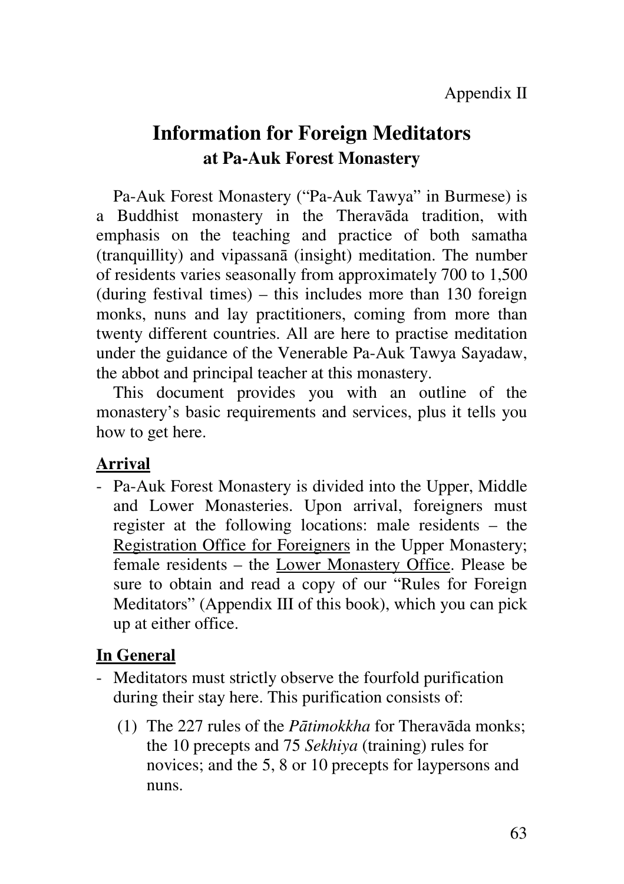Appendix II

# Information for Foreign Meditators
## at Pa-Auk Forest Monastery

Pa-Auk Forest Monastery ("Pa-Auk Tawya" in Burmese) is a Buddhist monastery in the Theravāda tradition, with emphasis on the teaching and practice of both samatha (tranquillity) and vipassanā (insight) meditation. The number of residents varies seasonally from approximately 700 to 1,500 (during festival times) – this includes more than 130 foreign monks, nuns and lay practitioners, coming from more than twenty different countries. All are here to practise meditation under the guidance of the Venerable Pa-Auk Tawya Sayadaw, the abbot and principal teacher at this monastery.

This document provides you with an outline of the monastery's basic requirements and services, plus it tells you how to get here.

### Arrival

- Pa-Auk Forest Monastery is divided into the Upper, Middle and Lower Monasteries. Upon arrival, foreigners must register at the following locations: male residents – the <u>Registration Office for Foreigners</u> in the Upper Monastery; female residents – the <u>Lower Monastery Office</u>. Please be sure to obtain and read a copy of our "Rules for Foreign Meditators" (Appendix III of this book), which you can pick up at either office.

### In General

- Meditators must strictly observe the fourfold purification during their stay here. This purification consists of:
    1. The 227 rules of the *Pātimokkha* for Theravāda monks; the 10 precepts and 75 *Sekhiya* (training) rules for novices; and the 5, 8 or 10 precepts for laypersons and nuns.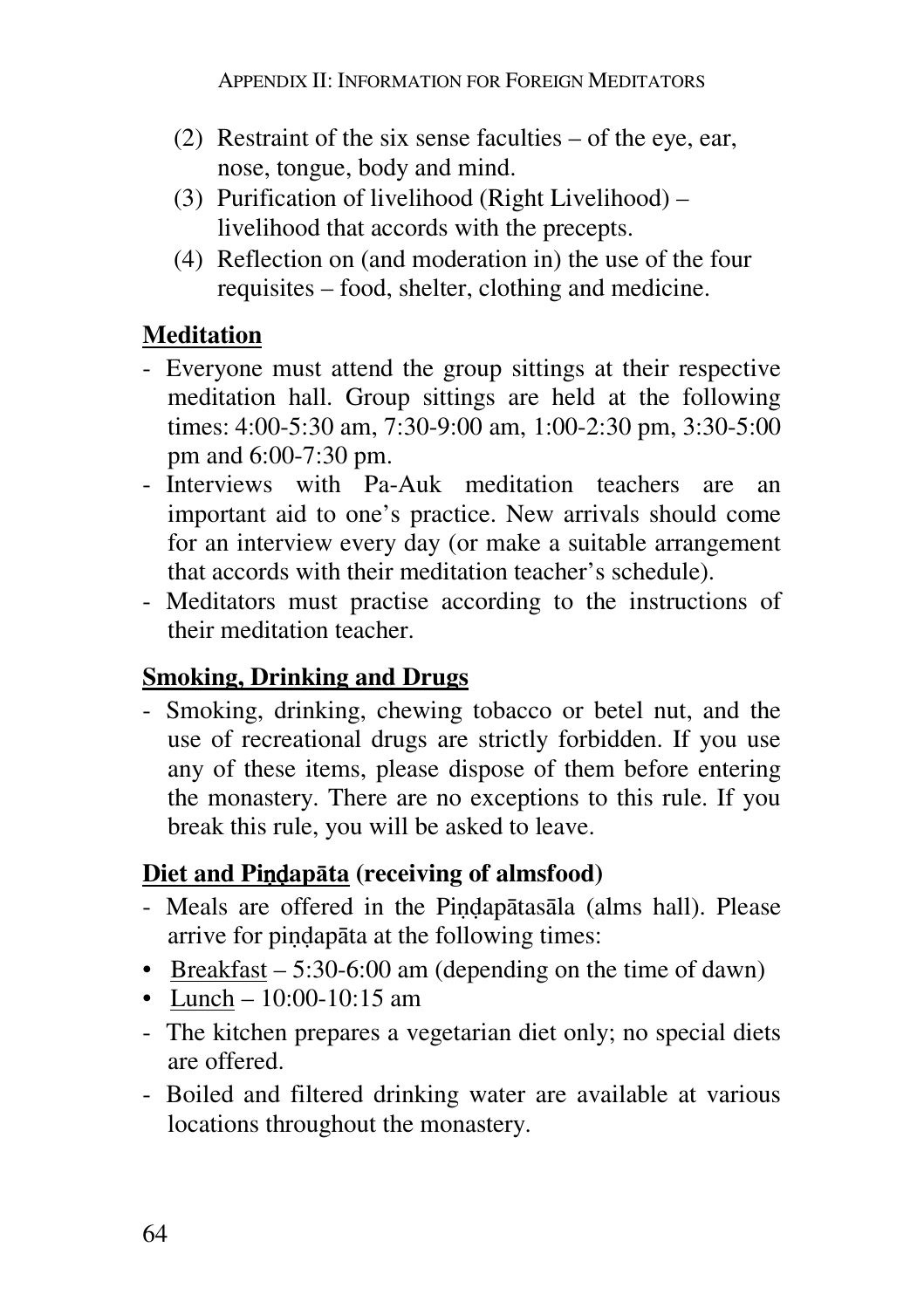(2) Restraint of the six sense faculties – of the eye, ear, nose, tongue, body and mind.
(3) Purification of livelihood (Right Livelihood) – livelihood that accords with the precepts.
(4) Reflection on (and moderation in) the use of the four requisites – food, shelter, clothing and medicine.

## Meditation

- Everyone must attend the group sittings at their respective meditation hall. Group sittings are held at the following times: 4:00-5:30 am, 7:30-9:00 am, 1:00-2:30 pm, 3:30-5:00 pm and 6:00-7:30 pm.
- Interviews with Pa-Auk meditation teachers are an important aid to one's practice. New arrivals should come for an interview every day (or make a suitable arrangement that accords with their meditation teacher's schedule).
- Meditators must practise according to the instructions of their meditation teacher.

## Smoking, Drinking and Drugs

- Smoking, drinking, chewing tobacco or betel nut, and the use of recreational drugs are strictly forbidden. If you use any of these items, please dispose of them before entering the monastery. There are no exceptions to this rule. If you break this rule, you will be asked to leave.

## Diet and Piṇḍapāta (receiving of almsfood)

- Meals are offered in the Piṇḍapātasāla (alms hall). Please arrive for piṇḍapāta at the following times:
  - Breakfast – 5:30-6:00 am (depending on the time of dawn)
  - Lunch – 10:00-10:15 am
- The kitchen prepares a vegetarian diet only; no special diets are offered.
- Boiled and filtered drinking water are available at various locations throughout the monastery.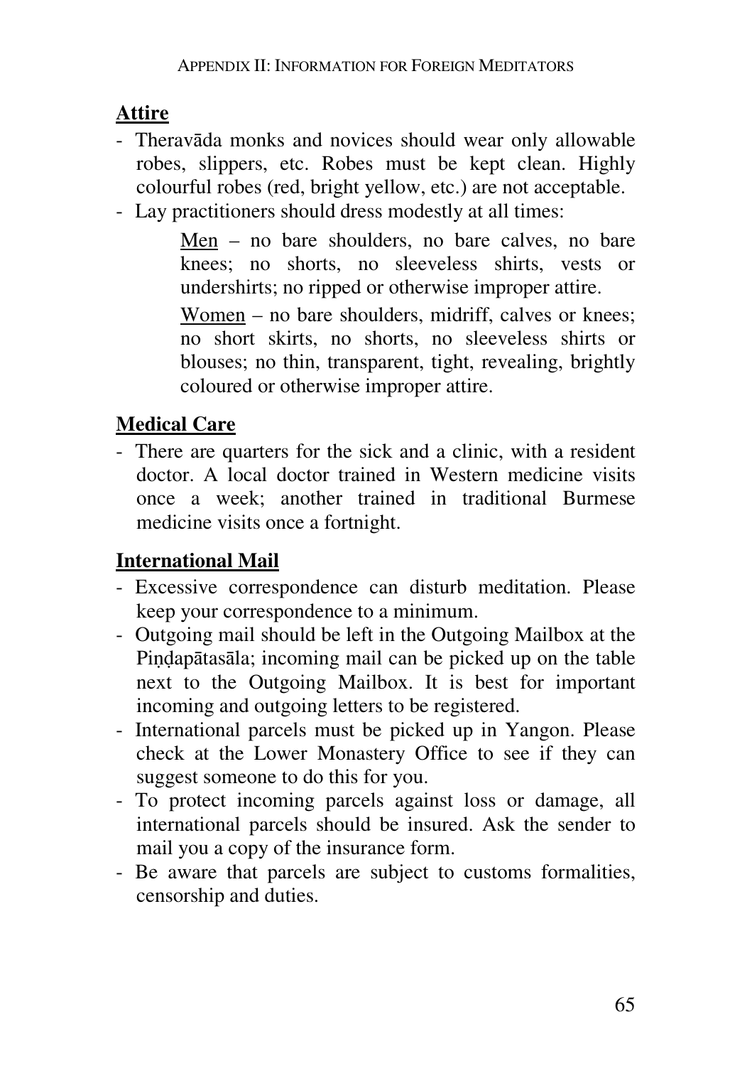## Attire

- Theravāda monks and novices should wear only allowable robes, slippers, etc. Robes must be kept clean. Highly colourful robes (red, bright yellow, etc.) are not acceptable.
- Lay practitioners should dress modestly at all times:

  Men – no bare shoulders, no bare calves, no bare knees; no shorts, no sleeveless shirts, vests or undershirts; no ripped or otherwise improper attire.

  Women – no bare shoulders, midriff, calves or knees; no short skirts, no shorts, no sleeveless shirts or blouses; no thin, transparent, tight, revealing, brightly coloured or otherwise improper attire.

## Medical Care

- There are quarters for the sick and a clinic, with a resident doctor. A local doctor trained in Western medicine visits once a week; another trained in traditional Burmese medicine visits once a fortnight.

## International Mail

- Excessive correspondence can disturb meditation. Please keep your correspondence to a minimum.
- Outgoing mail should be left in the Outgoing Mailbox at the Piṇḍapātasāla; incoming mail can be picked up on the table next to the Outgoing Mailbox. It is best for important incoming and outgoing letters to be registered.
- International parcels must be picked up in Yangon. Please check at the Lower Monastery Office to see if they can suggest someone to do this for you.
- To protect incoming parcels against loss or damage, all international parcels should be insured. Ask the sender to mail you a copy of the insurance form.
- Be aware that parcels are subject to customs formalities, censorship and duties.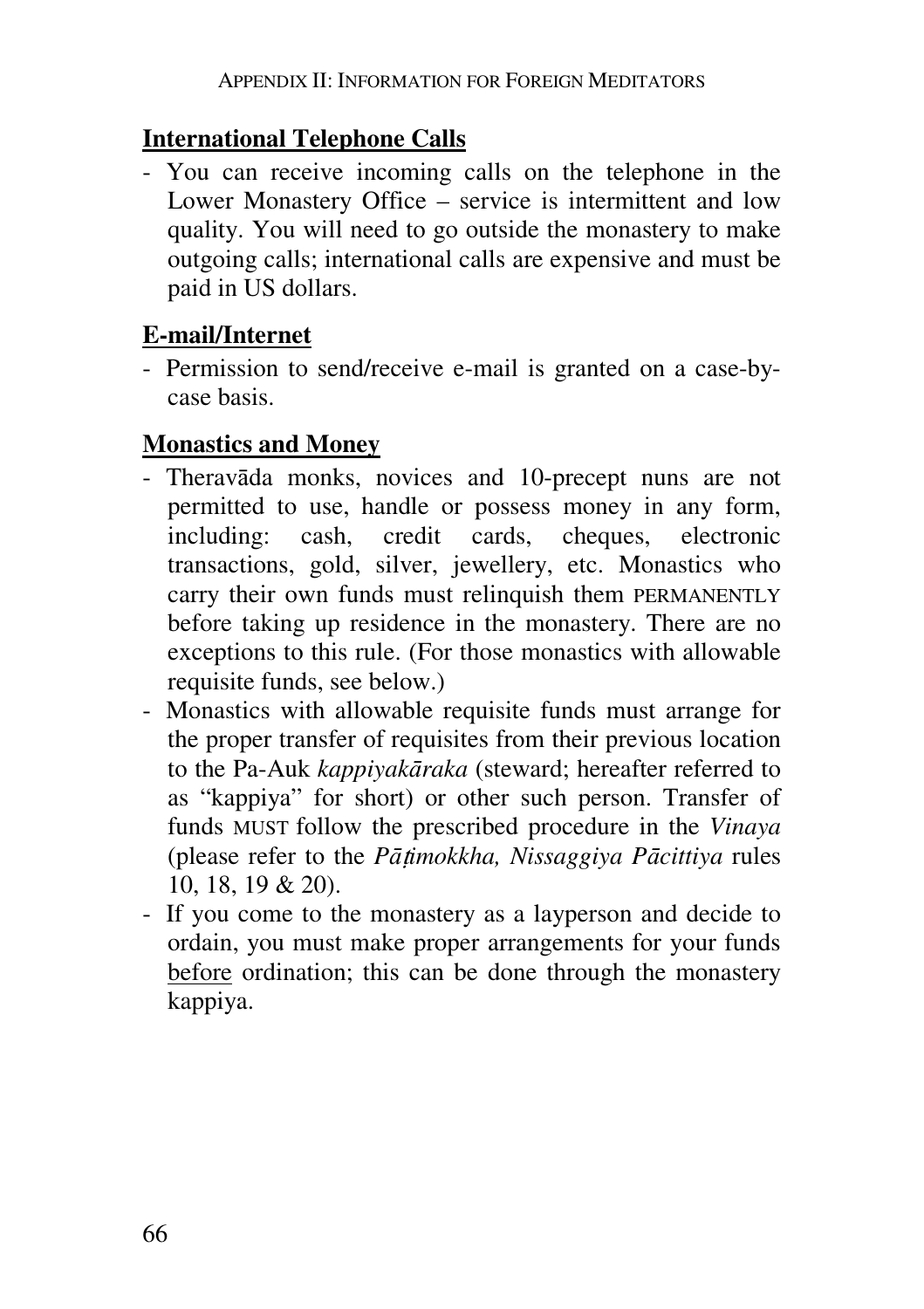## International Telephone Calls

- You can receive incoming calls on the telephone in the Lower Monastery Office – service is intermittent and low quality. You will need to go outside the monastery to make outgoing calls; international calls are expensive and must be paid in US dollars.

## E-mail/Internet

- Permission to send/receive e-mail is granted on a case-by-case basis.

## Monastics and Money

- Theravāda monks, novices and 10-precept nuns are not permitted to use, handle or possess money in any form, including: cash, credit cards, cheques, electronic transactions, gold, silver, jewellery, etc. Monastics who carry their own funds must relinquish them PERMANENTLY before taking up residence in the monastery. There are no exceptions to this rule. (For those monastics with allowable requisite funds, see below.)
- Monastics with allowable requisite funds must arrange for the proper transfer of requisites from their previous location to the Pa-Auk *kappiyakāraka* (steward; hereafter referred to as "kappiya" for short) or other such person. Transfer of funds MUST follow the prescribed procedure in the *Vinaya* (please refer to the *Pāṭimokkha, Nissaggiya Pācittiya* rules 10, 18, 19 & 20).
- If you come to the monastery as a layperson and decide to ordain, you must make proper arrangements for your funds <u>before</u> ordination; this can be done through the monastery kappiya.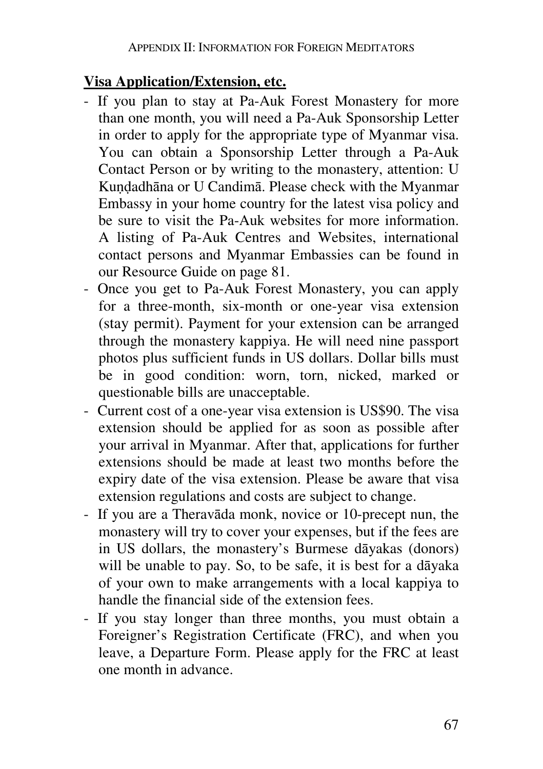**Visa Application/Extension, etc.**

- If you plan to stay at Pa-Auk Forest Monastery for more than one month, you will need a Pa-Auk Sponsorship Letter in order to apply for the appropriate type of Myanmar visa. You can obtain a Sponsorship Letter through a Pa-Auk Contact Person or by writing to the monastery, attention: U Kuṇḍadhāna or U Candimā. Please check with the Myanmar Embassy in your home country for the latest visa policy and be sure to visit the Pa-Auk websites for more information. A listing of Pa-Auk Centres and Websites, international contact persons and Myanmar Embassies can be found in our Resource Guide on page 81.
- Once you get to Pa-Auk Forest Monastery, you can apply for a three-month, six-month or one-year visa extension (stay permit). Payment for your extension can be arranged through the monastery kappiya. He will need nine passport photos plus sufficient funds in US dollars. Dollar bills must be in good condition: worn, torn, nicked, marked or questionable bills are unacceptable.
- Current cost of a one-year visa extension is US$90. The visa extension should be applied for as soon as possible after your arrival in Myanmar. After that, applications for further extensions should be made at least two months before the expiry date of the visa extension. Please be aware that visa extension regulations and costs are subject to change.
- If you are a Theravāda monk, novice or 10-precept nun, the monastery will try to cover your expenses, but if the fees are in US dollars, the monastery's Burmese dāyakas (donors) will be unable to pay. So, to be safe, it is best for a dāyaka of your own to make arrangements with a local kappiya to handle the financial side of the extension fees.
- If you stay longer than three months, you must obtain a Foreigner's Registration Certificate (FRC), and when you leave, a Departure Form. Please apply for the FRC at least one month in advance.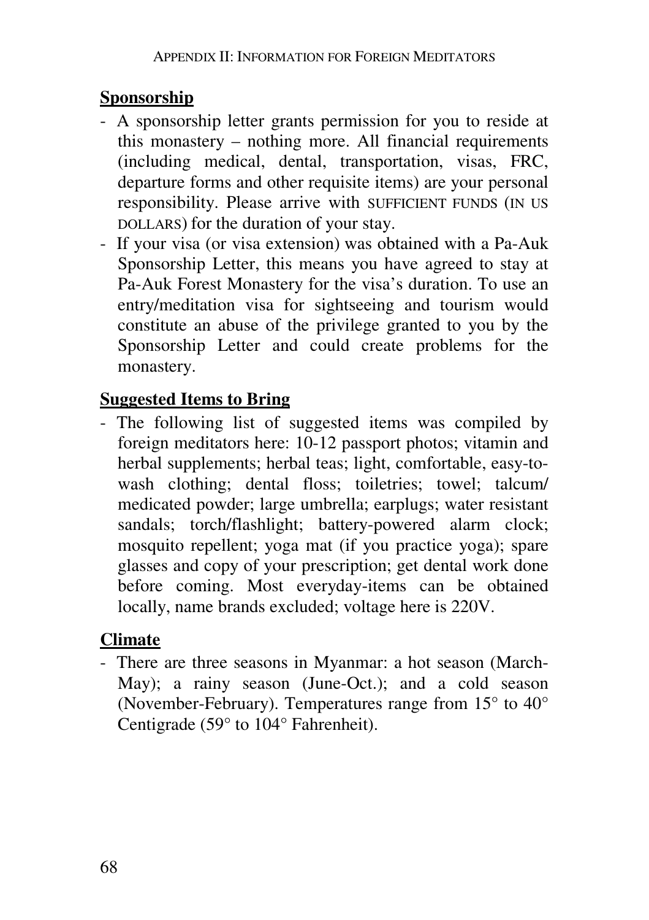## Sponsorship

- A sponsorship letter grants permission for you to reside at this monastery – nothing more. All financial requirements (including medical, dental, transportation, visas, FRC, departure forms and other requisite items) are your personal responsibility. Please arrive with SUFFICIENT FUNDS (IN US DOLLARS) for the duration of your stay.
- If your visa (or visa extension) was obtained with a Pa-Auk Sponsorship Letter, this means you have agreed to stay at Pa-Auk Forest Monastery for the visa's duration. To use an entry/meditation visa for sightseeing and tourism would constitute an abuse of the privilege granted to you by the Sponsorship Letter and could create problems for the monastery.

## Suggested Items to Bring

- The following list of suggested items was compiled by foreign meditators here: 10-12 passport photos; vitamin and herbal supplements; herbal teas; light, comfortable, easy-to-wash clothing; dental floss; toiletries; towel; talcum/ medicated powder; large umbrella; earplugs; water resistant sandals; torch/flashlight; battery-powered alarm clock; mosquito repellent; yoga mat (if you practice yoga); spare glasses and copy of your prescription; get dental work done before coming. Most everyday-items can be obtained locally, name brands excluded; voltage here is 220V.

## Climate

- There are three seasons in Myanmar: a hot season (March-May); a rainy season (June-Oct.); and a cold season (November-February). Temperatures range from 15° to 40° Centigrade (59° to 104° Fahrenheit).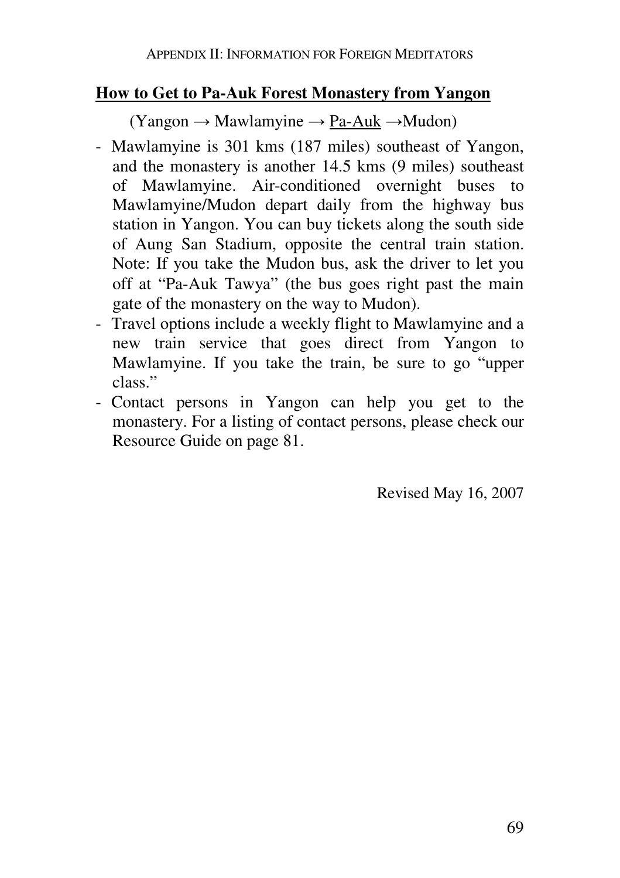## How to Get to Pa-Auk Forest Monastery from Yangon

(Yangon → Mawlamyine → Pa-Auk →Mudon)

- Mawlamyine is 301 kms (187 miles) southeast of Yangon, and the monastery is another 14.5 kms (9 miles) southeast of Mawlamyine. Air-conditioned overnight buses to Mawlamyine/Mudon depart daily from the highway bus station in Yangon. You can buy tickets along the south side of Aung San Stadium, opposite the central train station. Note: If you take the Mudon bus, ask the driver to let you off at "Pa-Auk Tawya" (the bus goes right past the main gate of the monastery on the way to Mudon).
- Travel options include a weekly flight to Mawlamyine and a new train service that goes direct from Yangon to Mawlamyine. If you take the train, be sure to go "upper class."
- Contact persons in Yangon can help you get to the monastery. For a listing of contact persons, please check our Resource Guide on page 81.

Revised May 16, 2007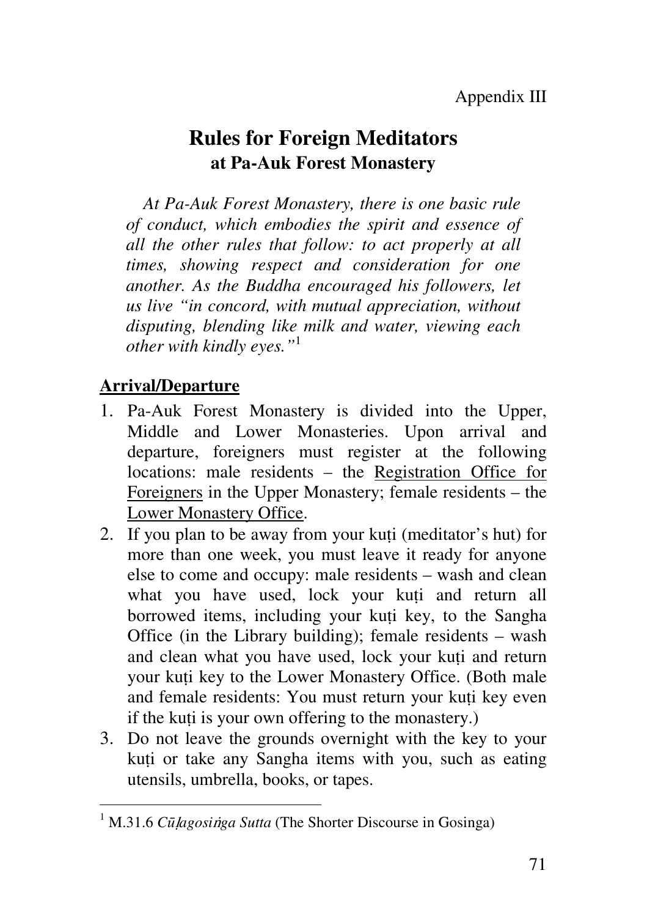Appendix III

# Rules for Foreign Meditators
## at Pa-Auk Forest Monastery

*At Pa-Auk Forest Monastery, there is one basic rule of conduct, which embodies the spirit and essence of all the other rules that follow: to act properly at all times, showing respect and consideration for one another. As the Buddha encouraged his followers, let us live "in concord, with mutual appreciation, without disputing, blending like milk and water, viewing each other with kindly eyes."*[1]

**Arrival/Departure**

1. Pa-Auk Forest Monastery is divided into the Upper, Middle and Lower Monasteries. Upon arrival and departure, foreigners must register at the following locations: male residents – the Registration Office for Foreigners in the Upper Monastery; female residents – the Lower Monastery Office.
2. If you plan to be away from your kuṭi (meditator's hut) for more than one week, you must leave it ready for anyone else to come and occupy: male residents – wash and clean what you have used, lock your kuṭi and return all borrowed items, including your kuṭi key, to the Sangha Office (in the Library building); female residents – wash and clean what you have used, lock your kuṭi and return your kuṭi key to the Lower Monastery Office. (Both male and female residents: You must return your kuṭi key even if the kuṭi is your own offering to the monastery.)
3. Do not leave the grounds overnight with the key to your kuṭi or take any Sangha items with you, such as eating utensils, umbrella, books, or tapes.

---

[1] M.31.6 *Cūḷagosiṅga Sutta* (The Shorter Discourse in Gosinga)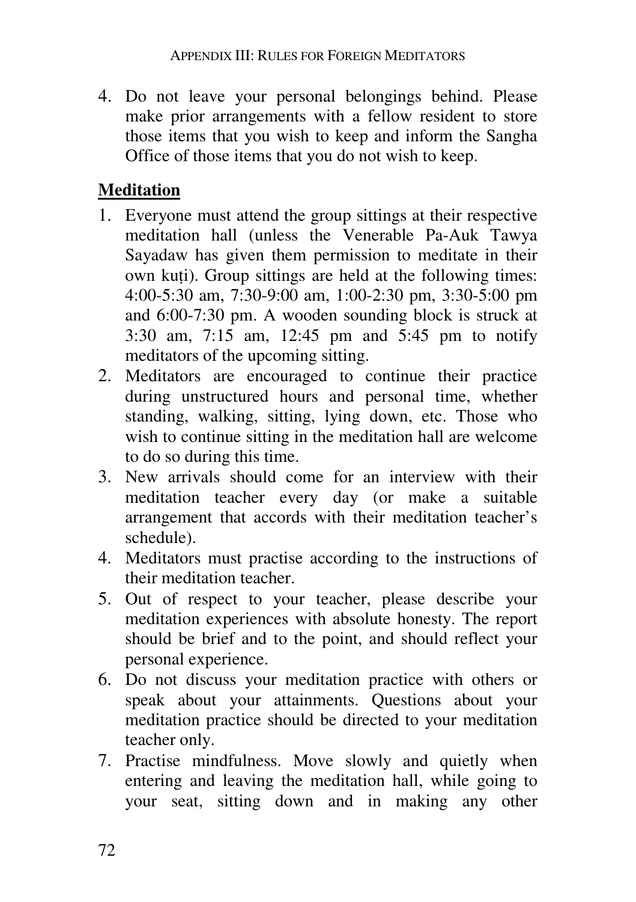4. Do not leave your personal belongings behind. Please make prior arrangements with a fellow resident to store those items that you wish to keep and inform the Sangha Office of those items that you do not wish to keep.

## Meditation

1. Everyone must attend the group sittings at their respective meditation hall (unless the Venerable Pa-Auk Tawya Sayadaw has given them permission to meditate in their own kuṭi). Group sittings are held at the following times: 4:00-5:30 am, 7:30-9:00 am, 1:00-2:30 pm, 3:30-5:00 pm and 6:00-7:30 pm. A wooden sounding block is struck at 3:30 am, 7:15 am, 12:45 pm and 5:45 pm to notify meditators of the upcoming sitting.
2. Meditators are encouraged to continue their practice during unstructured hours and personal time, whether standing, walking, sitting, lying down, etc. Those who wish to continue sitting in the meditation hall are welcome to do so during this time.
3. New arrivals should come for an interview with their meditation teacher every day (or make a suitable arrangement that accords with their meditation teacher's schedule).
4. Meditators must practise according to the instructions of their meditation teacher.
5. Out of respect to your teacher, please describe your meditation experiences with absolute honesty. The report should be brief and to the point, and should reflect your personal experience.
6. Do not discuss your meditation practice with others or speak about your attainments. Questions about your meditation practice should be directed to your meditation teacher only.
7. Practise mindfulness. Move slowly and quietly when entering and leaving the meditation hall, while going to your seat, sitting down and in making any other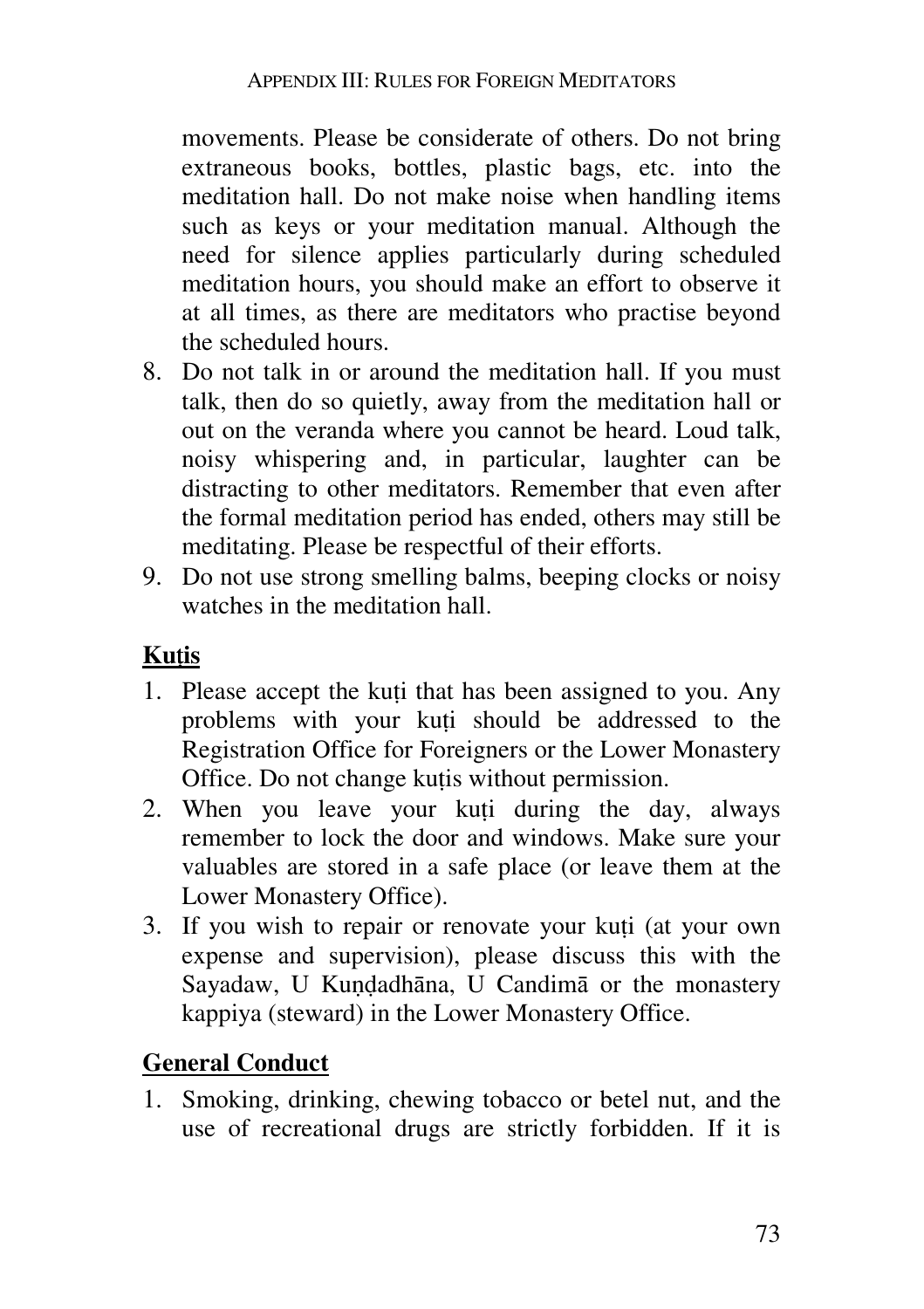movements. Please be considerate of others. Do not bring extraneous books, bottles, plastic bags, etc. into the meditation hall. Do not make noise when handling items such as keys or your meditation manual. Although the need for silence applies particularly during scheduled meditation hours, you should make an effort to observe it at all times, as there are meditators who practise beyond the scheduled hours.

8. Do not talk in or around the meditation hall. If you must talk, then do so quietly, away from the meditation hall or out on the veranda where you cannot be heard. Loud talk, noisy whispering and, in particular, laughter can be distracting to other meditators. Remember that even after the formal meditation period has ended, others may still be meditating. Please be respectful of their efforts.
9. Do not use strong smelling balms, beeping clocks or noisy watches in the meditation hall.

## Kuṭis

1. Please accept the kuṭi that has been assigned to you. Any problems with your kuṭi should be addressed to the Registration Office for Foreigners or the Lower Monastery Office. Do not change kuṭis without permission.
2. When you leave your kuṭi during the day, always remember to lock the door and windows. Make sure your valuables are stored in a safe place (or leave them at the Lower Monastery Office).
3. If you wish to repair or renovate your kuṭi (at your own expense and supervision), please discuss this with the Sayadaw, U Kuṇḍadhāna, U Candimā or the monastery kappiya (steward) in the Lower Monastery Office.

## General Conduct

1. Smoking, drinking, chewing tobacco or betel nut, and the use of recreational drugs are strictly forbidden. If it is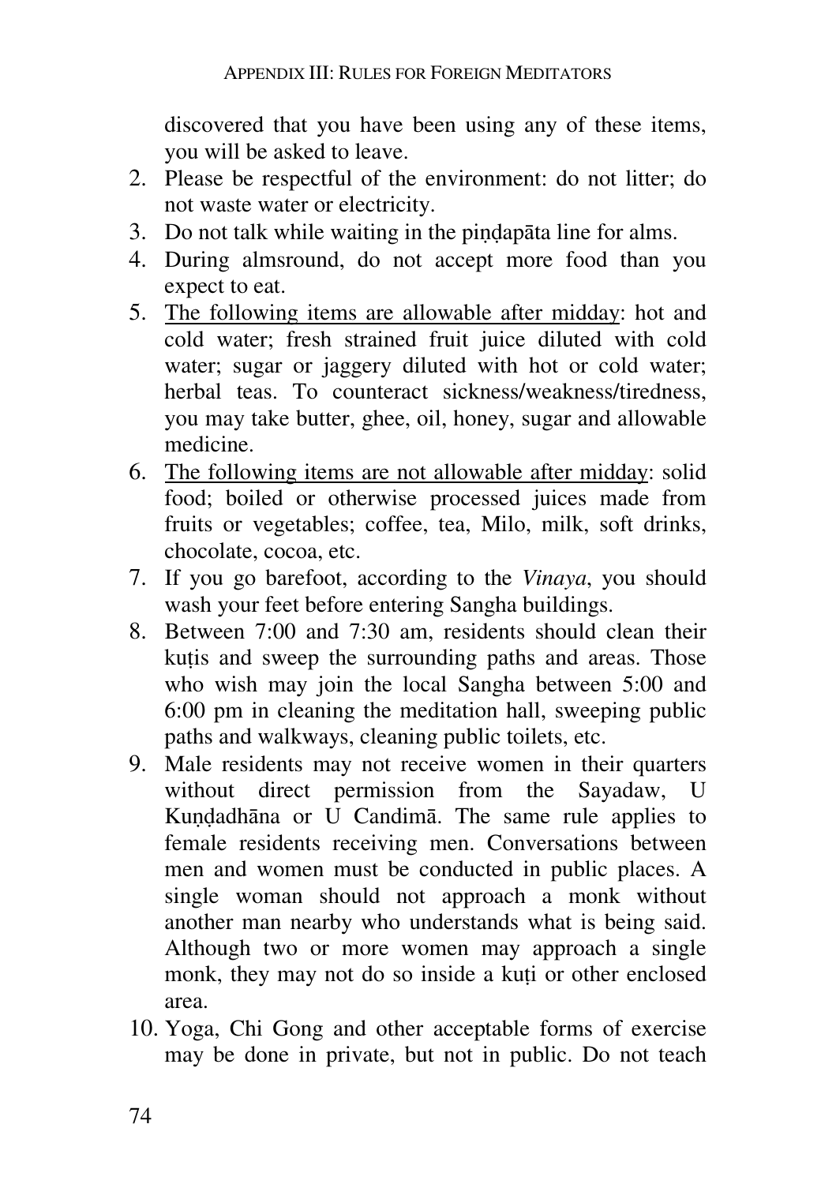discovered that you have been using any of these items, you will be asked to leave.

2. Please be respectful of the environment: do not litter; do not waste water or electricity.
3. Do not talk while waiting in the piṇḍapāta line for alms.
4. During almsround, do not accept more food than you expect to eat.
5. <u>The following items are allowable after midday</u>: hot and cold water; fresh strained fruit juice diluted with cold water; sugar or jaggery diluted with hot or cold water; herbal teas. To counteract sickness/weakness/tiredness, you may take butter, ghee, oil, honey, sugar and allowable medicine.
6. <u>The following items are not allowable after midday</u>: solid food; boiled or otherwise processed juices made from fruits or vegetables; coffee, tea, Milo, milk, soft drinks, chocolate, cocoa, etc.
7. If you go barefoot, according to the *Vinaya*, you should wash your feet before entering Sangha buildings.
8. Between 7:00 and 7:30 am, residents should clean their kuṭis and sweep the surrounding paths and areas. Those who wish may join the local Sangha between 5:00 and 6:00 pm in cleaning the meditation hall, sweeping public paths and walkways, cleaning public toilets, etc.
9. Male residents may not receive women in their quarters without direct permission from the Sayadaw, U Kuṇḍadhāna or U Candimā. The same rule applies to female residents receiving men. Conversations between men and women must be conducted in public places. A single woman should not approach a monk without another man nearby who understands what is being said. Although two or more women may approach a single monk, they may not do so inside a kuṭi or other enclosed area.
10. Yoga, Chi Gong and other acceptable forms of exercise may be done in private, but not in public. Do not teach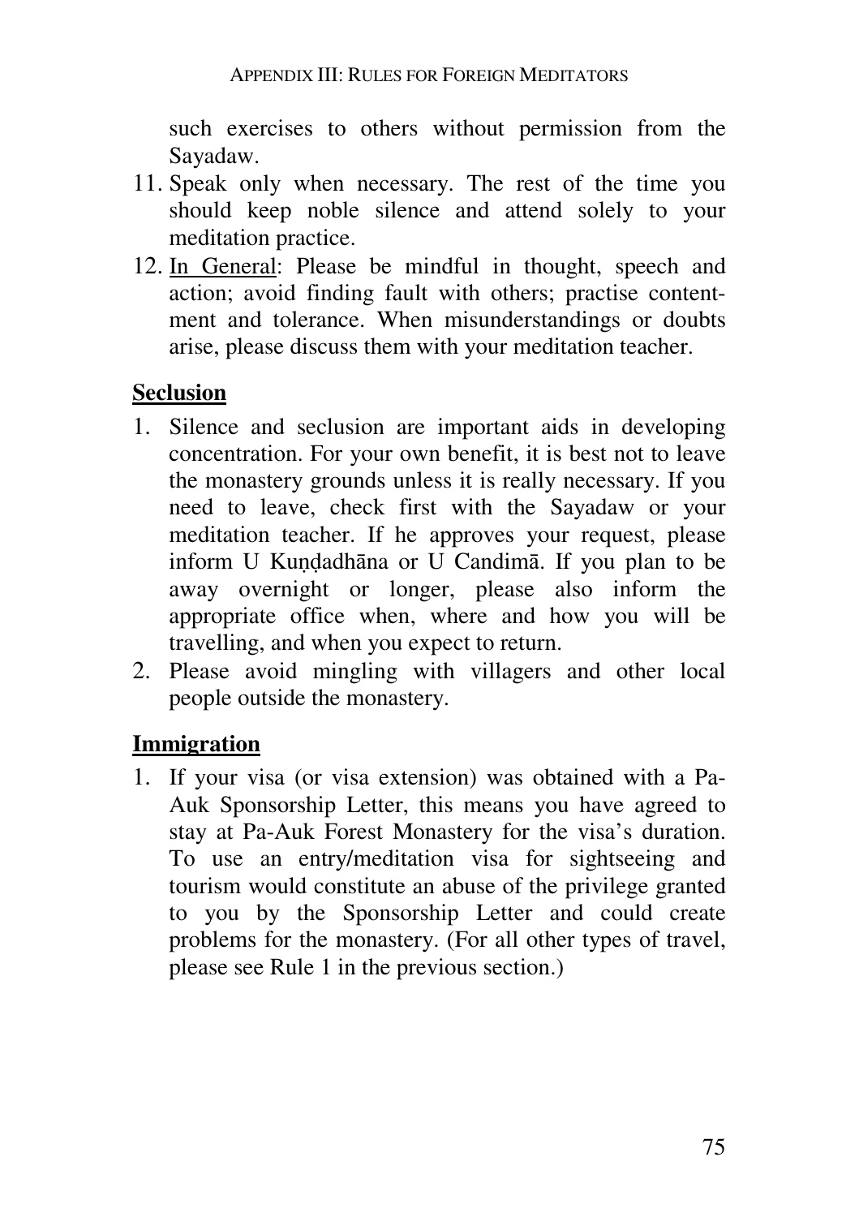such exercises to others without permission from the Sayadaw.

11. Speak only when necessary. The rest of the time you should keep noble silence and attend solely to your meditation practice.
12. <u>In General</u>: Please be mindful in thought, speech and action; avoid finding fault with others; practise contentment and tolerance. When misunderstandings or doubts arise, please discuss them with your meditation teacher.

## Seclusion

1. Silence and seclusion are important aids in developing concentration. For your own benefit, it is best not to leave the monastery grounds unless it is really necessary. If you need to leave, check first with the Sayadaw or your meditation teacher. If he approves your request, please inform U Kuṇḍadhāna or U Candimā. If you plan to be away overnight or longer, please also inform the appropriate office when, where and how you will be travelling, and when you expect to return.
2. Please avoid mingling with villagers and other local people outside the monastery.

## Immigration

1. If your visa (or visa extension) was obtained with a Pa-Auk Sponsorship Letter, this means you have agreed to stay at Pa-Auk Forest Monastery for the visa's duration. To use an entry/meditation visa for sightseeing and tourism would constitute an abuse of the privilege granted to you by the Sponsorship Letter and could create problems for the monastery. (For all other types of travel, please see Rule 1 in the previous section.)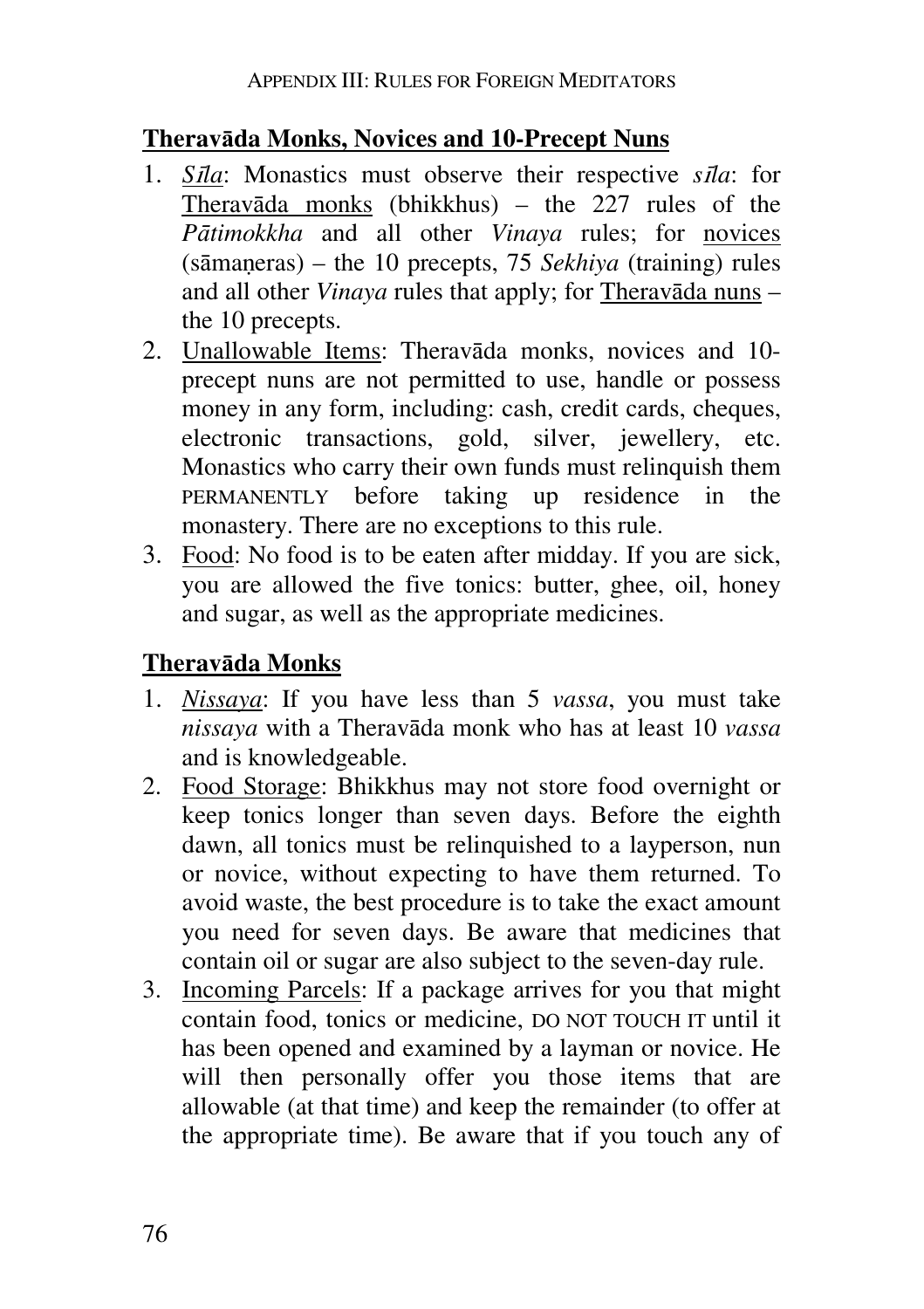## Theravāda Monks, Novices and 10-Precept Nuns

1. *Sīla*: Monastics must observe their respective *sīla*: for Theravāda monks (bhikkhus) – the 227 rules of the *Pātimokkha* and all other *Vinaya* rules; for novices (sāmaṇeras) – the 10 precepts, 75 *Sekhiya* (training) rules and all other *Vinaya* rules that apply; for Theravāda nuns – the 10 precepts.
2. Unallowable Items: Theravāda monks, novices and 10-precept nuns are not permitted to use, handle or possess money in any form, including: cash, credit cards, cheques, electronic transactions, gold, silver, jewellery, etc. Monastics who carry their own funds must relinquish them PERMANENTLY before taking up residence in the monastery. There are no exceptions to this rule.
3. Food: No food is to be eaten after midday. If you are sick, you are allowed the five tonics: butter, ghee, oil, honey and sugar, as well as the appropriate medicines.

## Theravāda Monks

1. *Nissaya*: If you have less than 5 *vassa*, you must take *nissaya* with a Theravāda monk who has at least 10 *vassa* and is knowledgeable.
2. Food Storage: Bhikkhus may not store food overnight or keep tonics longer than seven days. Before the eighth dawn, all tonics must be relinquished to a layperson, nun or novice, without expecting to have them returned. To avoid waste, the best procedure is to take the exact amount you need for seven days. Be aware that medicines that contain oil or sugar are also subject to the seven-day rule.
3. Incoming Parcels: If a package arrives for you that might contain food, tonics or medicine, DO NOT TOUCH IT until it has been opened and examined by a layman or novice. He will then personally offer you those items that are allowable (at that time) and keep the remainder (to offer at the appropriate time). Be aware that if you touch any of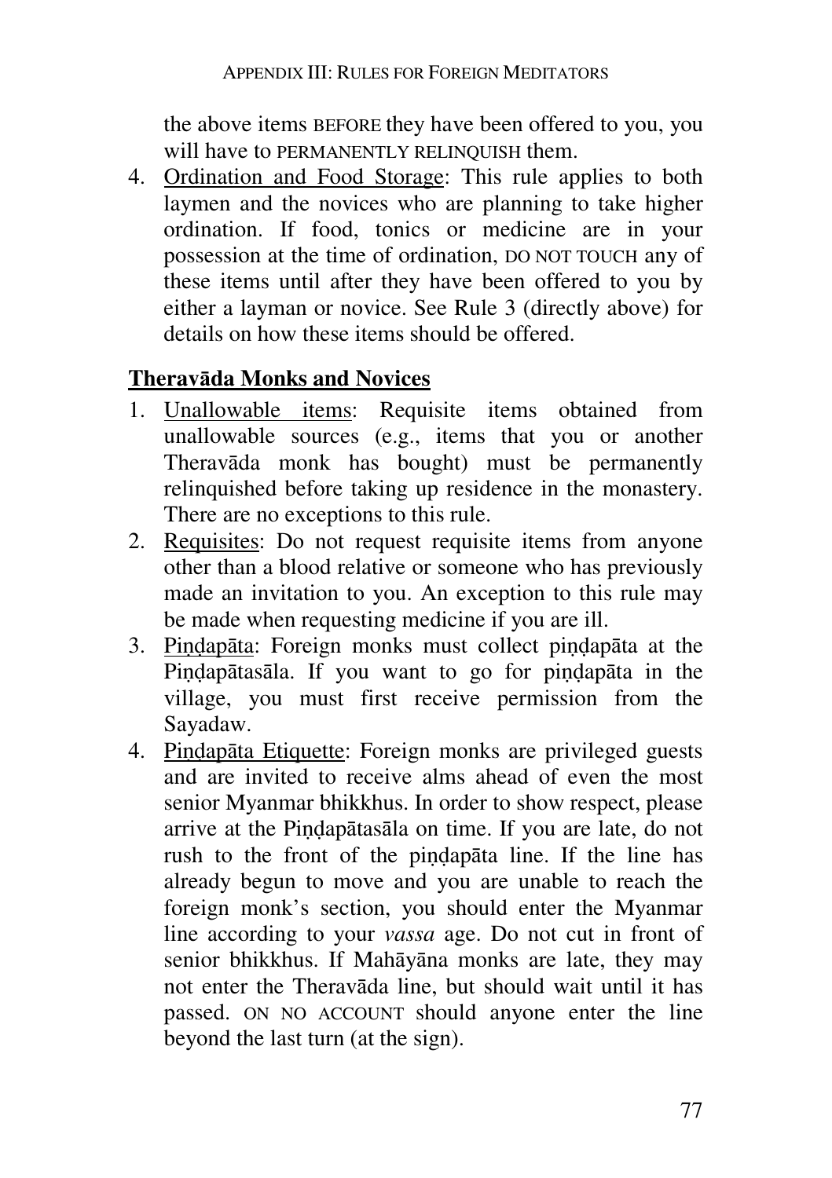the above items BEFORE they have been offered to you, you will have to PERMANENTLY RELINQUISH them.

4. Ordination and Food Storage: This rule applies to both laymen and the novices who are planning to take higher ordination. If food, tonics or medicine are in your possession at the time of ordination, DO NOT TOUCH any of these items until after they have been offered to you by either a layman or novice. See Rule 3 (directly above) for details on how these items should be offered.

## Theravāda Monks and Novices

1. Unallowable items: Requisite items obtained from unallowable sources (e.g., items that you or another Theravāda monk has bought) must be permanently relinquished before taking up residence in the monastery. There are no exceptions to this rule.
2. Requisites: Do not request requisite items from anyone other than a blood relative or someone who has previously made an invitation to you. An exception to this rule may be made when requesting medicine if you are ill.
3. Piṇḍapāta: Foreign monks must collect piṇḍapāta at the Piṇḍapātasāla. If you want to go for piṇḍapāta in the village, you must first receive permission from the Sayadaw.
4. Piṇḍapāta Etiquette: Foreign monks are privileged guests and are invited to receive alms ahead of even the most senior Myanmar bhikkhus. In order to show respect, please arrive at the Piṇḍapātasāla on time. If you are late, do not rush to the front of the piṇḍapāta line. If the line has already begun to move and you are unable to reach the foreign monk's section, you should enter the Myanmar line according to your *vassa* age. Do not cut in front of senior bhikkhus. If Mahāyāna monks are late, they may not enter the Theravāda line, but should wait until it has passed. ON NO ACCOUNT should anyone enter the line beyond the last turn (at the sign).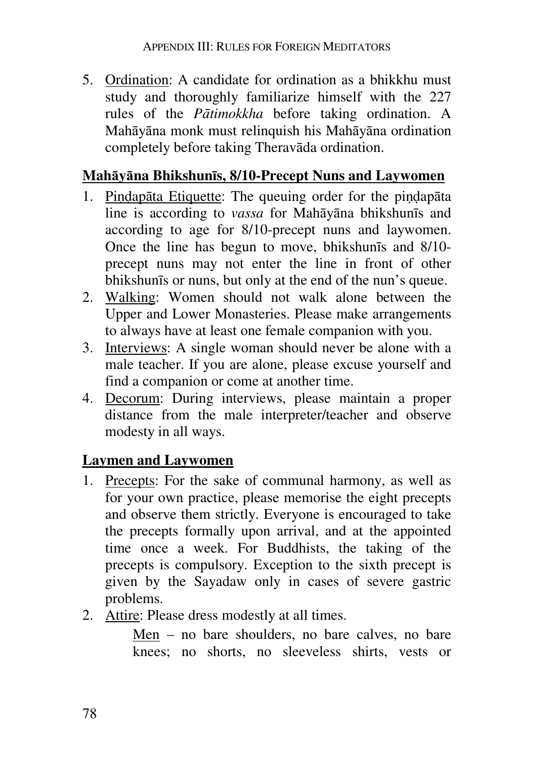5. Ordination: A candidate for ordination as a bhikkhu must study and thoroughly familiarize himself with the 227 rules of the *Pātimokkha* before taking ordination. A Mahāyāna monk must relinquish his Mahāyāna ordination completely before taking Theravāda ordination.

## Mahāyāna Bhikshunīs, 8/10-Precept Nuns and Laywomen

1. Piṇḍapāta Etiquette: The queuing order for the piṇḍapāta line is according to *vassa* for Mahāyāna bhikshunīs and according to age for 8/10-precept nuns and laywomen. Once the line has begun to move, bhikshunīs and 8/10-precept nuns may not enter the line in front of other bhikshunīs or nuns, but only at the end of the nun's queue.
2. Walking: Women should not walk alone between the Upper and Lower Monasteries. Please make arrangements to always have at least one female companion with you.
3. Interviews: A single woman should never be alone with a male teacher. If you are alone, please excuse yourself and find a companion or come at another time.
4. Decorum: During interviews, please maintain a proper distance from the male interpreter/teacher and observe modesty in all ways.

## Laymen and Laywomen

1. Precepts: For the sake of communal harmony, as well as for your own practice, please memorise the eight precepts and observe them strictly. Everyone is encouraged to take the precepts formally upon arrival, and at the appointed time once a week. For Buddhists, the taking of the precepts is compulsory. Exception to the sixth precept is given by the Sayadaw only in cases of severe gastric problems.
2. Attire: Please dress modestly at all times.

   Men – no bare shoulders, no bare calves, no bare knees; no shorts, no sleeveless shirts, vests or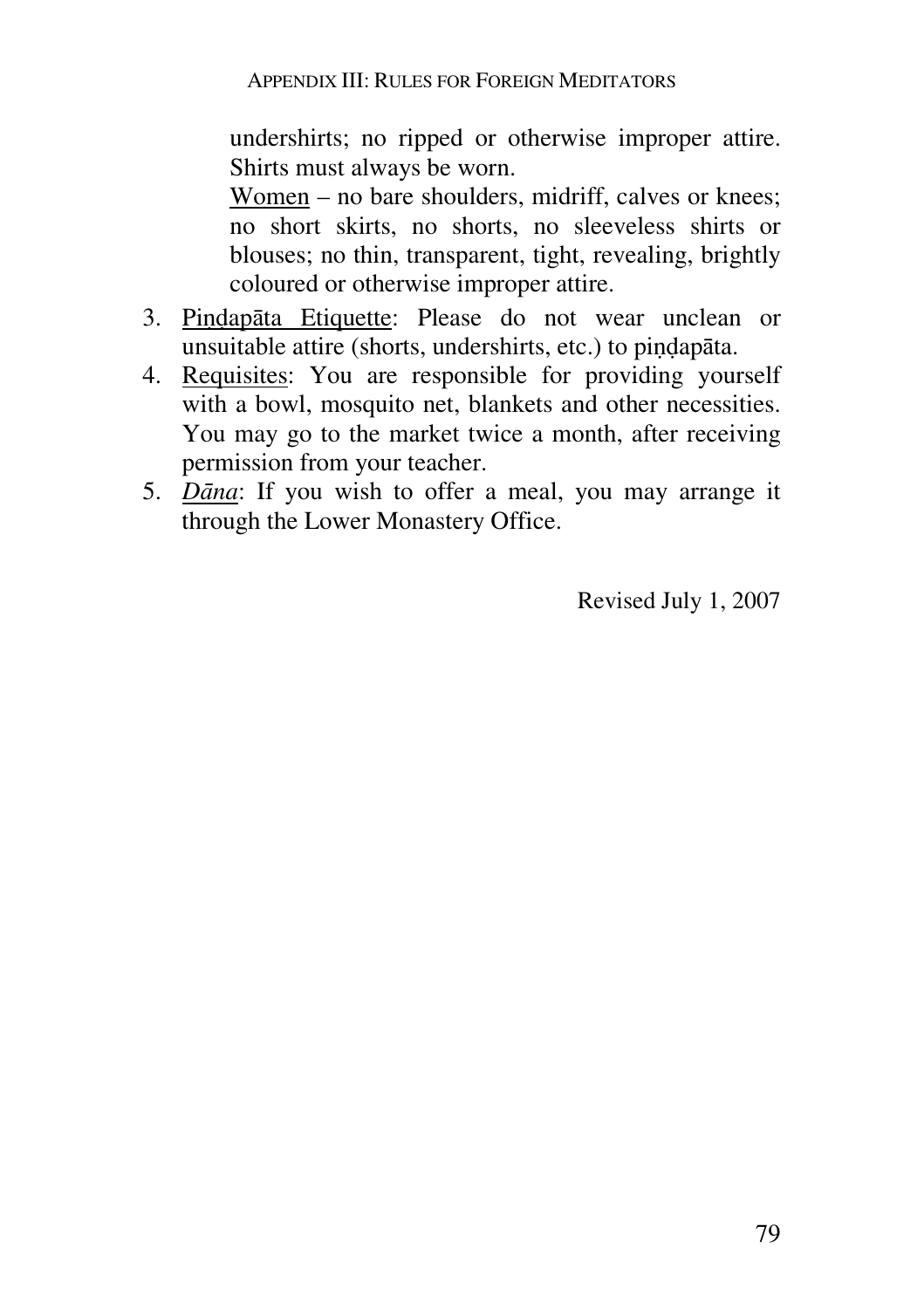undershirts; no ripped or otherwise improper attire. Shirts must always be worn.

<u>Women</u> – no bare shoulders, midriff, calves or knees; no short skirts, no shorts, no sleeveless shirts or blouses; no thin, transparent, tight, revealing, brightly coloured or otherwise improper attire.

3. <u>Pindapāta Etiquette</u>: Please do not wear unclean or unsuitable attire (shorts, undershirts, etc.) to piṇḍapāta.
4. <u>Requisites</u>: You are responsible for providing yourself with a bowl, mosquito net, blankets and other necessities. You may go to the market twice a month, after receiving permission from your teacher.
5. <u>*Dāna*</u>: If you wish to offer a meal, you may arrange it through the Lower Monastery Office.

Revised July 1, 2007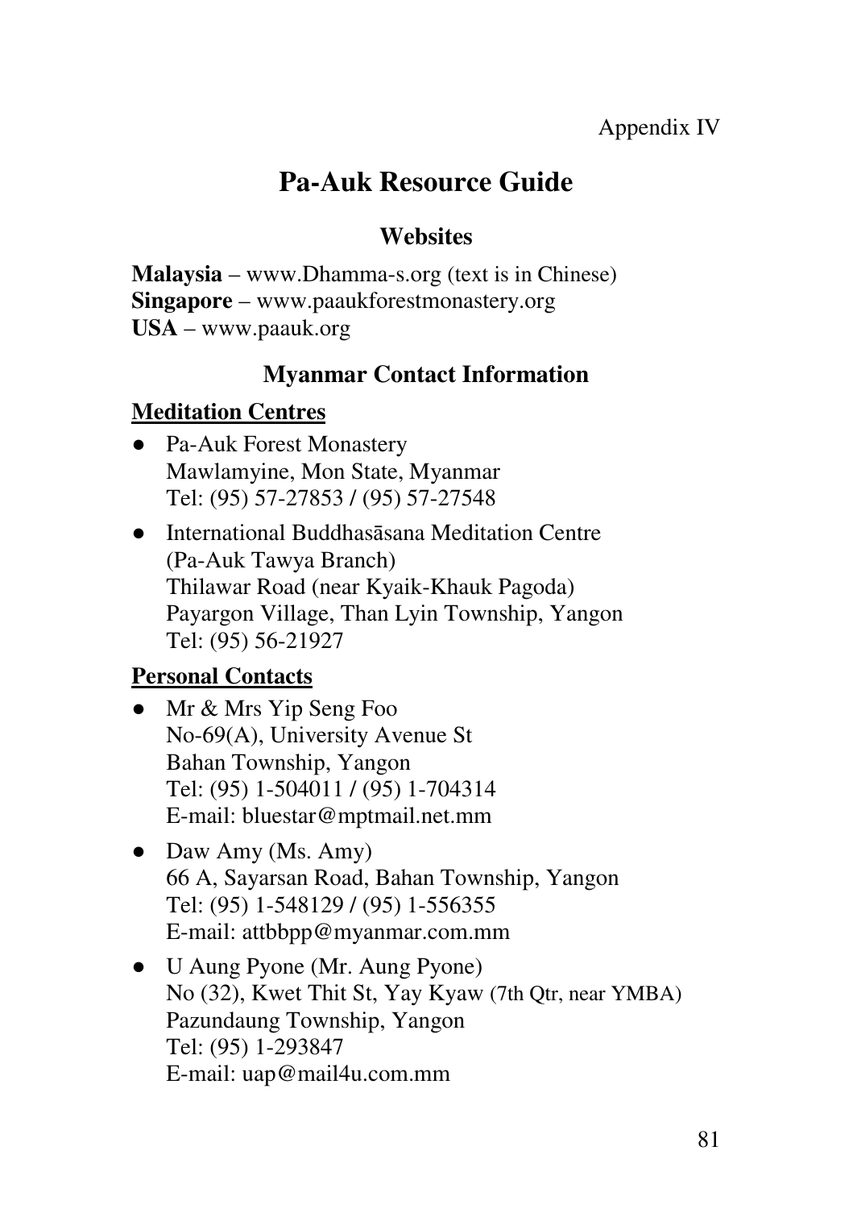Appendix IV

# Pa-Auk Resource Guide

## Websites

**Malaysia** – www.Dhamma-s.org (text is in Chinese)
**Singapore** – www.paaukforestmonastery.org
**USA** – www.paauk.org

## Myanmar Contact Information

### Meditation Centres

- Pa-Auk Forest Monastery
  Mawlamyine, Mon State, Myanmar
  Tel: (95) 57-27853 / (95) 57-27548

- International Buddhasāsana Meditation Centre
  (Pa-Auk Tawya Branch)
  Thilawar Road (near Kyaik-Khauk Pagoda)
  Payargon Village, Than Lyin Township, Yangon
  Tel: (95) 56-21927

### Personal Contacts

- Mr & Mrs Yip Seng Foo
  No-69(A), University Avenue St
  Bahan Township, Yangon
  Tel: (95) 1-504011 / (95) 1-704314
  E-mail: bluestar@mptmail.net.mm

- Daw Amy (Ms. Amy)
  66 A, Sayarsan Road, Bahan Township, Yangon
  Tel: (95) 1-548129 / (95) 1-556355
  E-mail: attbbpp@myanmar.com.mm

- U Aung Pyone (Mr. Aung Pyone)
  No (32), Kwet Thit St, Yay Kyaw (7th Qtr, near YMBA)
  Pazundaung Township, Yangon
  Tel: (95) 1-293847
  E-mail: uap@mail4u.com.mm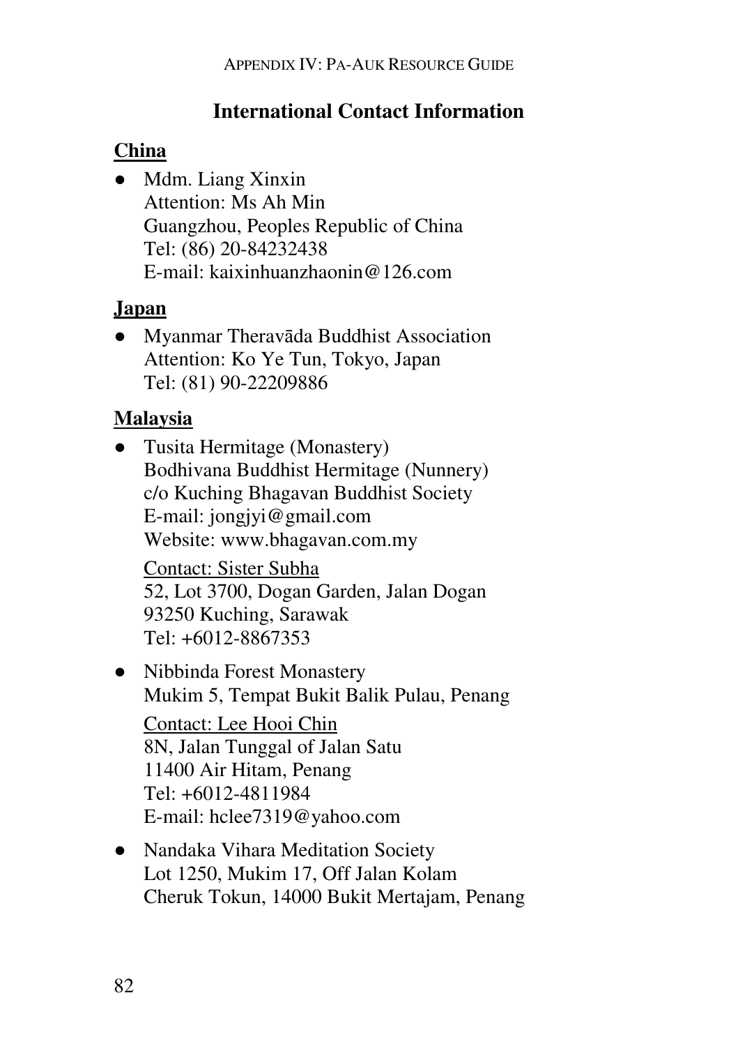## International Contact Information

### China

- Mdm. Liang Xinxin
  Attention: Ms Ah Min
  Guangzhou, Peoples Republic of China
  Tel: (86) 20-84232438
  E-mail: kaixinhuanzhaonin@126.com

### Japan

- Myanmar Theravāda Buddhist Association
  Attention: Ko Ye Tun, Tokyo, Japan
  Tel: (81) 90-22209886

### Malaysia

- Tusita Hermitage (Monastery)
  Bodhivana Buddhist Hermitage (Nunnery)
  c/o Kuching Bhagavan Buddhist Society
  E-mail: jongjyi@gmail.com
  Website: www.bhagavan.com.my

  Contact: Sister Subha
  52, Lot 3700, Dogan Garden, Jalan Dogan
  93250 Kuching, Sarawak
  Tel: +6012-8867353

- Nibbinda Forest Monastery
  Mukim 5, Tempat Bukit Balik Pulau, Penang

  Contact: Lee Hooi Chin
  8N, Jalan Tunggal of Jalan Satu
  11400 Air Hitam, Penang
  Tel: +6012-4811984
  E-mail: hclee7319@yahoo.com

- Nandaka Vihara Meditation Society
  Lot 1250, Mukim 17, Off Jalan Kolam
  Cheruk Tokun, 14000 Bukit Mertajam, Penang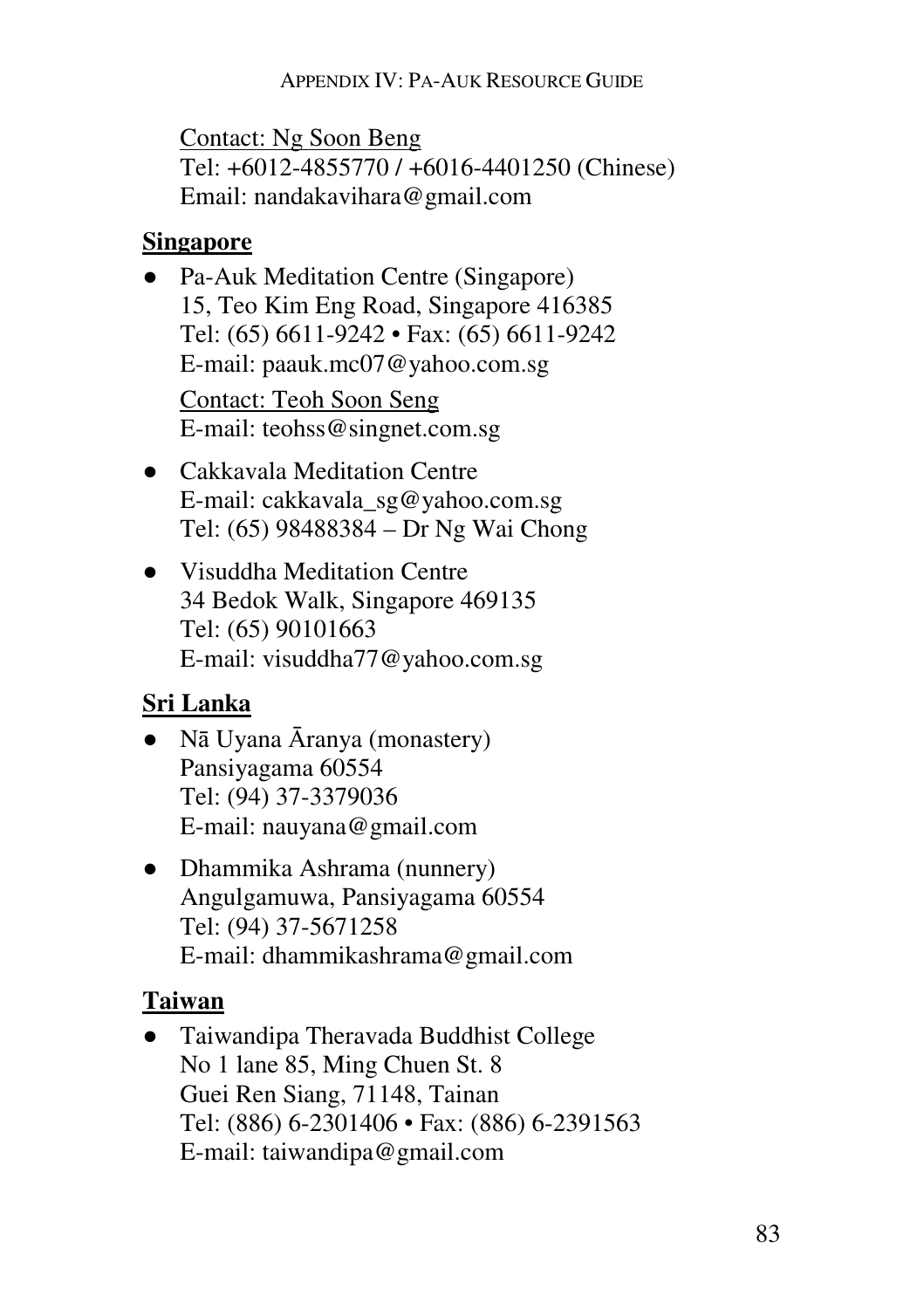Contact: Ng Soon Beng
Tel: +6012-4855770 / +6016-4401250 (Chinese)
Email: nandakavihara@gmail.com

## Singapore

- Pa-Auk Meditation Centre (Singapore)
  15, Teo Kim Eng Road, Singapore 416385
  Tel: (65) 6611-9242 • Fax: (65) 6611-9242
  E-mail: paauk.mc07@yahoo.com.sg

  Contact: Teoh Soon Seng
  E-mail: teohss@singnet.com.sg

- Cakkavala Meditation Centre
  E-mail: cakkavala_sg@yahoo.com.sg
  Tel: (65) 98488384 – Dr Ng Wai Chong

- Visuddha Meditation Centre
  34 Bedok Walk, Singapore 469135
  Tel: (65) 90101663
  E-mail: visuddha77@yahoo.com.sg

## Sri Lanka

- Nā Uyana Āranya (monastery)
  Pansiyagama 60554
  Tel: (94) 37-3379036
  E-mail: nauyana@gmail.com

- Dhammika Ashrama (nunnery)
  Angulgamuwa, Pansiyagama 60554
  Tel: (94) 37-5671258
  E-mail: dhammikashrama@gmail.com

## Taiwan

- Taiwandipa Theravada Buddhist College
  No 1 lane 85, Ming Chuen St. 8
  Guei Ren Siang, 71148, Tainan
  Tel: (886) 6-2301406 • Fax: (886) 6-2391563
  E-mail: taiwandipa@gmail.com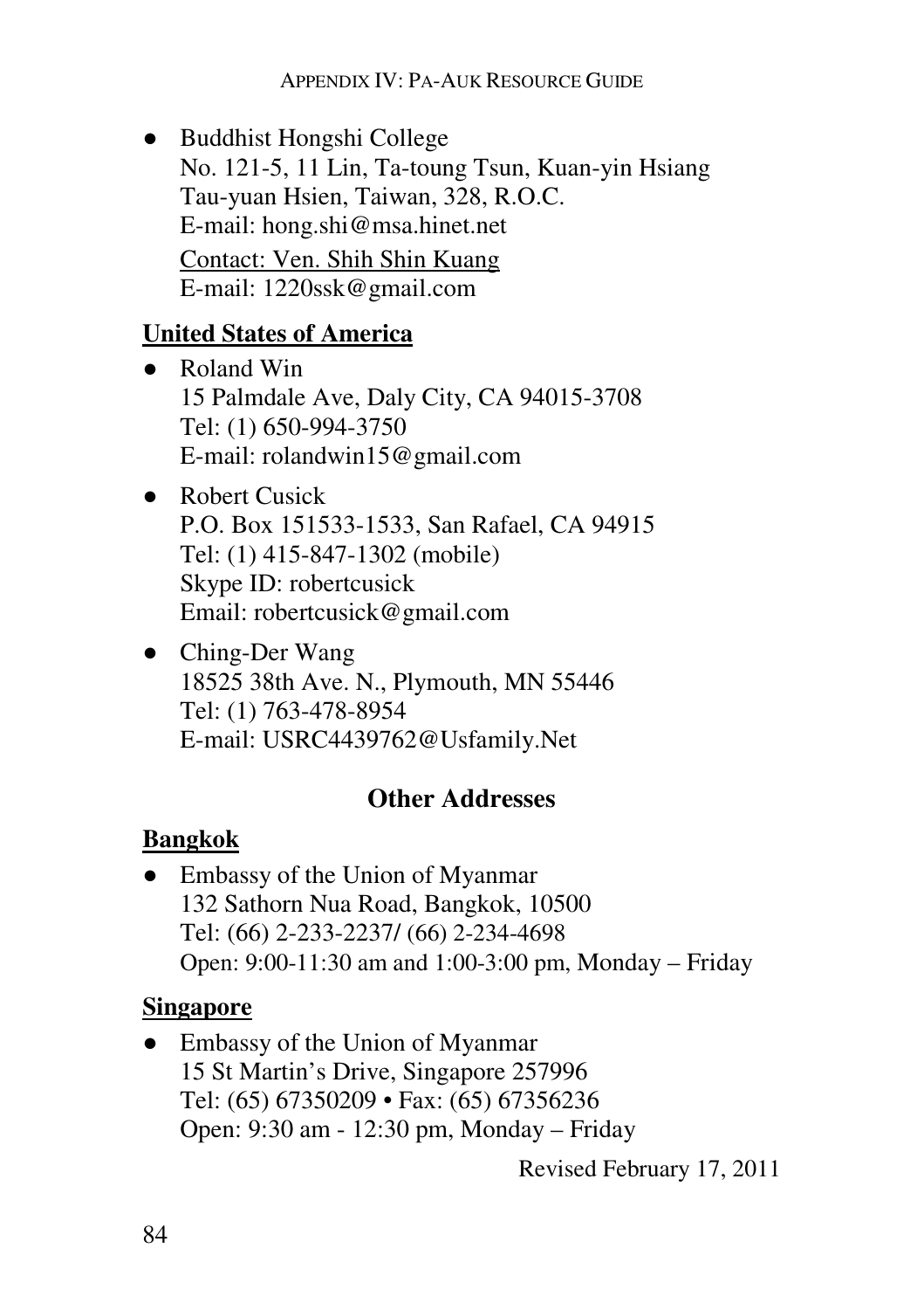- Buddhist Hongshi College
  No. 121-5, 11 Lin, Ta-toung Tsun, Kuan-yin Hsiang
  Tau-yuan Hsien, Taiwan, 328, R.O.C.
  E-mail: hong.shi@msa.hinet.net
  <u>Contact: Ven. Shih Shin Kuang</u>
  E-mail: 1220ssk@gmail.com

**<u>United States of America</u>**

- Roland Win
  15 Palmdale Ave, Daly City, CA 94015-3708
  Tel: (1) 650-994-3750
  E-mail: rolandwin15@gmail.com

- Robert Cusick
  P.O. Box 151533-1533, San Rafael, CA 94915
  Tel: (1) 415-847-1302 (mobile)
  Skype ID: robertcusick
  Email: robertcusick@gmail.com

- Ching-Der Wang
  18525 38th Ave. N., Plymouth, MN 55446
  Tel: (1) 763-478-8954
  E-mail: USRC4439762@Usfamily.Net

## Other Addresses

**<u>Bangkok</u>**

- Embassy of the Union of Myanmar
  132 Sathorn Nua Road, Bangkok, 10500
  Tel: (66) 2-233-2237/ (66) 2-234-4698
  Open: 9:00-11:30 am and 1:00-3:00 pm, Monday – Friday

**<u>Singapore</u>**

- Embassy of the Union of Myanmar
  15 St Martin's Drive, Singapore 257996
  Tel: (65) 67350209 • Fax: (65) 67356236
  Open: 9:30 am - 12:30 pm, Monday – Friday

Revised February 17, 2011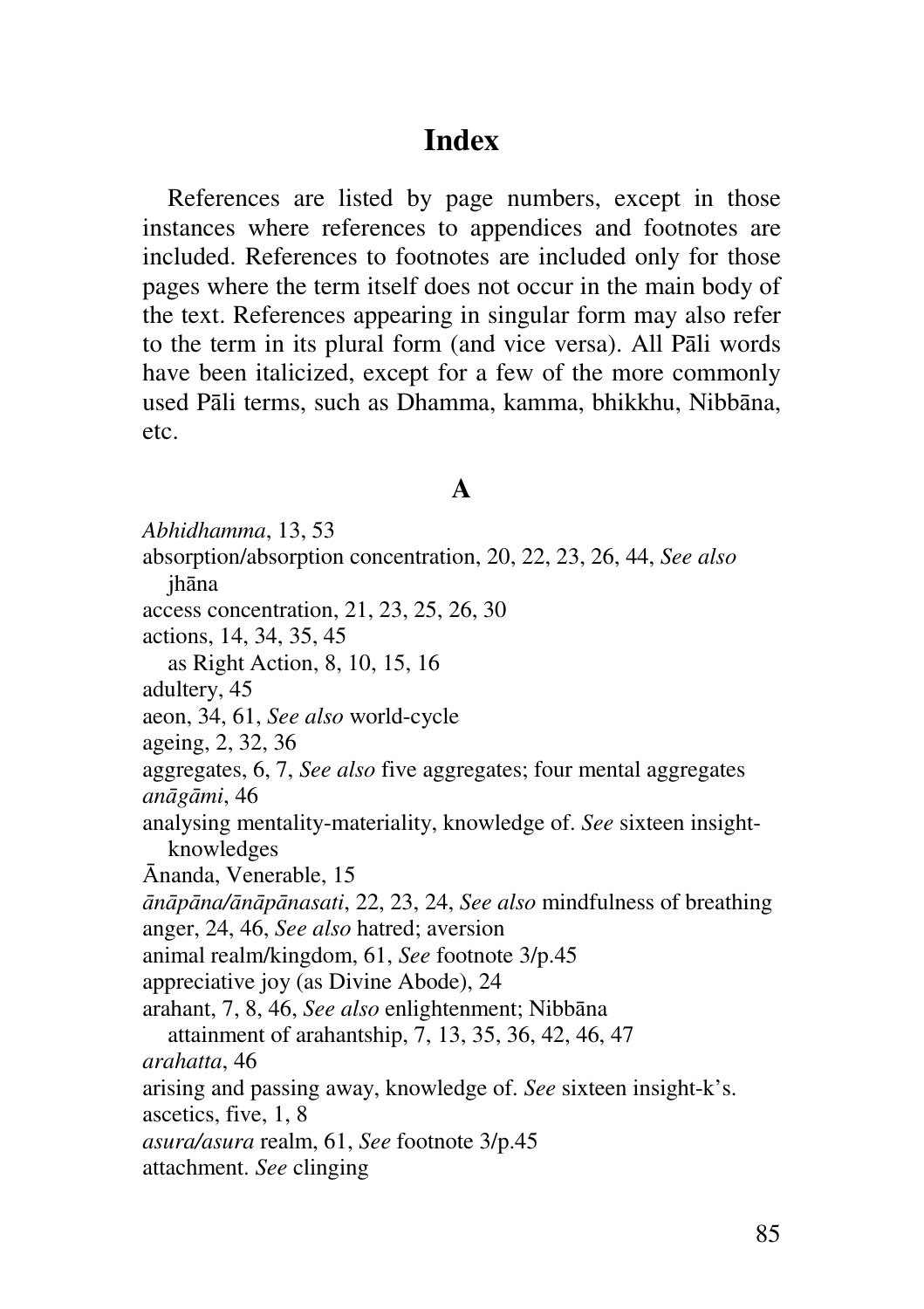# Index

References are listed by page numbers, except in those instances where references to appendices and footnotes are included. References to footnotes are included only for those pages where the term itself does not occur in the main body of the text. References appearing in singular form may also refer to the term in its plural form (and vice versa). All Pāli words have been italicized, except for a few of the more commonly used Pāli terms, such as Dhamma, kamma, bhikkhu, Nibbāna, etc.

## A

*Abhidhamma*, 13, 53
absorption/absorption concentration, 20, 22, 23, 26, 44, *See also* jhāna
access concentration, 21, 23, 25, 26, 30
actions, 14, 34, 35, 45
  as Right Action, 8, 10, 15, 16
adultery, 45
aeon, 34, 61, *See also* world-cycle
ageing, 2, 32, 36
aggregates, 6, 7, *See also* five aggregates; four mental aggregates
*anāgāmi*, 46
analysing mentality-materiality, knowledge of. *See* sixteen insight-knowledges
Ānanda, Venerable, 15
*ānāpāna/ānāpānasati*, 22, 23, 24, *See also* mindfulness of breathing
anger, 24, 46, *See also* hatred; aversion
animal realm/kingdom, 61, *See* footnote 3/p.45
appreciative joy (as Divine Abode), 24
arahant, 7, 8, 46, *See also* enlightenment; Nibbāna
  attainment of arahantship, 7, 13, 35, 36, 42, 46, 47
*arahatta*, 46
arising and passing away, knowledge of. *See* sixteen insight-k's.
ascetics, five, 1, 8
*asura/asura* realm, 61, *See* footnote 3/p.45
attachment. *See* clinging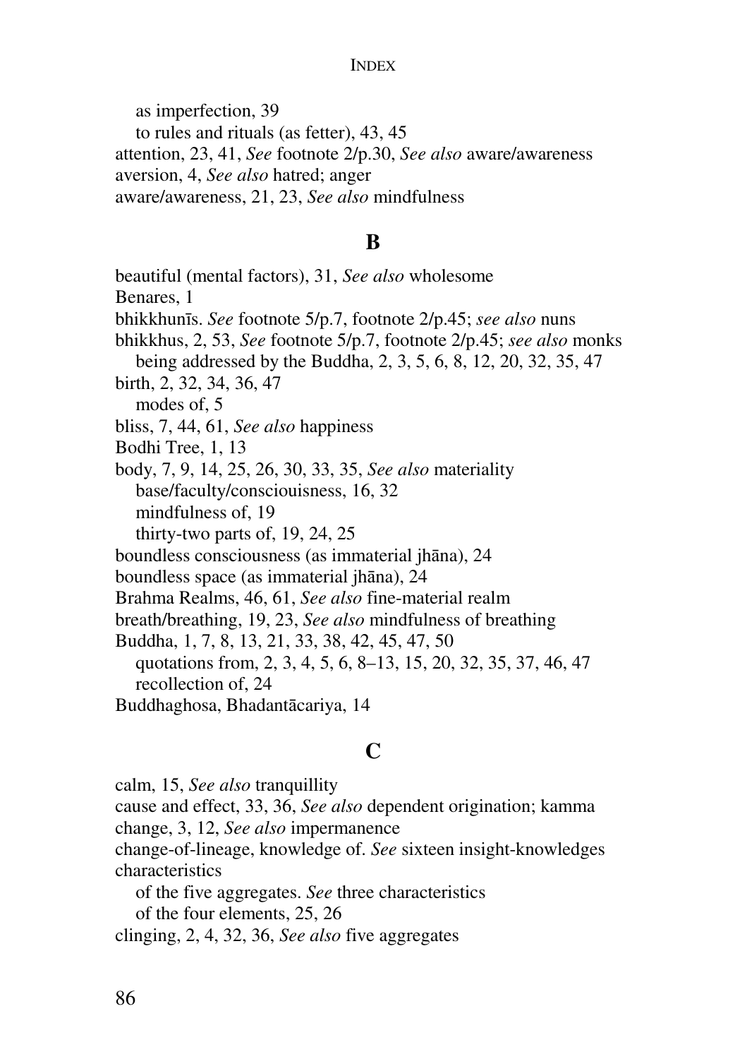as imperfection, 39
to rules and rituals (as fetter), 43, 45
attention, 23, 41, *See* footnote 2/p.30, *See also* aware/awareness
aversion, 4, *See also* hatred; anger
aware/awareness, 21, 23, *See also* mindfulness

## B

beautiful (mental factors), 31, *See also* wholesome
Benares, 1
bhikkhunīs. *See* footnote 5/p.7, footnote 2/p.45; *see also* nuns
bhikkhus, 2, 53, *See* footnote 5/p.7, footnote 2/p.45; *see also* monks
being addressed by the Buddha, 2, 3, 5, 6, 8, 12, 20, 32, 35, 47
birth, 2, 32, 34, 36, 47
modes of, 5
bliss, 7, 44, 61, *See also* happiness
Bodhi Tree, 1, 13
body, 7, 9, 14, 25, 26, 30, 33, 35, *See also* materiality
base/faculty/consciouisness, 16, 32
mindfulness of, 19
thirty-two parts of, 19, 24, 25
boundless consciousness (as immaterial jhāna), 24
boundless space (as immaterial jhāna), 24
Brahma Realms, 46, 61, *See also* fine-material realm
breath/breathing, 19, 23, *See also* mindfulness of breathing
Buddha, 1, 7, 8, 13, 21, 33, 38, 42, 45, 47, 50
quotations from, 2, 3, 4, 5, 6, 8–13, 15, 20, 32, 35, 37, 46, 47
recollection of, 24
Buddhaghosa, Bhadantācariya, 14

## C

calm, 15, *See also* tranquillity
cause and effect, 33, 36, *See also* dependent origination; kamma
change, 3, 12, *See also* impermanence
change-of-lineage, knowledge of. *See* sixteen insight-knowledges
characteristics
of the five aggregates. *See* three characteristics
of the four elements, 25, 26
clinging, 2, 4, 32, 36, *See also* five aggregates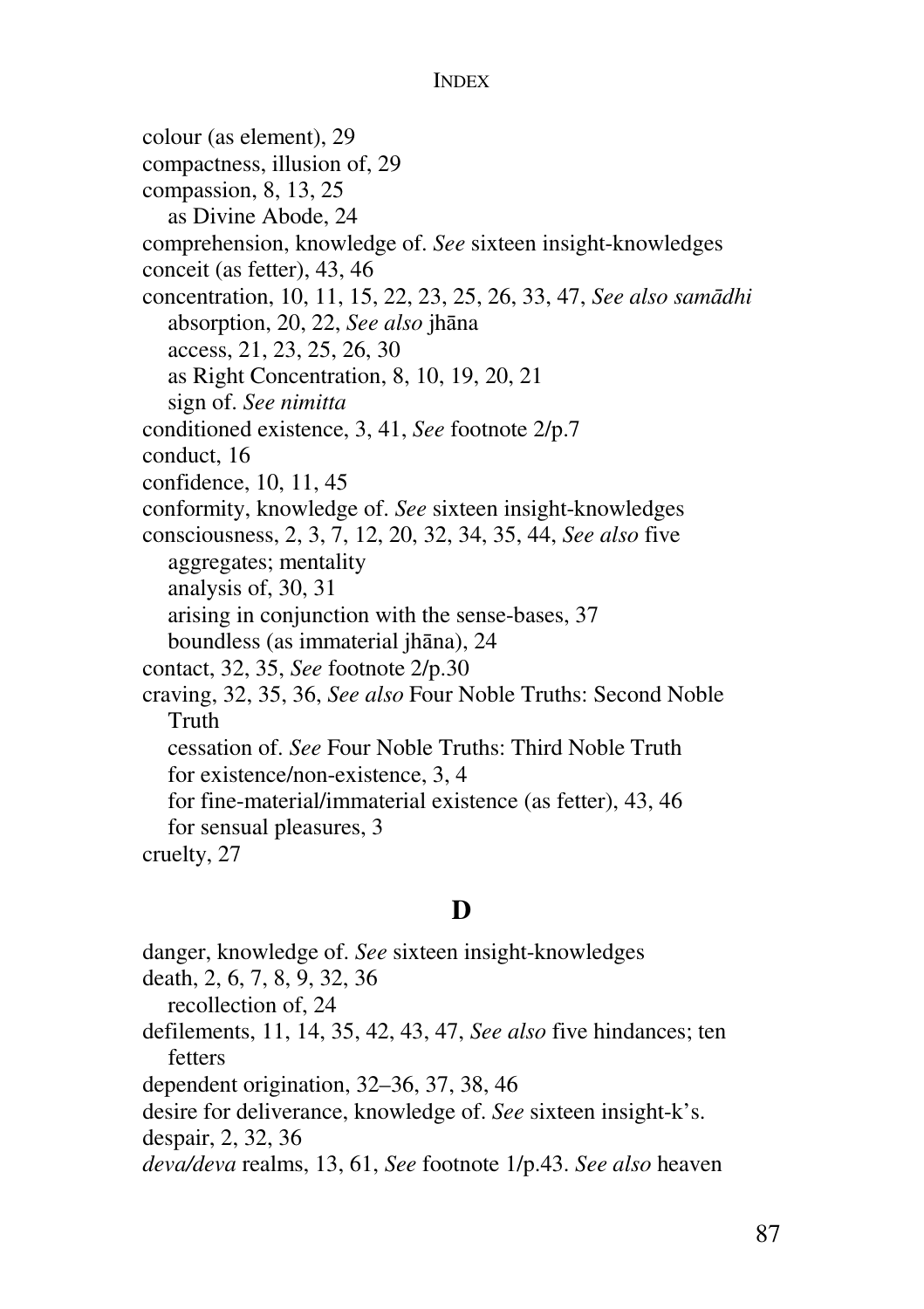colour (as element), 29
compactness, illusion of, 29
compassion, 8, 13, 25
  as Divine Abode, 24
comprehension, knowledge of. *See* sixteen insight-knowledges
conceit (as fetter), 43, 46
concentration, 10, 11, 15, 22, 23, 25, 26, 33, 47, *See also samādhi*
  absorption, 20, 22, *See also* jhāna
  access, 21, 23, 25, 26, 30
  as Right Concentration, 8, 10, 19, 20, 21
  sign of. *See nimitta*
conditioned existence, 3, 41, *See* footnote 2/p.7
conduct, 16
confidence, 10, 11, 45
conformity, knowledge of. *See* sixteen insight-knowledges
consciousness, 2, 3, 7, 12, 20, 32, 34, 35, 44, *See also* five aggregates; mentality
  analysis of, 30, 31
  arising in conjunction with the sense-bases, 37
  boundless (as immaterial jhāna), 24
contact, 32, 35, *See* footnote 2/p.30
craving, 32, 35, 36, *See also* Four Noble Truths: Second Noble Truth
  cessation of. *See* Four Noble Truths: Third Noble Truth
  for existence/non-existence, 3, 4
  for fine-material/immaterial existence (as fetter), 43, 46
  for sensual pleasures, 3
cruelty, 27

## D

danger, knowledge of. *See* sixteen insight-knowledges
death, 2, 6, 7, 8, 9, 32, 36
  recollection of, 24
defilements, 11, 14, 35, 42, 43, 47, *See also* five hindances; ten fetters
dependent origination, 32–36, 37, 38, 46
desire for deliverance, knowledge of. *See* sixteen insight-k's.
despair, 2, 32, 36
*deva/deva* realms, 13, 61, *See* footnote 1/p.43. *See also* heaven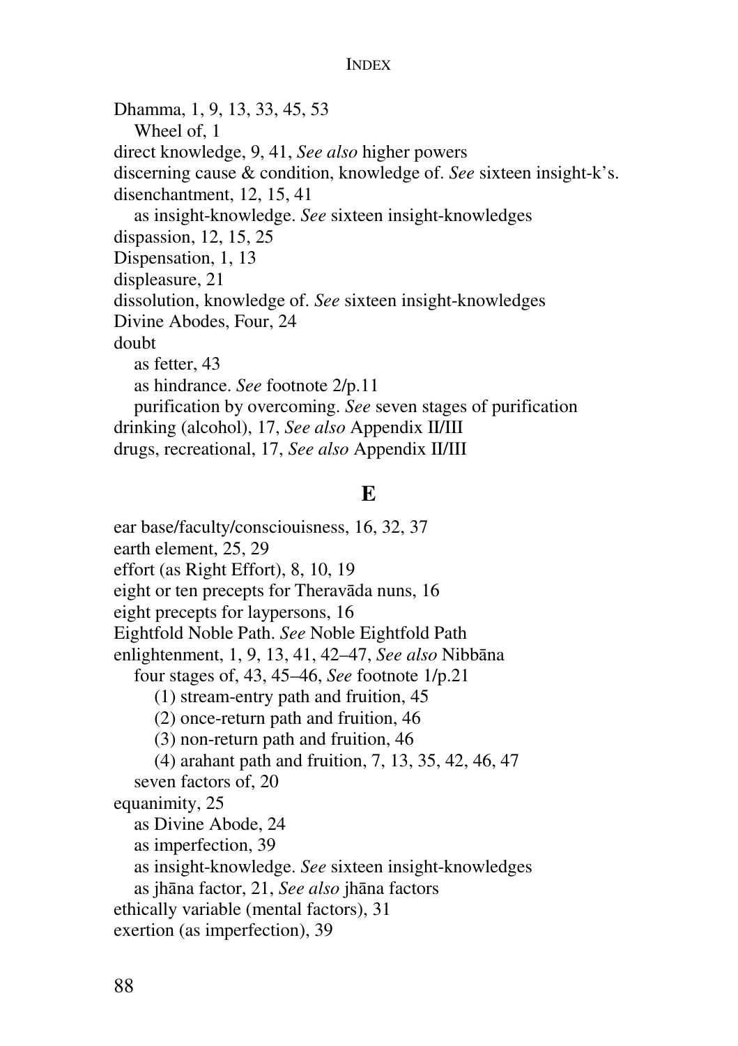Dhamma, 1, 9, 13, 33, 45, 53
   Wheel of, 1
direct knowledge, 9, 41, *See also* higher powers
discerning cause & condition, knowledge of. *See* sixteen insight-k's.
disenchantment, 12, 15, 41
   as insight-knowledge. *See* sixteen insight-knowledges
dispassion, 12, 15, 25
Dispensation, 1, 13
displeasure, 21
dissolution, knowledge of. *See* sixteen insight-knowledges
Divine Abodes, Four, 24
doubt
   as fetter, 43
   as hindrance. *See* footnote 2/p.11
   purification by overcoming. *See* seven stages of purification
drinking (alcohol), 17, *See also* Appendix II/III
drugs, recreational, 17, *See also* Appendix II/III

## E

ear base/faculty/consciouisness, 16, 32, 37
earth element, 25, 29
effort (as Right Effort), 8, 10, 19
eight or ten precepts for Theravāda nuns, 16
eight precepts for laypersons, 16
Eightfold Noble Path. *See* Noble Eightfold Path
enlightenment, 1, 9, 13, 41, 42–47, *See also* Nibbāna
   four stages of, 43, 45–46, *See* footnote 1/p.21
      (1) stream-entry path and fruition, 45
      (2) once-return path and fruition, 46
      (3) non-return path and fruition, 46
      (4) arahant path and fruition, 7, 13, 35, 42, 46, 47
   seven factors of, 20
equanimity, 25
   as Divine Abode, 24
   as imperfection, 39
   as insight-knowledge. *See* sixteen insight-knowledges
   as jhāna factor, 21, *See also* jhāna factors
ethically variable (mental factors), 31
exertion (as imperfection), 39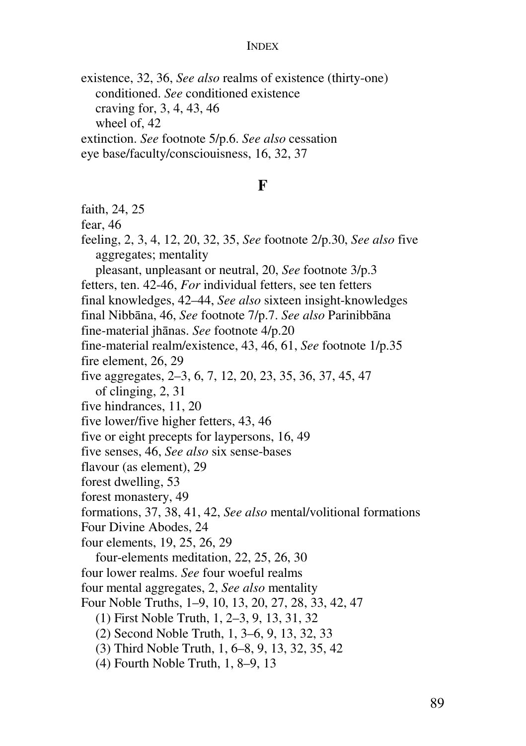existence, 32, 36, *See also* realms of existence (thirty-one)
   conditioned. *See* conditioned existence
   craving for, 3, 4, 43, 46
   wheel of, 42
extinction. *See* footnote 5/p.6. *See also* cessation
eye base/faculty/consciouisness, 16, 32, 37

## F

faith, 24, 25
fear, 46
feeling, 2, 3, 4, 12, 20, 32, 35, *See* footnote 2/p.30, *See also* five aggregates; mentality
   pleasant, unpleasant or neutral, 20, *See* footnote 3/p.3
fetters, ten. 42-46, *For* individual fetters, see ten fetters
final knowledges, 42–44, *See also* sixteen insight-knowledges
final Nibbāna, 46, *See* footnote 7/p.7. *See also* Parinibbāna
fine-material jhānas. *See* footnote 4/p.20
fine-material realm/existence, 43, 46, 61, *See* footnote 1/p.35
fire element, 26, 29
five aggregates, 2–3, 6, 7, 12, 20, 23, 35, 36, 37, 45, 47
   of clinging, 2, 31
five hindrances, 11, 20
five lower/five higher fetters, 43, 46
five or eight precepts for laypersons, 16, 49
five senses, 46, *See also* six sense-bases
flavour (as element), 29
forest dwelling, 53
forest monastery, 49
formations, 37, 38, 41, 42, *See also* mental/volitional formations
Four Divine Abodes, 24
four elements, 19, 25, 26, 29
   four-elements meditation, 22, 25, 26, 30
four lower realms. *See* four woeful realms
four mental aggregates, 2, *See also* mentality
Four Noble Truths, 1–9, 10, 13, 20, 27, 28, 33, 42, 47
   (1) First Noble Truth, 1, 2–3, 9, 13, 31, 32
   (2) Second Noble Truth, 1, 3–6, 9, 13, 32, 33
   (3) Third Noble Truth, 1, 6–8, 9, 13, 32, 35, 42
   (4) Fourth Noble Truth, 1, 8–9, 13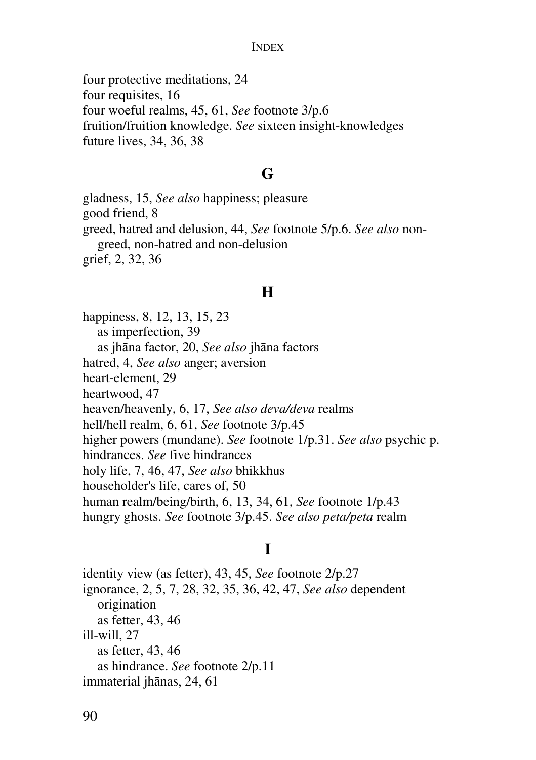four protective meditations, 24
four requisites, 16
four woeful realms, 45, 61, *See* footnote 3/p.6
fruition/fruition knowledge. *See* sixteen insight-knowledges
future lives, 34, 36, 38

## G

gladness, 15, *See also* happiness; pleasure
good friend, 8
greed, hatred and delusion, 44, *See* footnote 5/p.6. *See also* non-greed, non-hatred and non-delusion
grief, 2, 32, 36

## H

happiness, 8, 12, 13, 15, 23
  as imperfection, 39
  as jhāna factor, 20, *See also* jhāna factors
hatred, 4, *See also* anger; aversion
heart-element, 29
heartwood, 47
heaven/heavenly, 6, 17, *See also deva/deva* realms
hell/hell realm, 6, 61, *See* footnote 3/p.45
higher powers (mundane). *See* footnote 1/p.31. *See also* psychic p.
hindrances. *See* five hindrances
holy life, 7, 46, 47, *See also* bhikkhus
householder's life, cares of, 50
human realm/being/birth, 6, 13, 34, 61, *See* footnote 1/p.43
hungry ghosts. *See* footnote 3/p.45. *See also peta/peta* realm

## I

identity view (as fetter), 43, 45, *See* footnote 2/p.27
ignorance, 2, 5, 7, 28, 32, 35, 36, 42, 47, *See also* dependent origination
  as fetter, 43, 46
ill-will, 27
  as fetter, 43, 46
  as hindrance. *See* footnote 2/p.11
immaterial jhānas, 24, 61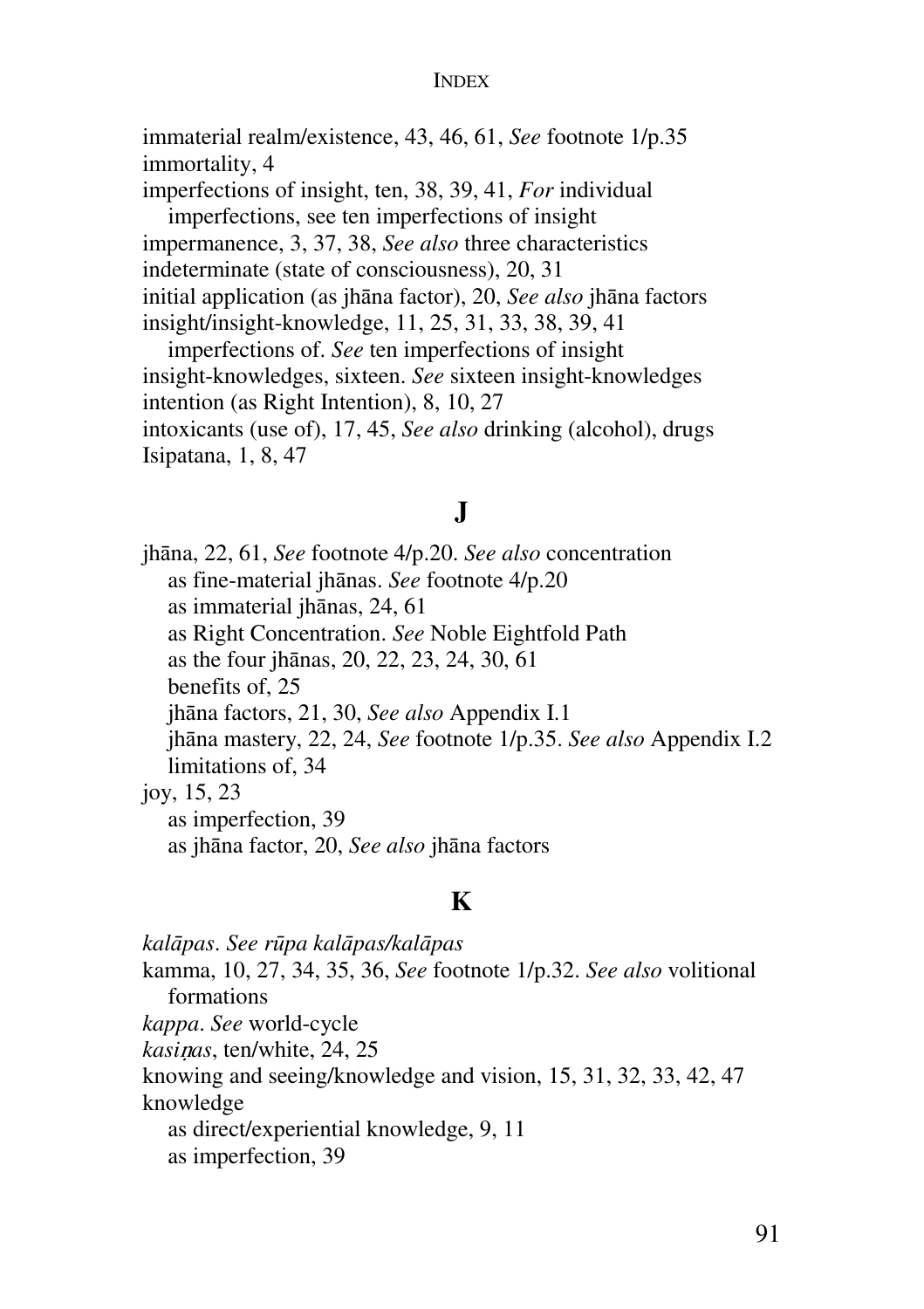immaterial realm/existence, 43, 46, 61, *See* footnote 1/p.35
immortality, 4
imperfections of insight, ten, 38, 39, 41, *For* individual
  imperfections, see ten imperfections of insight
impermanence, 3, 37, 38, *See also* three characteristics
indeterminate (state of consciousness), 20, 31
initial application (as jhāna factor), 20, *See also* jhāna factors
insight/insight-knowledge, 11, 25, 31, 33, 38, 39, 41
  imperfections of. *See* ten imperfections of insight
insight-knowledges, sixteen. *See* sixteen insight-knowledges
intention (as Right Intention), 8, 10, 27
intoxicants (use of), 17, 45, *See also* drinking (alcohol), drugs
Isipatana, 1, 8, 47

## J

jhāna, 22, 61, *See* footnote 4/p.20. *See also* concentration
  as fine-material jhānas. *See* footnote 4/p.20
  as immaterial jhānas, 24, 61
  as Right Concentration. *See* Noble Eightfold Path
  as the four jhānas, 20, 22, 23, 24, 30, 61
  benefits of, 25
  jhāna factors, 21, 30, *See also* Appendix I.1
  jhāna mastery, 22, 24, *See* footnote 1/p.35. *See also* Appendix I.2
  limitations of, 34
joy, 15, 23
  as imperfection, 39
  as jhāna factor, 20, *See also* jhāna factors

## K

*kalāpas*. *See rūpa kalāpas/kalāpas*
kamma, 10, 27, 34, 35, 36, *See* footnote 1/p.32. *See also* volitional
  formations
*kappa*. *See* world-cycle
*kasiṇas*, ten/white, 24, 25
knowing and seeing/knowledge and vision, 15, 31, 32, 33, 42, 47
knowledge
  as direct/experiential knowledge, 9, 11
  as imperfection, 39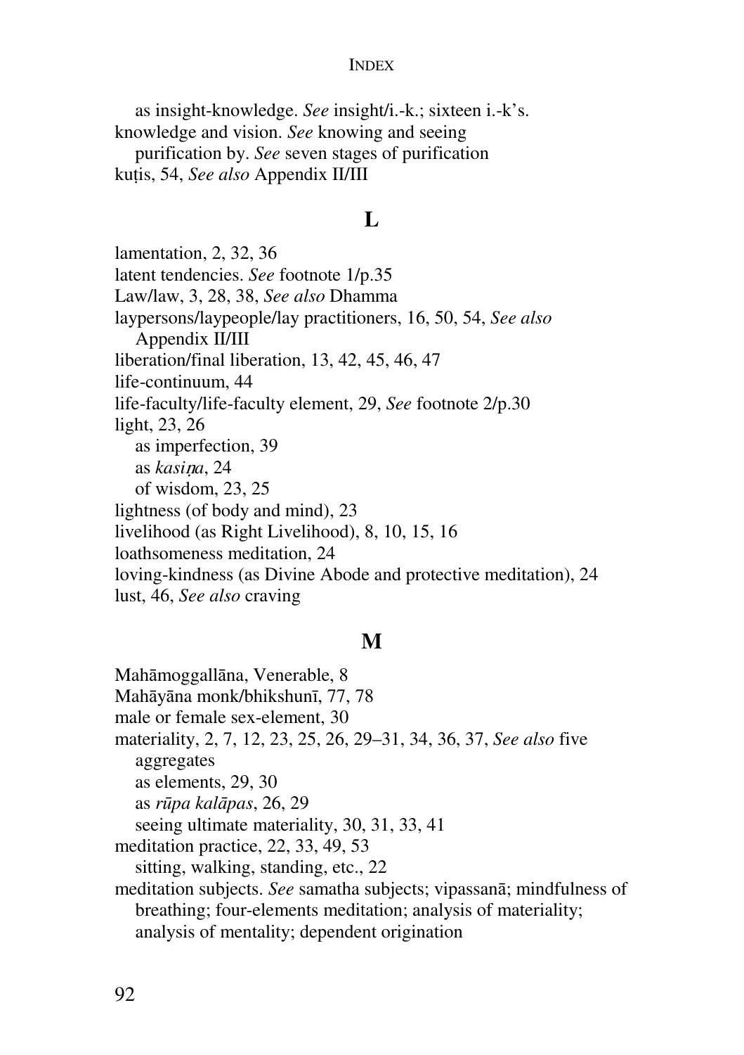as insight-knowledge. *See* insight/i.-k.; sixteen i.-k's.

knowledge and vision. *See* knowing and seeing

purification by. *See* seven stages of purification

kuṭis, 54, *See also* Appendix II/III

## L

lamentation, 2, 32, 36

latent tendencies. *See* footnote 1/p.35

Law/law, 3, 28, 38, *See also* Dhamma

laypersons/laypeople/lay practitioners, 16, 50, 54, *See also* Appendix II/III

liberation/final liberation, 13, 42, 45, 46, 47

life-continuum, 44

life-faculty/life-faculty element, 29, *See* footnote 2/p.30

light, 23, 26

as imperfection, 39

as *kasiṇa*, 24

of wisdom, 23, 25

lightness (of body and mind), 23

livelihood (as Right Livelihood), 8, 10, 15, 16

loathsomeness meditation, 24

loving-kindness (as Divine Abode and protective meditation), 24

lust, 46, *See also* craving

## M

Mahāmoggallāna, Venerable, 8

Mahāyāna monk/bhikshunī, 77, 78

male or female sex-element, 30

materiality, 2, 7, 12, 23, 25, 26, 29–31, 34, 36, 37, *See also* five aggregates

as elements, 29, 30

as *rūpa kalāpas*, 26, 29

seeing ultimate materiality, 30, 31, 33, 41

meditation practice, 22, 33, 49, 53

sitting, walking, standing, etc., 22

meditation subjects. *See* samatha subjects; vipassanā; mindfulness of breathing; four-elements meditation; analysis of materiality; analysis of mentality; dependent origination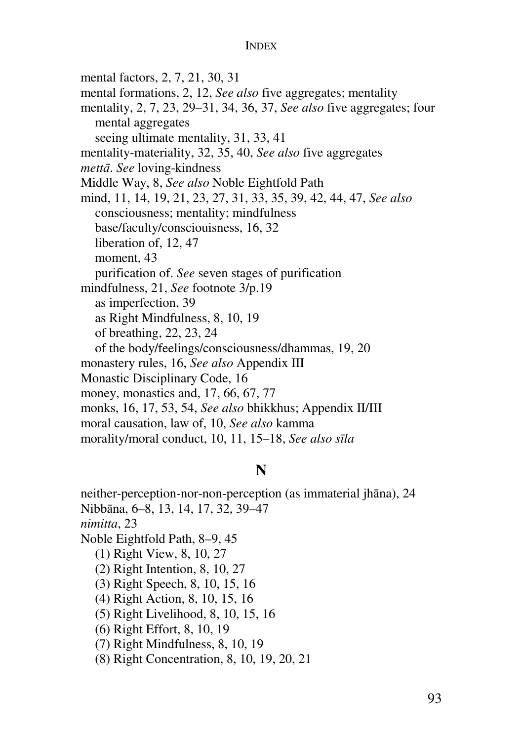mental factors, 2, 7, 21, 30, 31
mental formations, 2, 12, *See also* five aggregates; mentality
mentality, 2, 7, 23, 29–31, 34, 36, 37, *See also* five aggregates; four mental aggregates
  seeing ultimate mentality, 31, 33, 41
mentality-materiality, 32, 35, 40, *See also* five aggregates
*mettā*. *See* loving-kindness
Middle Way, 8, *See also* Noble Eightfold Path
mind, 11, 14, 19, 21, 23, 27, 31, 33, 35, 39, 42, 44, 47, *See also* consciousness; mentality; mindfulness
  base/faculty/consciouisness, 16, 32
  liberation of, 12, 47
  moment, 43
  purification of. *See* seven stages of purification
mindfulness, 21, *See* footnote 3/p.19
  as imperfection, 39
  as Right Mindfulness, 8, 10, 19
  of breathing, 22, 23, 24
  of the body/feelings/consciousness/dhammas, 19, 20
monastery rules, 16, *See also* Appendix III
Monastic Disciplinary Code, 16
money, monastics and, 17, 66, 67, 77
monks, 16, 17, 53, 54, *See also* bhikkhus; Appendix II/III
moral causation, law of, 10, *See also* kamma
morality/moral conduct, 10, 11, 15–18, *See also sīla*

## N

neither-perception-nor-non-perception (as immaterial jhāna), 24
Nibbāna, 6–8, 13, 14, 17, 32, 39–47
*nimitta*, 23
Noble Eightfold Path, 8–9, 45
  (1) Right View, 8, 10, 27
  (2) Right Intention, 8, 10, 27
  (3) Right Speech, 8, 10, 15, 16
  (4) Right Action, 8, 10, 15, 16
  (5) Right Livelihood, 8, 10, 15, 16
  (6) Right Effort, 8, 10, 19
  (7) Right Mindfulness, 8, 10, 19
  (8) Right Concentration, 8, 10, 19, 20, 21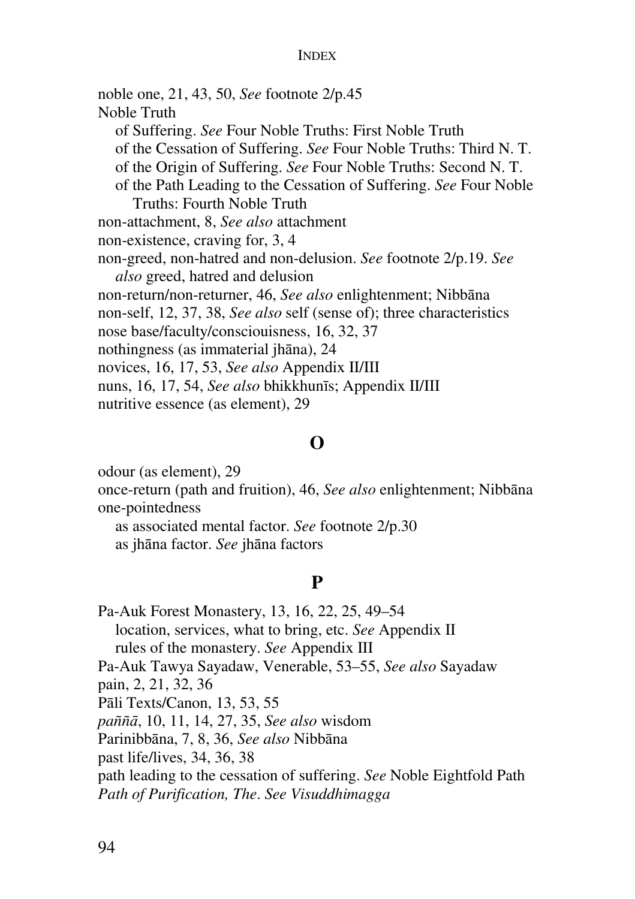noble one, 21, 43, 50, *See* footnote 2/p.45

Noble Truth

  of Suffering. *See* Four Noble Truths: First Noble Truth

  of the Cessation of Suffering. *See* Four Noble Truths: Third N. T.

  of the Origin of Suffering. *See* Four Noble Truths: Second N. T.

  of the Path Leading to the Cessation of Suffering. *See* Four Noble Truths: Fourth Noble Truth

non-attachment, 8, *See also* attachment

non-existence, craving for, 3, 4

non-greed, non-hatred and non-delusion. *See* footnote 2/p.19. *See also* greed, hatred and delusion

non-return/non-returner, 46, *See also* enlightenment; Nibbāna

non-self, 12, 37, 38, *See also* self (sense of); three characteristics

nose base/faculty/consciouisness, 16, 32, 37

nothingness (as immaterial jhāna), 24

novices, 16, 17, 53, *See also* Appendix II/III

nuns, 16, 17, 54, *See also* bhikkhunīs; Appendix II/III

nutritive essence (as element), 29

## O

odour (as element), 29

once-return (path and fruition), 46, *See also* enlightenment; Nibbāna

one-pointedness

  as associated mental factor. *See* footnote 2/p.30

  as jhāna factor. *See* jhāna factors

## P

Pa-Auk Forest Monastery, 13, 16, 22, 25, 49–54

  location, services, what to bring, etc. *See* Appendix II

  rules of the monastery. *See* Appendix III

Pa-Auk Tawya Sayadaw, Venerable, 53–55, *See also* Sayadaw

pain, 2, 21, 32, 36

Pāli Texts/Canon, 13, 53, 55

*paññā*, 10, 11, 14, 27, 35, *See also* wisdom

Parinibbāna, 7, 8, 36, *See also* Nibbāna

past life/lives, 34, 36, 38

path leading to the cessation of suffering. *See* Noble Eightfold Path

*Path of Purification, The*. *See Visuddhimagga*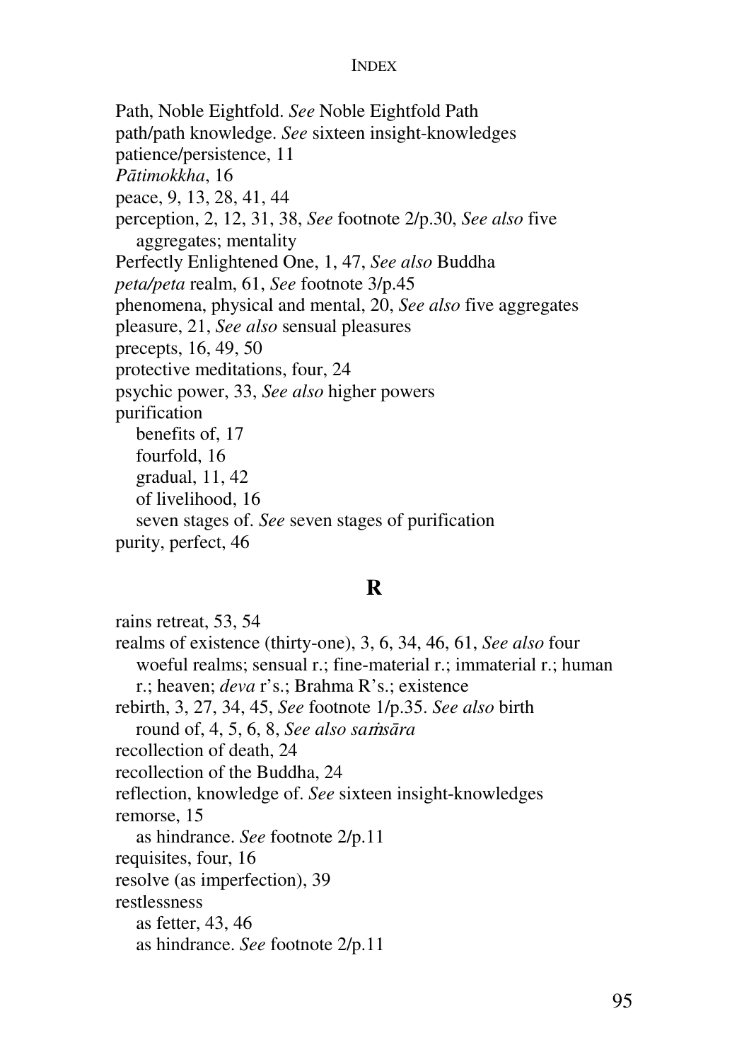Path, Noble Eightfold. *See* Noble Eightfold Path
path/path knowledge. *See* sixteen insight-knowledges
patience/persistence, 11
*Pātimokkha*, 16
peace, 9, 13, 28, 41, 44
perception, 2, 12, 31, 38, *See* footnote 2/p.30, *See also* five aggregates; mentality
Perfectly Enlightened One, 1, 47, *See also* Buddha
*peta/peta* realm, 61, *See* footnote 3/p.45
phenomena, physical and mental, 20, *See also* five aggregates
pleasure, 21, *See also* sensual pleasures
precepts, 16, 49, 50
protective meditations, four, 24
psychic power, 33, *See also* higher powers
purification
  benefits of, 17
  fourfold, 16
  gradual, 11, 42
  of livelihood, 16
  seven stages of. *See* seven stages of purification
purity, perfect, 46

## R

rains retreat, 53, 54
realms of existence (thirty-one), 3, 6, 34, 46, 61, *See also* four woeful realms; sensual r.; fine-material r.; immaterial r.; human r.; heaven; *deva* r's.; Brahma R's.; existence
rebirth, 3, 27, 34, 45, *See* footnote 1/p.35. *See also* birth
  round of, 4, 5, 6, 8, *See also saṁsāra*
recollection of death, 24
recollection of the Buddha, 24
reflection, knowledge of. *See* sixteen insight-knowledges
remorse, 15
  as hindrance. *See* footnote 2/p.11
requisites, four, 16
resolve (as imperfection), 39
restlessness
  as fetter, 43, 46
  as hindrance. *See* footnote 2/p.11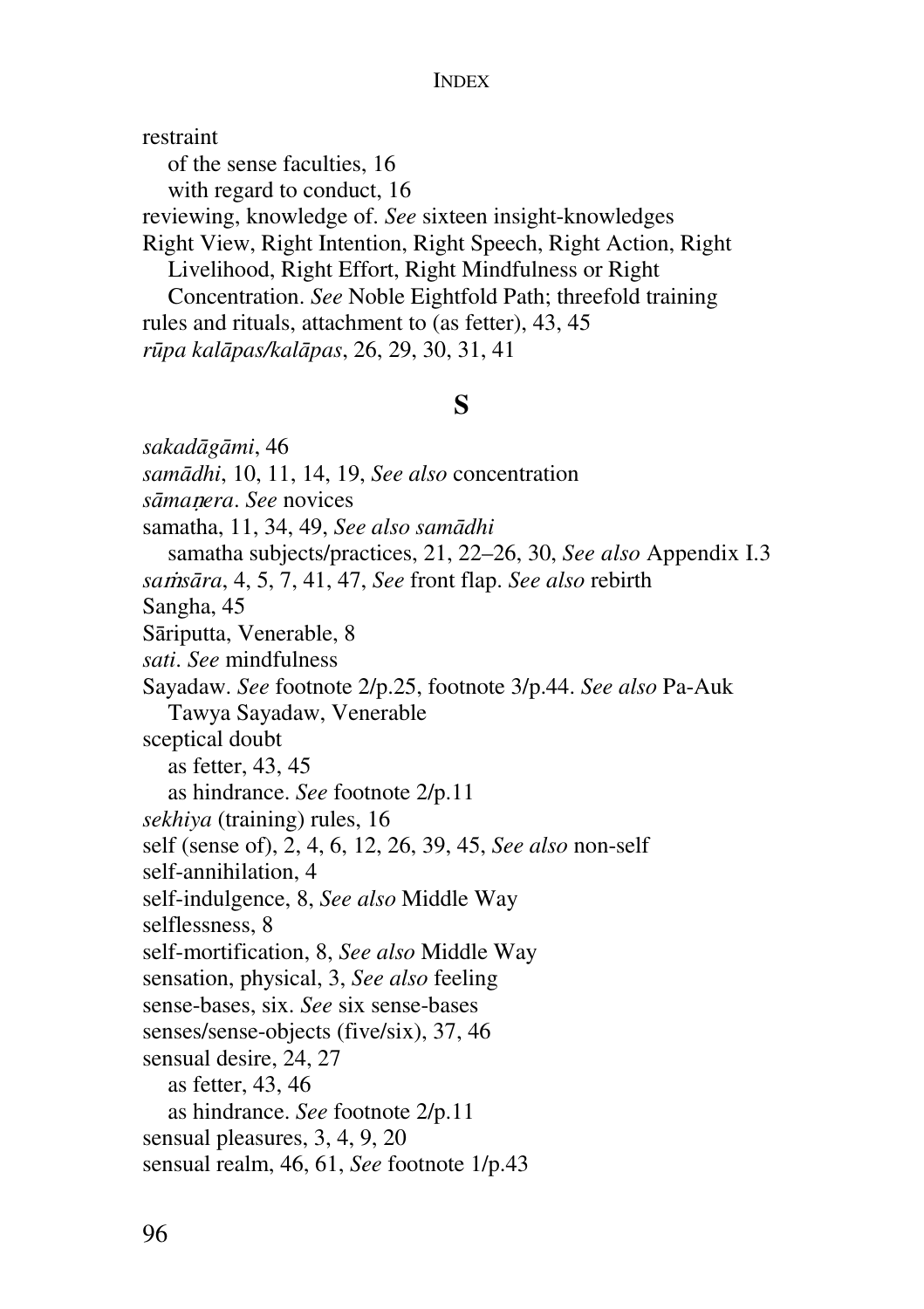restraint
  of the sense faculties, 16
  with regard to conduct, 16
reviewing, knowledge of. *See* sixteen insight-knowledges
Right View, Right Intention, Right Speech, Right Action, Right Livelihood, Right Effort, Right Mindfulness or Right Concentration. *See* Noble Eightfold Path; threefold training
rules and rituals, attachment to (as fetter), 43, 45
*rūpa kalāpas/kalāpas*, 26, 29, 30, 31, 41

## S

*sakadāgāmi*, 46
*samādhi*, 10, 11, 14, 19, *See also* concentration
*sāmaṇera*. *See* novices
samatha, 11, 34, 49, *See also samādhi*
  samatha subjects/practices, 21, 22–26, 30, *See also* Appendix I.3
*saṁsāra*, 4, 5, 7, 41, 47, *See* front flap. *See also* rebirth
Sangha, 45
Sāriputta, Venerable, 8
*sati*. *See* mindfulness
Sayadaw. *See* footnote 2/p.25, footnote 3/p.44. *See also* Pa-Auk Tawya Sayadaw, Venerable
sceptical doubt
  as fetter, 43, 45
  as hindrance. *See* footnote 2/p.11
*sekhiya* (training) rules, 16
self (sense of), 2, 4, 6, 12, 26, 39, 45, *See also* non-self
self-annihilation, 4
self-indulgence, 8, *See also* Middle Way
selflessness, 8
self-mortification, 8, *See also* Middle Way
sensation, physical, 3, *See also* feeling
sense-bases, six. *See* six sense-bases
senses/sense-objects (five/six), 37, 46
sensual desire, 24, 27
  as fetter, 43, 46
  as hindrance. *See* footnote 2/p.11
sensual pleasures, 3, 4, 9, 20
sensual realm, 46, 61, *See* footnote 1/p.43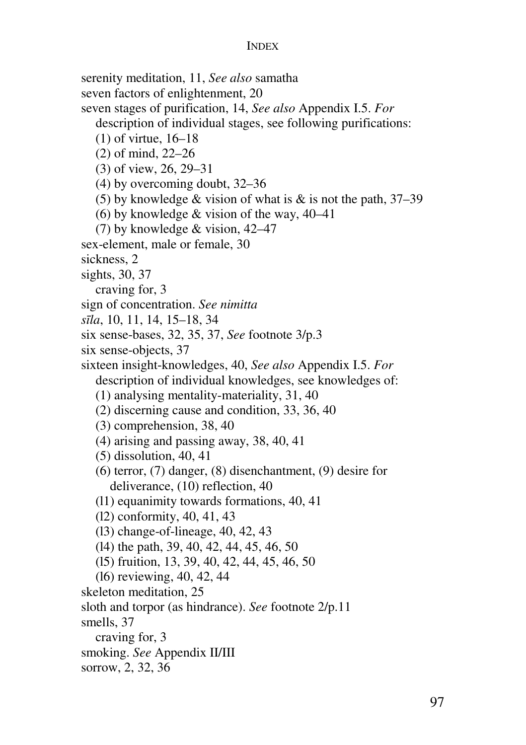serenity meditation, 11, *See also* samatha
seven factors of enlightenment, 20
seven stages of purification, 14, *See also* Appendix I.5. *For* description of individual stages, see following purifications:
   (1) of virtue, 16–18
   (2) of mind, 22–26
   (3) of view, 26, 29–31
   (4) by overcoming doubt, 32–36
   (5) by knowledge & vision of what is & is not the path, 37–39
   (6) by knowledge & vision of the way, 40–41
   (7) by knowledge & vision, 42–47
sex-element, male or female, 30
sickness, 2
sights, 30, 37
   craving for, 3
sign of concentration. *See nimitta*
*sīla*, 10, 11, 14, 15–18, 34
six sense-bases, 32, 35, 37, *See* footnote 3/p.3
six sense-objects, 37
sixteen insight-knowledges, 40, *See also* Appendix I.5. *For* description of individual knowledges, see knowledges of:
   (1) analysing mentality-materiality, 31, 40
   (2) discerning cause and condition, 33, 36, 40
   (3) comprehension, 38, 40
   (4) arising and passing away, 38, 40, 41
   (5) dissolution, 40, 41
   (6) terror, (7) danger, (8) disenchantment, (9) desire for deliverance, (10) reflection, 40
   (11) equanimity towards formations, 40, 41
   (12) conformity, 40, 41, 43
   (13) change-of-lineage, 40, 42, 43
   (14) the path, 39, 40, 42, 44, 45, 46, 50
   (15) fruition, 13, 39, 40, 42, 44, 45, 46, 50
   (16) reviewing, 40, 42, 44
skeleton meditation, 25
sloth and torpor (as hindrance). *See* footnote 2/p.11
smells, 37
   craving for, 3
smoking. *See* Appendix II/III
sorrow, 2, 32, 36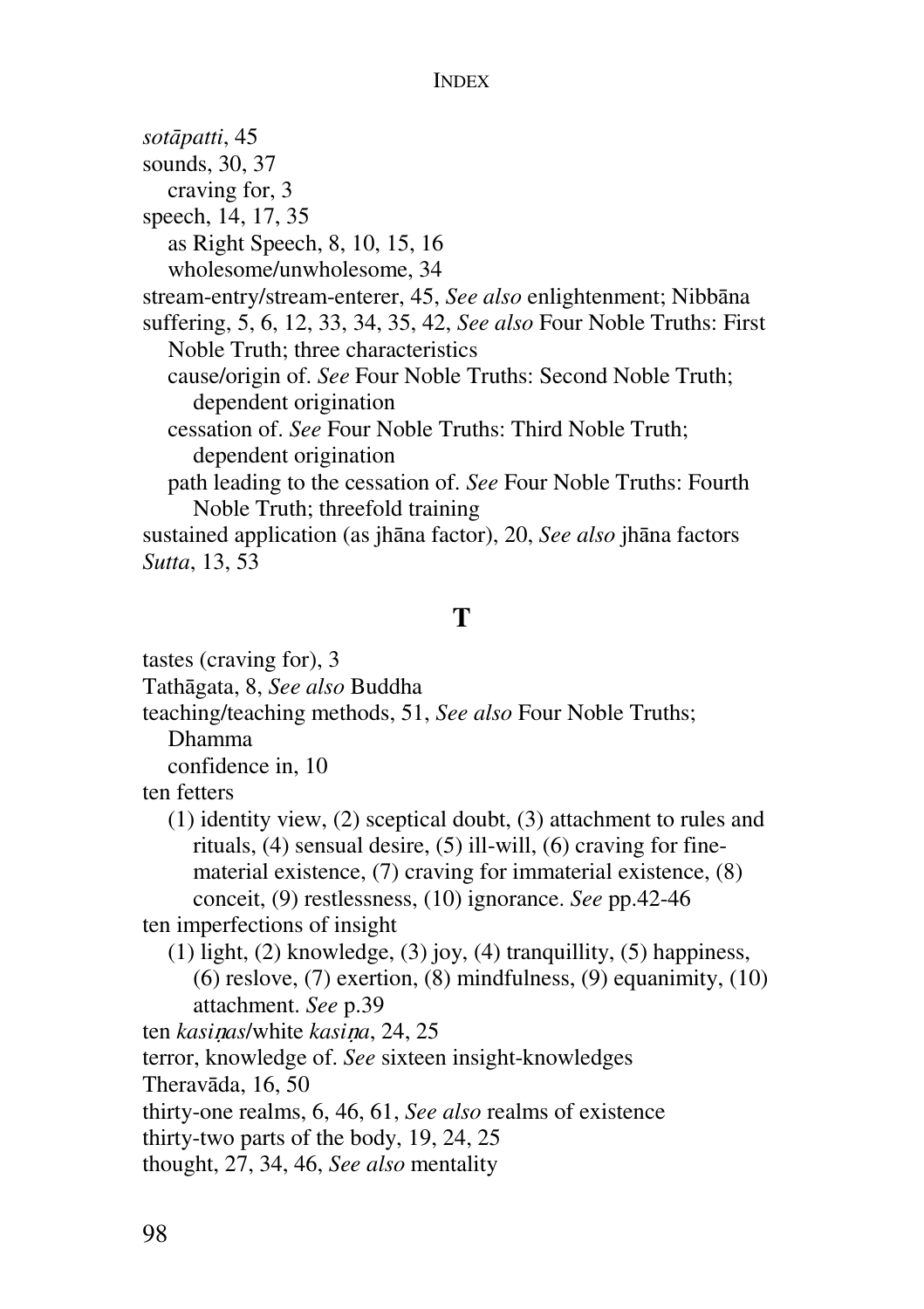*sotāpatti*, 45

sounds, 30, 37

  craving for, 3

speech, 14, 17, 35

  as Right Speech, 8, 10, 15, 16

  wholesome/unwholesome, 34

stream-entry/stream-enterer, 45, *See also* enlightenment; Nibbāna

suffering, 5, 6, 12, 33, 34, 35, 42, *See also* Four Noble Truths: First Noble Truth; three characteristics

  cause/origin of. *See* Four Noble Truths: Second Noble Truth; dependent origination

  cessation of. *See* Four Noble Truths: Third Noble Truth; dependent origination

  path leading to the cessation of. *See* Four Noble Truths: Fourth Noble Truth; threefold training

sustained application (as jhāna factor), 20, *See also* jhāna factors

*Sutta*, 13, 53

## T

tastes (craving for), 3

Tathāgata, 8, *See also* Buddha

teaching/teaching methods, 51, *See also* Four Noble Truths; Dhamma

  confidence in, 10

ten fetters

  (1) identity view, (2) sceptical doubt, (3) attachment to rules and rituals, (4) sensual desire, (5) ill-will, (6) craving for fine-material existence, (7) craving for immaterial existence, (8) conceit, (9) restlessness, (10) ignorance. *See* pp.42-46

ten imperfections of insight

  (1) light, (2) knowledge, (3) joy, (4) tranquillity, (5) happiness, (6) reslove, (7) exertion, (8) mindfulness, (9) equanimity, (10) attachment. *See* p.39

ten *kasiṇas*/white *kasiṇa*, 24, 25

terror, knowledge of. *See* sixteen insight-knowledges

Theravāda, 16, 50

thirty-one realms, 6, 46, 61, *See also* realms of existence

thirty-two parts of the body, 19, 24, 25

thought, 27, 34, 46, *See also* mentality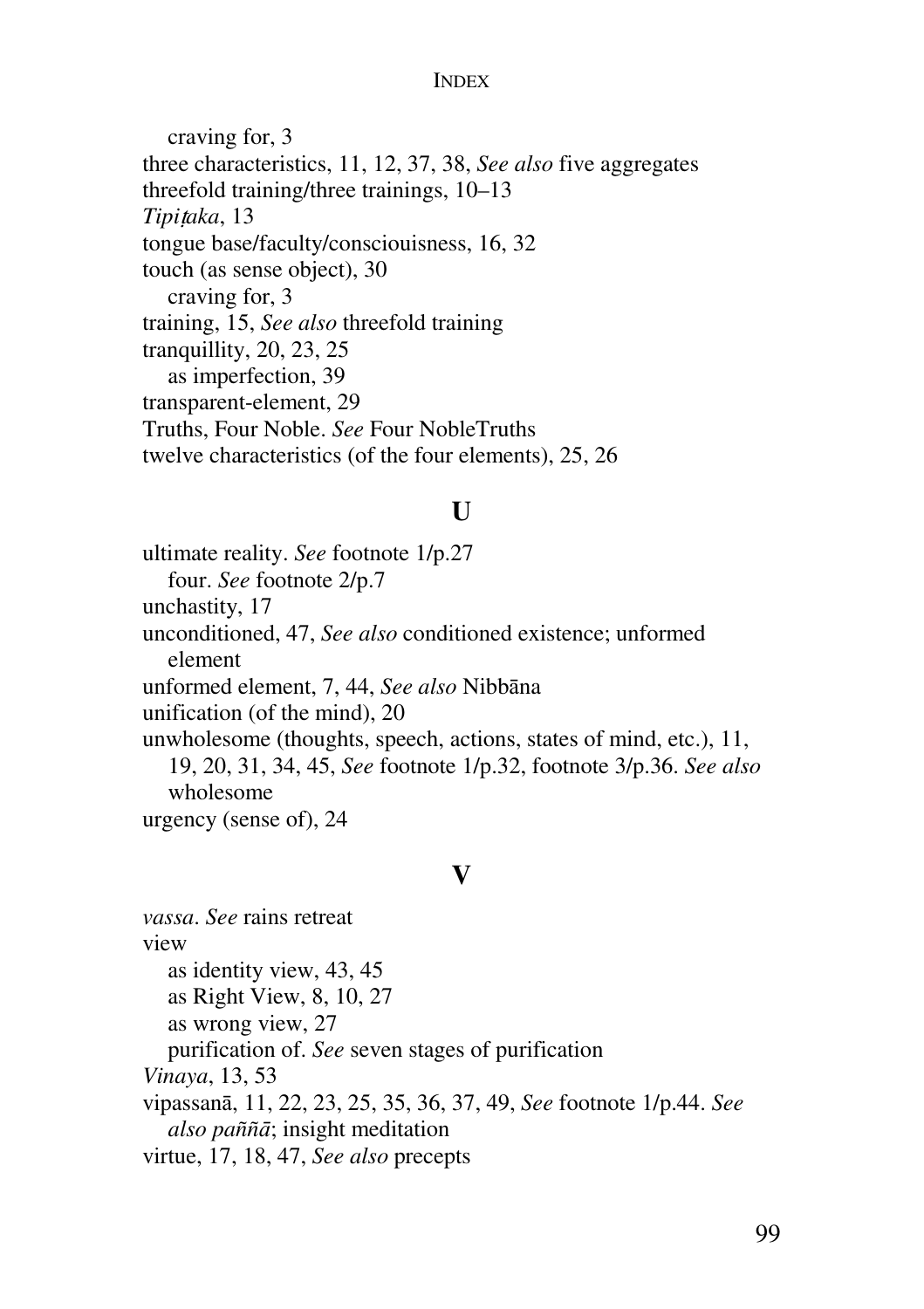craving for, 3
three characteristics, 11, 12, 37, 38, *See also* five aggregates
threefold training/three trainings, 10–13
*Tipiṭaka*, 13
tongue base/faculty/consciouisness, 16, 32
touch (as sense object), 30
craving for, 3
training, 15, *See also* threefold training
tranquillity, 20, 23, 25
as imperfection, 39
transparent-element, 29
Truths, Four Noble. *See* Four NobleTruths
twelve characteristics (of the four elements), 25, 26

## U

ultimate reality. *See* footnote 1/p.27
four. *See* footnote 2/p.7
unchastity, 17
unconditioned, 47, *See also* conditioned existence; unformed element
unformed element, 7, 44, *See also* Nibbāna
unification (of the mind), 20
unwholesome (thoughts, speech, actions, states of mind, etc.), 11, 19, 20, 31, 34, 45, *See* footnote 1/p.32, footnote 3/p.36. *See also* wholesome
urgency (sense of), 24

## V

*vassa*. *See* rains retreat
view
as identity view, 43, 45
as Right View, 8, 10, 27
as wrong view, 27
purification of. *See* seven stages of purification
*Vinaya*, 13, 53
vipassanā, 11, 22, 23, 25, 35, 36, 37, 49, *See* footnote 1/p.44. *See also paññā*; insight meditation
virtue, 17, 18, 47, *See also* precepts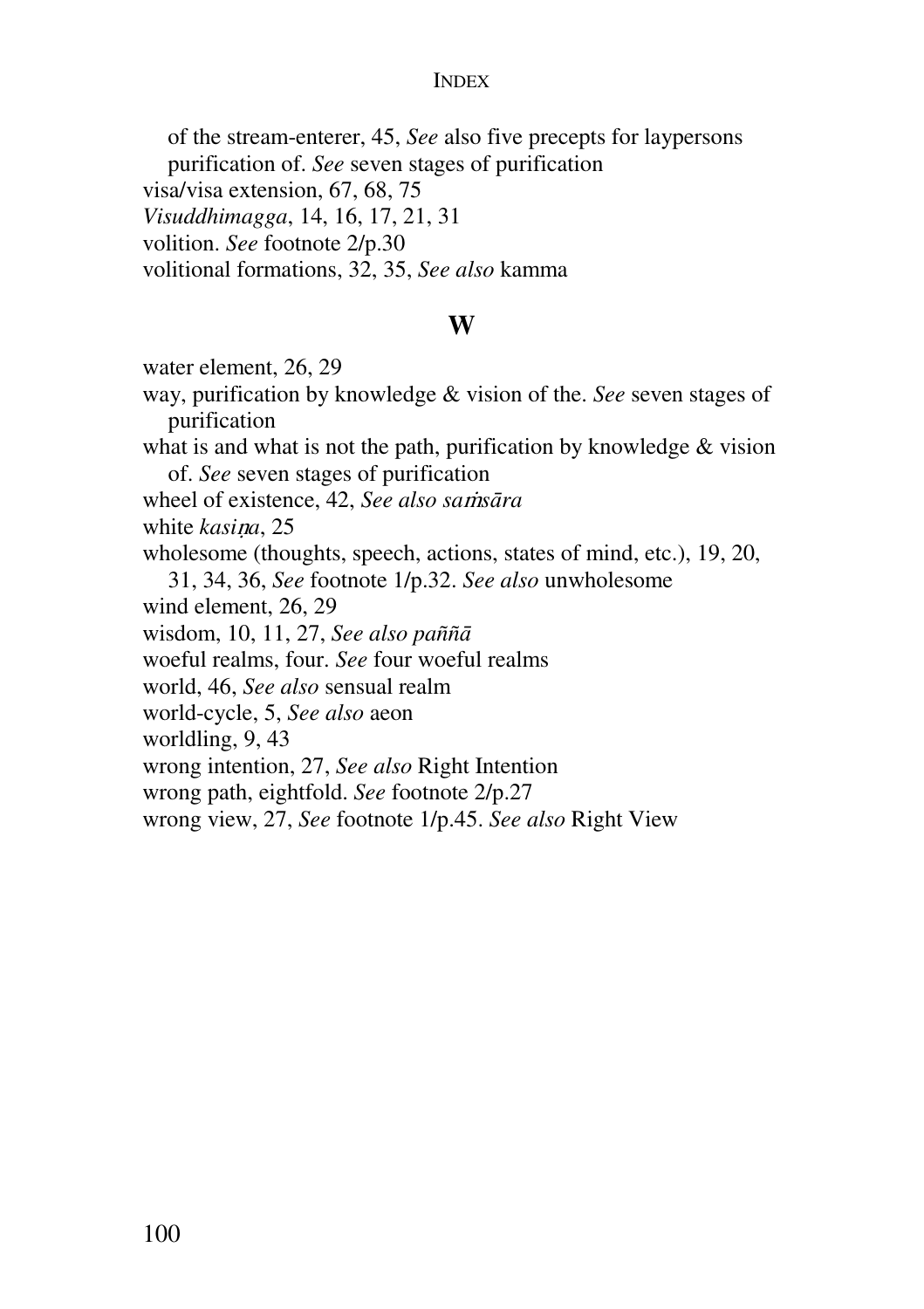of the stream-enterer, 45, *See* also five precepts for laypersons
purification of. *See* seven stages of purification

visa/visa extension, 67, 68, 75

*Visuddhimagga*, 14, 16, 17, 21, 31

volition. *See* footnote 2/p.30

volitional formations, 32, 35, *See also* kamma

## W

water element, 26, 29

way, purification by knowledge & vision of the. *See* seven stages of purification

what is and what is not the path, purification by knowledge & vision of. *See* seven stages of purification

wheel of existence, 42, *See also saṁsāra*

white *kasiṇa*, 25

wholesome (thoughts, speech, actions, states of mind, etc.), 19, 20, 31, 34, 36, *See* footnote 1/p.32. *See also* unwholesome

wind element, 26, 29

wisdom, 10, 11, 27, *See also paññā*

woeful realms, four. *See* four woeful realms

world, 46, *See also* sensual realm

world-cycle, 5, *See also* aeon

worldling, 9, 43

wrong intention, 27, *See also* Right Intention

wrong path, eightfold. *See* footnote 2/p.27

wrong view, 27, *See* footnote 1/p.45. *See also* Right View